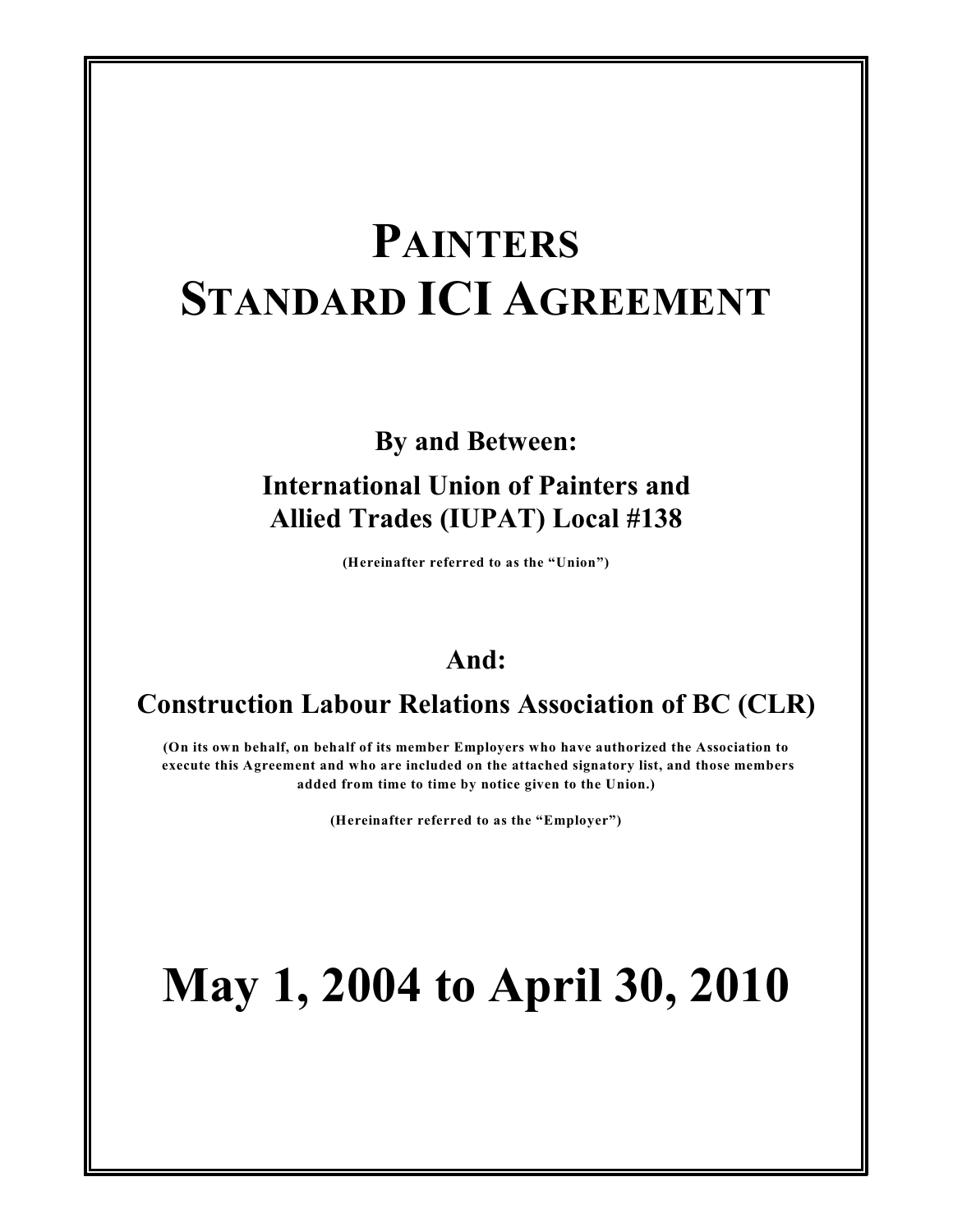# PAINTERS STANDARD ICI AGREEMENT

**By and Between:**

**International Union of Painters and Allied Trades (IUPAT) Local #138**

**(Hereinafter referred to as the "Union")**

**And:**

**Construction Labour Relations Association of BC (CLR)**

**(On its own behalf, on behalf of its member Employers who have authorized the Association to execute this Agreement and who are included on the attached signatory list, and those members added from time to time by notice given to the Union.)**

**(Hereinafter referred to as the "Employer")**

# May 1, 2004 to April 30, 2010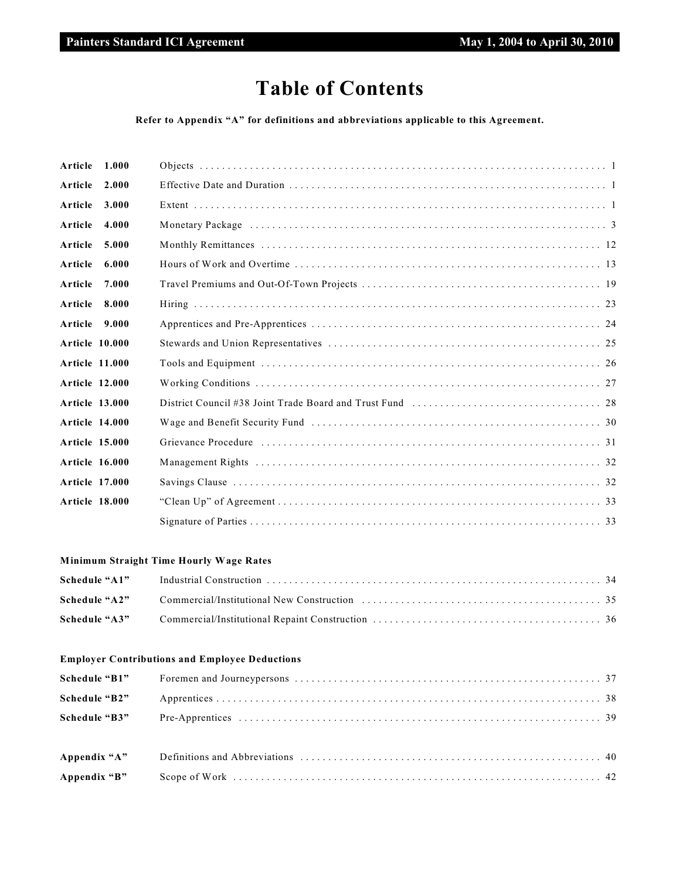# Table of Contents

**Refer to Appendix "A" for definitions and abbreviations applicable to this Agreement.**

| | | |
|---|---|---|
| **Article 1.000** | Objects | 1 |
| **Article 2.000** | Effective Date and Duration | 1 |
| **Article 3.000** | Extent | 1 |
| **Article 4.000** | Monetary Package | 3 |
| **Article 5.000** | Monthly Remittances | 12 |
| **Article 6.000** | Hours of Work and Overtime | 13 |
| **Article 7.000** | Travel Premiums and Out-Of-Town Projects | 19 |
| **Article 8.000** | Hiring | 23 |
| **Article 9.000** | Apprentices and Pre-Apprentices | 24 |
| **Article 10.000** | Stewards and Union Representatives | 25 |
| **Article 11.000** | Tools and Equipment | 26 |
| **Article 12.000** | Working Conditions | 27 |
| **Article 13.000** | District Council #38 Joint Trade Board and Trust Fund | 28 |
| **Article 14.000** | Wage and Benefit Security Fund | 30 |
| **Article 15.000** | Grievance Procedure | 31 |
| **Article 16.000** | Management Rights | 32 |
| **Article 17.000** | Savings Clause | 32 |
| **Article 18.000** | "Clean Up" of Agreement | 33 |
| | Signature of Parties | 33 |

**Minimum Straight Time Hourly Wage Rates**

| | | |
|---|---|---|
| **Schedule "A1"** | Industrial Construction | 34 |
| **Schedule "A2"** | Commercial/Institutional New Construction | 35 |
| **Schedule "A3"** | Commercial/Institutional Repaint Construction | 36 |

**Employer Contributions and Employee Deductions**

| | | |
|---|---|---|
| **Schedule "B1"** | Foremen and Journeypersons | 37 |
| **Schedule "B2"** | Apprentices | 38 |
| **Schedule "B3"** | Pre-Apprentices | 39 |

| | | |
|---|---|---|
| **Appendix "A"** | Definitions and Abbreviations | 40 |
| **Appendix "B"** | Scope of Work | 42 |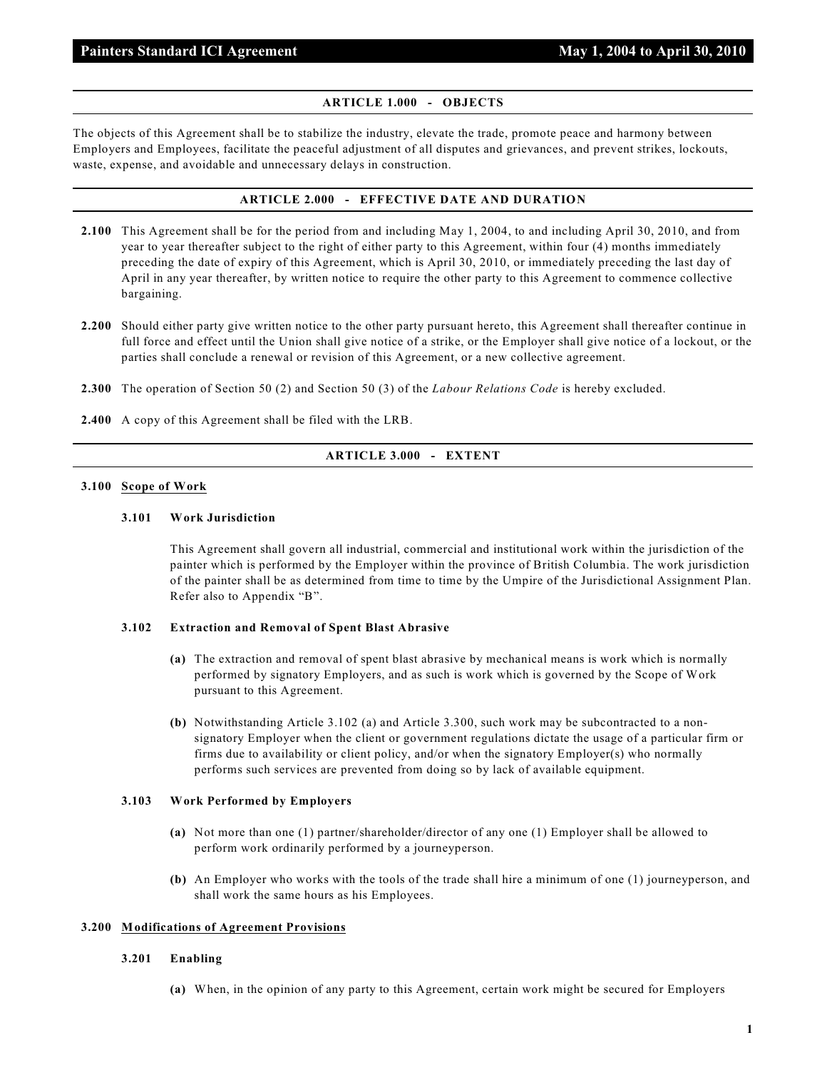## ARTICLE 1.000 - OBJECTS

The objects of this Agreement shall be to stabilize the industry, elevate the trade, promote peace and harmony between Employers and Employees, facilitate the peaceful adjustment of all disputes and grievances, and prevent strikes, lockouts, waste, expense, and avoidable and unnecessary delays in construction.

## ARTICLE 2.000 - EFFECTIVE DATE AND DURATION

**2.100** This Agreement shall be for the period from and including May 1, 2004, to and including April 30, 2010, and from year to year thereafter subject to the right of either party to this Agreement, within four (4) months immediately preceding the date of expiry of this Agreement, which is April 30, 2010, or immediately preceding the last day of April in any year thereafter, by written notice to require the other party to this Agreement to commence collective bargaining.

**2.200** Should either party give written notice to the other party pursuant hereto, this Agreement shall thereafter continue in full force and effect until the Union shall give notice of a strike, or the Employer shall give notice of a lockout, or the parties shall conclude a renewal or revision of this Agreement, or a new collective agreement.

**2.300** The operation of Section 50 (2) and Section 50 (3) of the *Labour Relations Code* is hereby excluded.

**2.400** A copy of this Agreement shall be filed with the LRB.

## ARTICLE 3.000 - EXTENT

**3.100** <u>**Scope of Work**</u>

**3.101 Work Jurisdiction**

This Agreement shall govern all industrial, commercial and institutional work within the jurisdiction of the painter which is performed by the Employer within the province of British Columbia. The work jurisdiction of the painter shall be as determined from time to time by the Umpire of the Jurisdictional Assignment Plan. Refer also to Appendix "B".

**3.102 Extraction and Removal of Spent Blast Abrasive**

**(a)** The extraction and removal of spent blast abrasive by mechanical means is work which is normally performed by signatory Employers, and as such is work which is governed by the Scope of Work pursuant to this Agreement.

**(b)** Notwithstanding Article 3.102 (a) and Article 3.300, such work may be subcontracted to a non-signatory Employer when the client or government regulations dictate the usage of a particular firm or firms due to availability or client policy, and/or when the signatory Employer(s) who normally performs such services are prevented from doing so by lack of available equipment.

**3.103 Work Performed by Employers**

**(a)** Not more than one (1) partner/shareholder/director of any one (1) Employer shall be allowed to perform work ordinarily performed by a journeyperson.

**(b)** An Employer who works with the tools of the trade shall hire a minimum of one (1) journeyperson, and shall work the same hours as his Employees.

**3.200** <u>**Modifications of Agreement Provisions**</u>

**3.201 Enabling**

**(a)** When, in the opinion of any party to this Agreement, certain work might be secured for Employers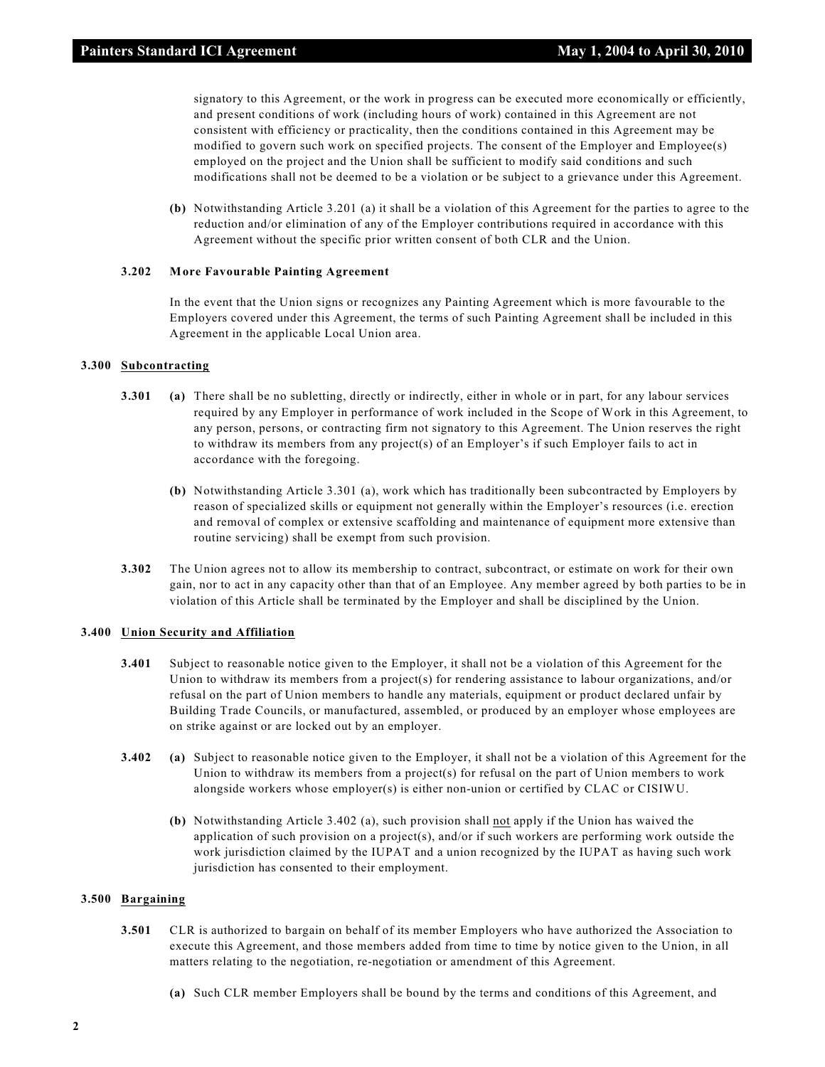signatory to this Agreement, or the work in progress can be executed more economically or efficiently, and present conditions of work (including hours of work) contained in this Agreement are not consistent with efficiency or practicality, then the conditions contained in this Agreement may be modified to govern such work on specified projects. The consent of the Employer and Employee(s) employed on the project and the Union shall be sufficient to modify said conditions and such modifications shall not be deemed to be a violation or be subject to a grievance under this Agreement.

**(b)** Notwithstanding Article 3.201 (a) it shall be a violation of this Agreement for the parties to agree to the reduction and/or elimination of any of the Employer contributions required in accordance with this Agreement without the specific prior written consent of both CLR and the Union.

**3.202 More Favourable Painting Agreement**

In the event that the Union signs or recognizes any Painting Agreement which is more favourable to the Employers covered under this Agreement, the terms of such Painting Agreement shall be included in this Agreement in the applicable Local Union area.

**3.300 Subcontracting**

**3.301** **(a)** There shall be no subletting, directly or indirectly, either in whole or in part, for any labour services required by any Employer in performance of work included in the Scope of Work in this Agreement, to any person, persons, or contracting firm not signatory to this Agreement. The Union reserves the right to withdraw its members from any project(s) of an Employer's if such Employer fails to act in accordance with the foregoing.

**(b)** Notwithstanding Article 3.301 (a), work which has traditionally been subcontracted by Employers by reason of specialized skills or equipment not generally within the Employer's resources (i.e. erection and removal of complex or extensive scaffolding and maintenance of equipment more extensive than routine servicing) shall be exempt from such provision.

**3.302** The Union agrees not to allow its membership to contract, subcontract, or estimate on work for their own gain, nor to act in any capacity other than that of an Employee. Any member agreed by both parties to be in violation of this Article shall be terminated by the Employer and shall be disciplined by the Union.

**3.400 Union Security and Affiliation**

**3.401** Subject to reasonable notice given to the Employer, it shall not be a violation of this Agreement for the Union to withdraw its members from a project(s) for rendering assistance to labour organizations, and/or refusal on the part of Union members to handle any materials, equipment or product declared unfair by Building Trade Councils, or manufactured, assembled, or produced by an employer whose employees are on strike against or are locked out by an employer.

**3.402** **(a)** Subject to reasonable notice given to the Employer, it shall not be a violation of this Agreement for the Union to withdraw its members from a project(s) for refusal on the part of Union members to work alongside workers whose employer(s) is either non-union or certified by CLAC or CISIWU.

**(b)** Notwithstanding Article 3.402 (a), such provision shall not apply if the Union has waived the application of such provision on a project(s), and/or if such workers are performing work outside the work jurisdiction claimed by the IUPAT and a union recognized by the IUPAT as having such work jurisdiction has consented to their employment.

**3.500 Bargaining**

**3.501** CLR is authorized to bargain on behalf of its member Employers who have authorized the Association to execute this Agreement, and those members added from time to time by notice given to the Union, in all matters relating to the negotiation, re-negotiation or amendment of this Agreement.

**(a)** Such CLR member Employers shall be bound by the terms and conditions of this Agreement, and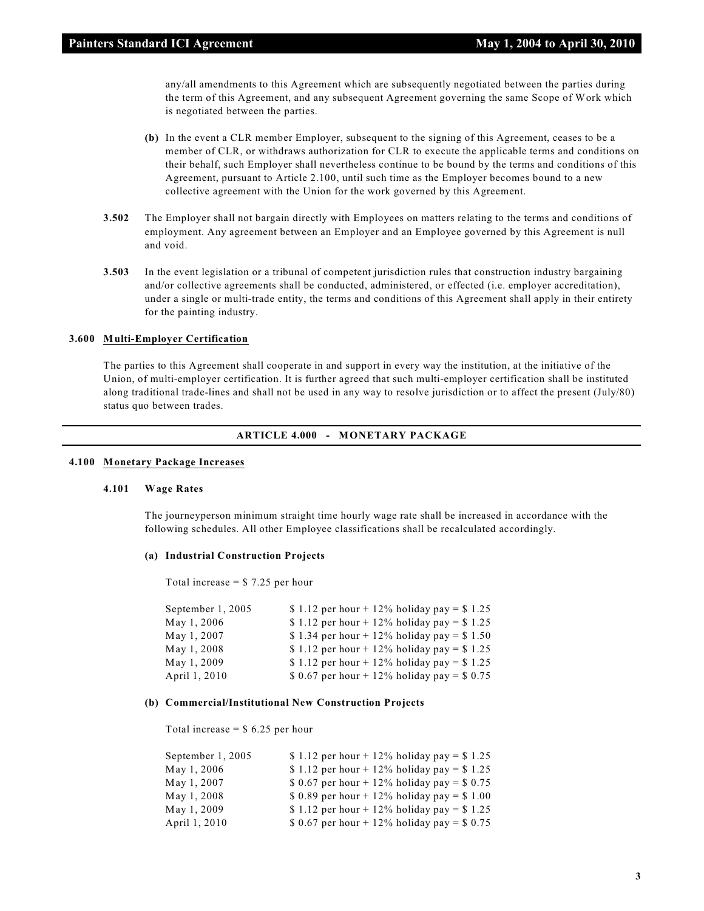any/all amendments to this Agreement which are subsequently negotiated between the parties during the term of this Agreement, and any subsequent Agreement governing the same Scope of Work which is negotiated between the parties.

**(b)** In the event a CLR member Employer, subsequent to the signing of this Agreement, ceases to be a member of CLR, or withdraws authorization for CLR to execute the applicable terms and conditions on their behalf, such Employer shall nevertheless continue to be bound by the terms and conditions of this Agreement, pursuant to Article 2.100, until such time as the Employer becomes bound to a new collective agreement with the Union for the work governed by this Agreement.

**3.502** The Employer shall not bargain directly with Employees on matters relating to the terms and conditions of employment. Any agreement between an Employer and an Employee governed by this Agreement is null and void.

**3.503** In the event legislation or a tribunal of competent jurisdiction rules that construction industry bargaining and/or collective agreements shall be conducted, administered, or effected (i.e. employer accreditation), under a single or multi-trade entity, the terms and conditions of this Agreement shall apply in their entirety for the painting industry.

### 3.600 Multi-Employer Certification

The parties to this Agreement shall cooperate in and support in every way the institution, at the initiative of the Union, of multi-employer certification. It is further agreed that such multi-employer certification shall be instituted along traditional trade-lines and shall not be used in any way to resolve jurisdiction or to affect the present (July/80) status quo between trades.

## ARTICLE 4.000 - MONETARY PACKAGE

### 4.100 Monetary Package Increases

#### 4.101 Wage Rates

The journeyperson minimum straight time hourly wage rate shall be increased in accordance with the following schedules. All other Employee classifications shall be recalculated accordingly.

**(a) Industrial Construction Projects**

Total increase = $ 7.25 per hour

| | |
|---|---|
| September 1, 2005 | $ 1.12 per hour + 12% holiday pay = $ 1.25 |
| May 1, 2006 | $ 1.12 per hour + 12% holiday pay = $ 1.25 |
| May 1, 2007 | $ 1.34 per hour + 12% holiday pay = $ 1.50 |
| May 1, 2008 | $ 1.12 per hour + 12% holiday pay = $ 1.25 |
| May 1, 2009 | $ 1.12 per hour + 12% holiday pay = $ 1.25 |
| April 1, 2010 | $ 0.67 per hour + 12% holiday pay = $ 0.75 |

**(b) Commercial/Institutional New Construction Projects**

Total increase = $ 6.25 per hour

| | |
|---|---|
| September 1, 2005 | $ 1.12 per hour + 12% holiday pay = $ 1.25 |
| May 1, 2006 | $ 1.12 per hour + 12% holiday pay = $ 1.25 |
| May 1, 2007 | $ 0.67 per hour + 12% holiday pay = $ 0.75 |
| May 1, 2008 | $ 0.89 per hour + 12% holiday pay = $ 1.00 |
| May 1, 2009 | $ 1.12 per hour + 12% holiday pay = $ 1.25 |
| April 1, 2010 | $ 0.67 per hour + 12% holiday pay = $ 0.75 |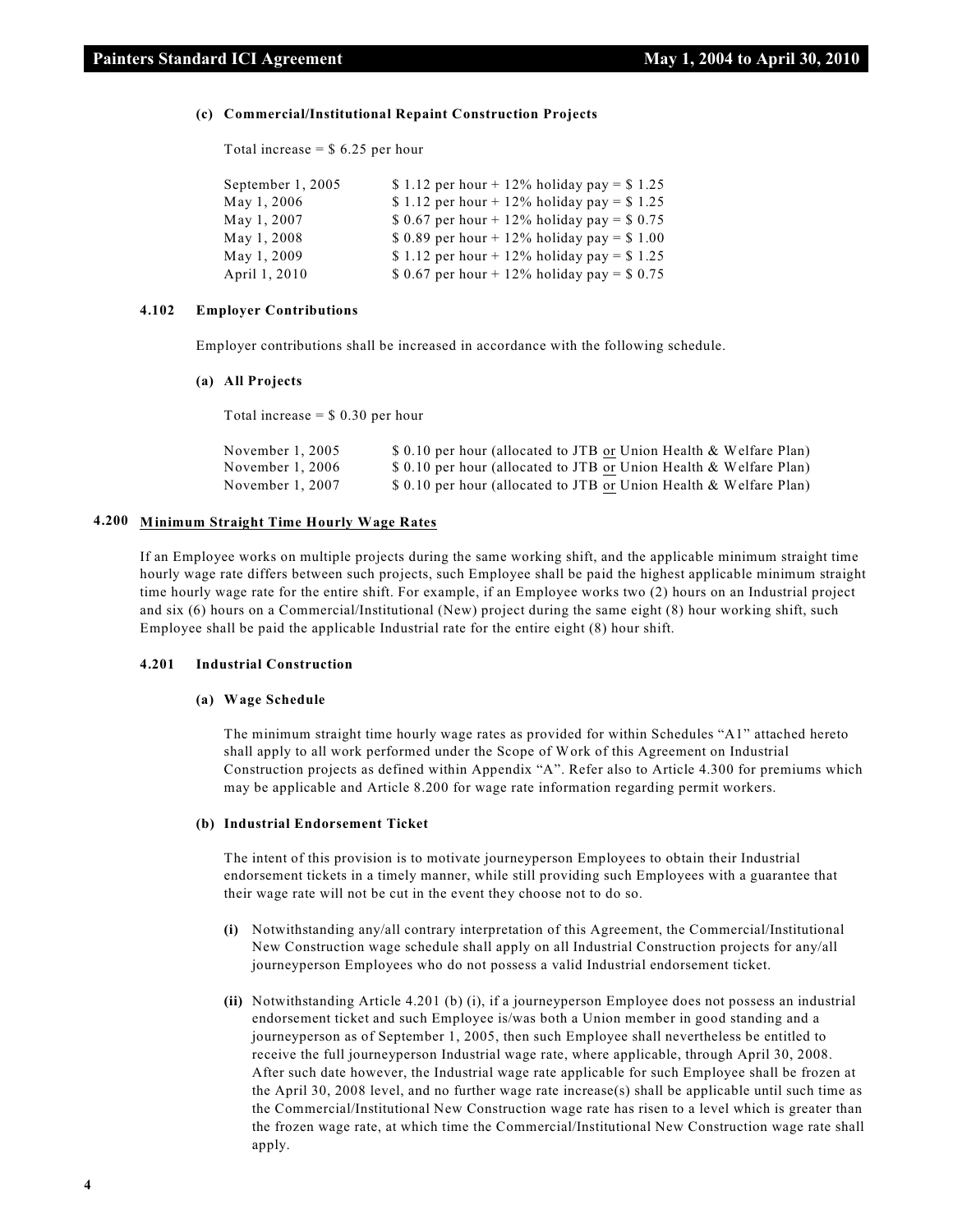**(c) Commercial/Institutional Repaint Construction Projects**

Total increase = $ 6.25 per hour

| | |
|---|---|
| September 1, 2005 | $ 1.12 per hour + 12% holiday pay = $ 1.25 |
| May 1, 2006 | $ 1.12 per hour + 12% holiday pay = $ 1.25 |
| May 1, 2007 | $ 0.67 per hour + 12% holiday pay = $ 0.75 |
| May 1, 2008 | $ 0.89 per hour + 12% holiday pay = $ 1.00 |
| May 1, 2009 | $ 1.12 per hour + 12% holiday pay = $ 1.25 |
| April 1, 2010 | $ 0.67 per hour + 12% holiday pay = $ 0.75 |

**4.102 Employer Contributions**

Employer contributions shall be increased in accordance with the following schedule.

**(a) All Projects**

Total increase = $ 0.30 per hour

| | |
|---|---|
| November 1, 2005 | $ 0.10 per hour (allocated to JTB or Union Health & Welfare Plan) |
| November 1, 2006 | $ 0.10 per hour (allocated to JTB or Union Health & Welfare Plan) |
| November 1, 2007 | $ 0.10 per hour (allocated to JTB or Union Health & Welfare Plan) |

## 4.200 Minimum Straight Time Hourly Wage Rates

If an Employee works on multiple projects during the same working shift, and the applicable minimum straight time hourly wage rate differs between such projects, such Employee shall be paid the highest applicable minimum straight time hourly wage rate for the entire shift. For example, if an Employee works two (2) hours on an Industrial project and six (6) hours on a Commercial/Institutional (New) project during the same eight (8) hour working shift, such Employee shall be paid the applicable Industrial rate for the entire eight (8) hour shift.

**4.201 Industrial Construction**

**(a) Wage Schedule**

The minimum straight time hourly wage rates as provided for within Schedules "A1" attached hereto shall apply to all work performed under the Scope of Work of this Agreement on Industrial Construction projects as defined within Appendix "A". Refer also to Article 4.300 for premiums which may be applicable and Article 8.200 for wage rate information regarding permit workers.

**(b) Industrial Endorsement Ticket**

The intent of this provision is to motivate journeyperson Employees to obtain their Industrial endorsement tickets in a timely manner, while still providing such Employees with a guarantee that their wage rate will not be cut in the event they choose not to do so.

**(i)** Notwithstanding any/all contrary interpretation of this Agreement, the Commercial/Institutional New Construction wage schedule shall apply on all Industrial Construction projects for any/all journeyperson Employees who do not possess a valid Industrial endorsement ticket.

**(ii)** Notwithstanding Article 4.201 (b) (i), if a journeyperson Employee does not possess an industrial endorsement ticket and such Employee is/was both a Union member in good standing and a journeyperson as of September 1, 2005, then such Employee shall nevertheless be entitled to receive the full journeyperson Industrial wage rate, where applicable, through April 30, 2008. After such date however, the Industrial wage rate applicable for such Employee shall be frozen at the April 30, 2008 level, and no further wage rate increase(s) shall be applicable until such time as the Commercial/Institutional New Construction wage rate has risen to a level which is greater than the frozen wage rate, at which time the Commercial/Institutional New Construction wage rate shall apply.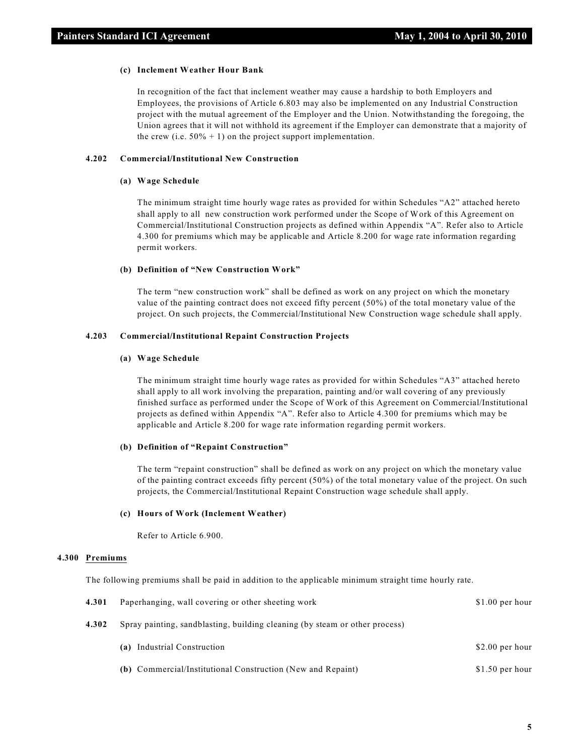**(c) Inclement Weather Hour Bank**

In recognition of the fact that inclement weather may cause a hardship to both Employers and Employees, the provisions of Article 6.803 may also be implemented on any Industrial Construction project with the mutual agreement of the Employer and the Union. Notwithstanding the foregoing, the Union agrees that it will not withhold its agreement if the Employer can demonstrate that a majority of the crew (i.e. 50% + 1) on the project support implementation.

**4.202 Commercial/Institutional New Construction**

**(a) Wage Schedule**

The minimum straight time hourly wage rates as provided for within Schedules "A2" attached hereto shall apply to all new construction work performed under the Scope of Work of this Agreement on Commercial/Institutional Construction projects as defined within Appendix "A". Refer also to Article 4.300 for premiums which may be applicable and Article 8.200 for wage rate information regarding permit workers.

**(b) Definition of "New Construction Work"**

The term "new construction work" shall be defined as work on any project on which the monetary value of the painting contract does not exceed fifty percent (50%) of the total monetary value of the project. On such projects, the Commercial/Institutional New Construction wage schedule shall apply.

**4.203 Commercial/Institutional Repaint Construction Projects**

**(a) Wage Schedule**

The minimum straight time hourly wage rates as provided for within Schedules "A3" attached hereto shall apply to all work involving the preparation, painting and/or wall covering of any previously finished surface as performed under the Scope of Work of this Agreement on Commercial/Institutional projects as defined within Appendix "A". Refer also to Article 4.300 for premiums which may be applicable and Article 8.200 for wage rate information regarding permit workers.

**(b) Definition of "Repaint Construction"**

The term "repaint construction" shall be defined as work on any project on which the monetary value of the painting contract exceeds fifty percent (50%) of the total monetary value of the project. On such projects, the Commercial/Institutional Repaint Construction wage schedule shall apply.

**(c) Hours of Work (Inclement Weather)**

Refer to Article 6.900.

**4.300 Premiums**

The following premiums shall be paid in addition to the applicable minimum straight time hourly rate.

| | | |
|---|---|---|
| **4.301** | Paperhanging, wall covering or other sheeting work | $1.00 per hour |
| **4.302** | Spray painting, sandblasting, building cleaning (by steam or other process) | |
| | **(a)** Industrial Construction | $2.00 per hour |
| | **(b)** Commercial/Institutional Construction (New and Repaint) | $1.50 per hour |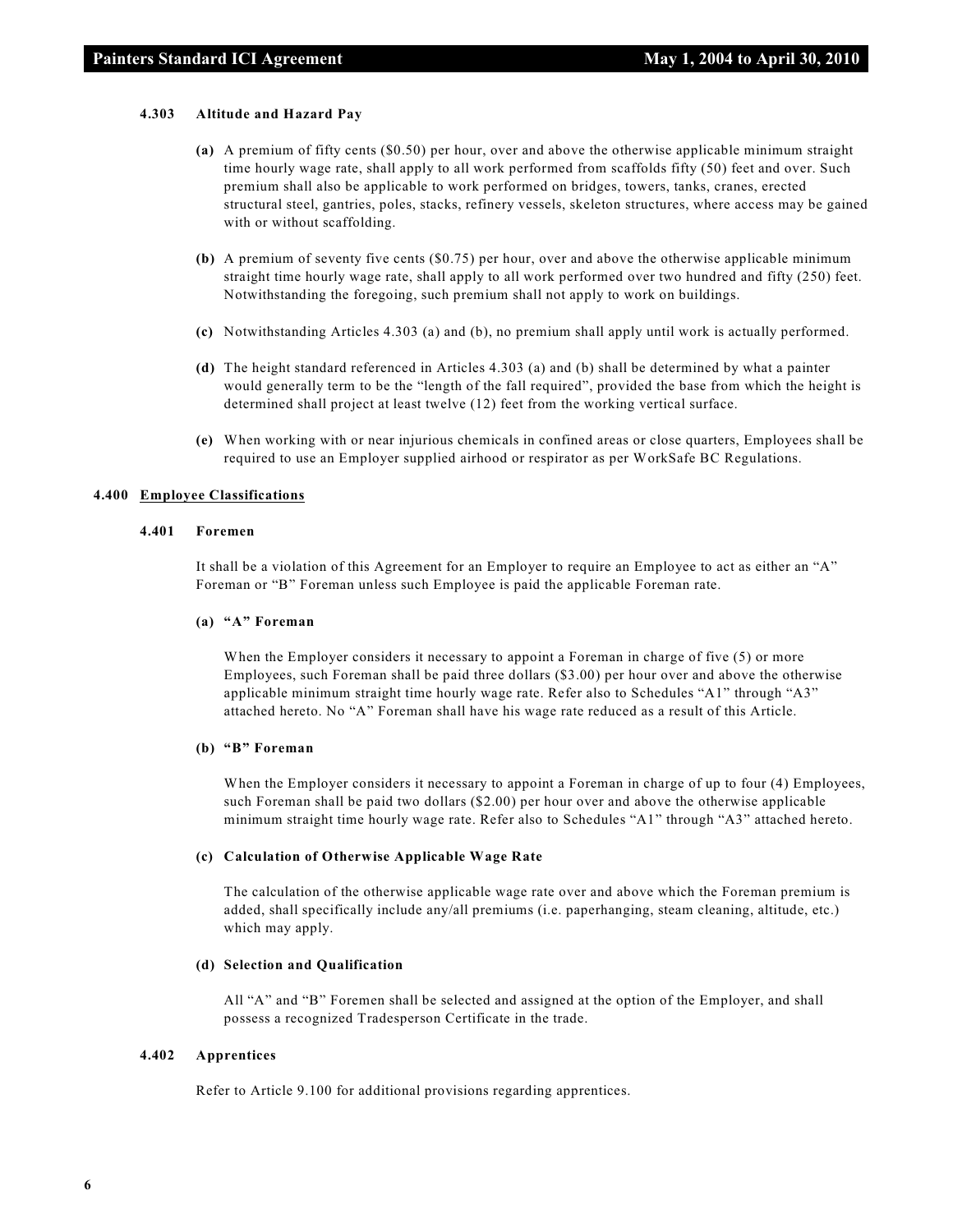#### 4.303 Altitude and Hazard Pay

**(a)** A premium of fifty cents ($0.50) per hour, over and above the otherwise applicable minimum straight time hourly wage rate, shall apply to all work performed from scaffolds fifty (50) feet and over. Such premium shall also be applicable to work performed on bridges, towers, tanks, cranes, erected structural steel, gantries, poles, stacks, refinery vessels, skeleton structures, where access may be gained with or without scaffolding.

**(b)** A premium of seventy five cents ($0.75) per hour, over and above the otherwise applicable minimum straight time hourly wage rate, shall apply to all work performed over two hundred and fifty (250) feet. Notwithstanding the foregoing, such premium shall not apply to work on buildings.

**(c)** Notwithstanding Articles 4.303 (a) and (b), no premium shall apply until work is actually performed.

**(d)** The height standard referenced in Articles 4.303 (a) and (b) shall be determined by what a painter would generally term to be the "length of the fall required", provided the base from which the height is determined shall project at least twelve (12) feet from the working vertical surface.

**(e)** When working with or near injurious chemicals in confined areas or close quarters, Employees shall be required to use an Employer supplied airhood or respirator as per WorkSafe BC Regulations.

### 4.400 Employee Classifications

#### 4.401 Foremen

It shall be a violation of this Agreement for an Employer to require an Employee to act as either an "A" Foreman or "B" Foreman unless such Employee is paid the applicable Foreman rate.

**(a) "A" Foreman**

When the Employer considers it necessary to appoint a Foreman in charge of five (5) or more Employees, such Foreman shall be paid three dollars ($3.00) per hour over and above the otherwise applicable minimum straight time hourly wage rate. Refer also to Schedules "A1" through "A3" attached hereto. No "A" Foreman shall have his wage rate reduced as a result of this Article.

**(b) "B" Foreman**

When the Employer considers it necessary to appoint a Foreman in charge of up to four (4) Employees, such Foreman shall be paid two dollars ($2.00) per hour over and above the otherwise applicable minimum straight time hourly wage rate. Refer also to Schedules "A1" through "A3" attached hereto.

**(c) Calculation of Otherwise Applicable Wage Rate**

The calculation of the otherwise applicable wage rate over and above which the Foreman premium is added, shall specifically include any/all premiums (i.e. paperhanging, steam cleaning, altitude, etc.) which may apply.

**(d) Selection and Qualification**

All "A" and "B" Foremen shall be selected and assigned at the option of the Employer, and shall possess a recognized Tradesperson Certificate in the trade.

#### 4.402 Apprentices

Refer to Article 9.100 for additional provisions regarding apprentices.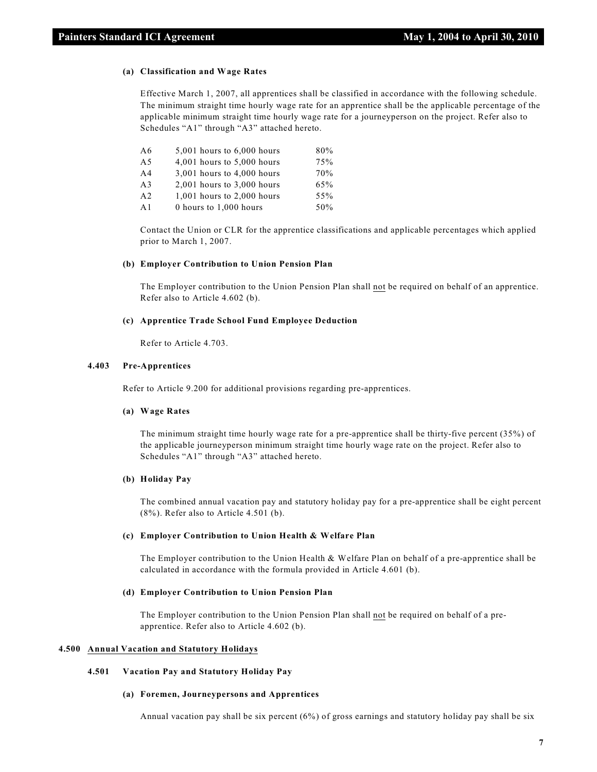**(a) Classification and Wage Rates**

Effective March 1, 2007, all apprentices shall be classified in accordance with the following schedule. The minimum straight time hourly wage rate for an apprentice shall be the applicable percentage of the applicable minimum straight time hourly wage rate for a journeyperson on the project. Refer also to Schedules "A1" through "A3" attached hereto.

| | | |
|---|---|---|
| A6 | 5,001 hours to 6,000 hours | 80% |
| A5 | 4,001 hours to 5,000 hours | 75% |
| A4 | 3,001 hours to 4,000 hours | 70% |
| A3 | 2,001 hours to 3,000 hours | 65% |
| A2 | 1,001 hours to 2,000 hours | 55% |
| A1 | 0 hours to 1,000 hours | 50% |

Contact the Union or CLR for the apprentice classifications and applicable percentages which applied prior to March 1, 2007.

**(b) Employer Contribution to Union Pension Plan**

The Employer contribution to the Union Pension Plan shall not be required on behalf of an apprentice. Refer also to Article 4.602 (b).

**(c) Apprentice Trade School Fund Employee Deduction**

Refer to Article 4.703.

### 4.403 Pre-Apprentices

Refer to Article 9.200 for additional provisions regarding pre-apprentices.

**(a) Wage Rates**

The minimum straight time hourly wage rate for a pre-apprentice shall be thirty-five percent (35%) of the applicable journeyperson minimum straight time hourly wage rate on the project. Refer also to Schedules "A1" through "A3" attached hereto.

**(b) Holiday Pay**

The combined annual vacation pay and statutory holiday pay for a pre-apprentice shall be eight percent (8%). Refer also to Article 4.501 (b).

**(c) Employer Contribution to Union Health & Welfare Plan**

The Employer contribution to the Union Health & Welfare Plan on behalf of a pre-apprentice shall be calculated in accordance with the formula provided in Article 4.601 (b).

**(d) Employer Contribution to Union Pension Plan**

The Employer contribution to the Union Pension Plan shall not be required on behalf of a pre-apprentice. Refer also to Article 4.602 (b).

## 4.500 Annual Vacation and Statutory Holidays

### 4.501 Vacation Pay and Statutory Holiday Pay

**(a) Foremen, Journeypersons and Apprentices**

Annual vacation pay shall be six percent (6%) of gross earnings and statutory holiday pay shall be six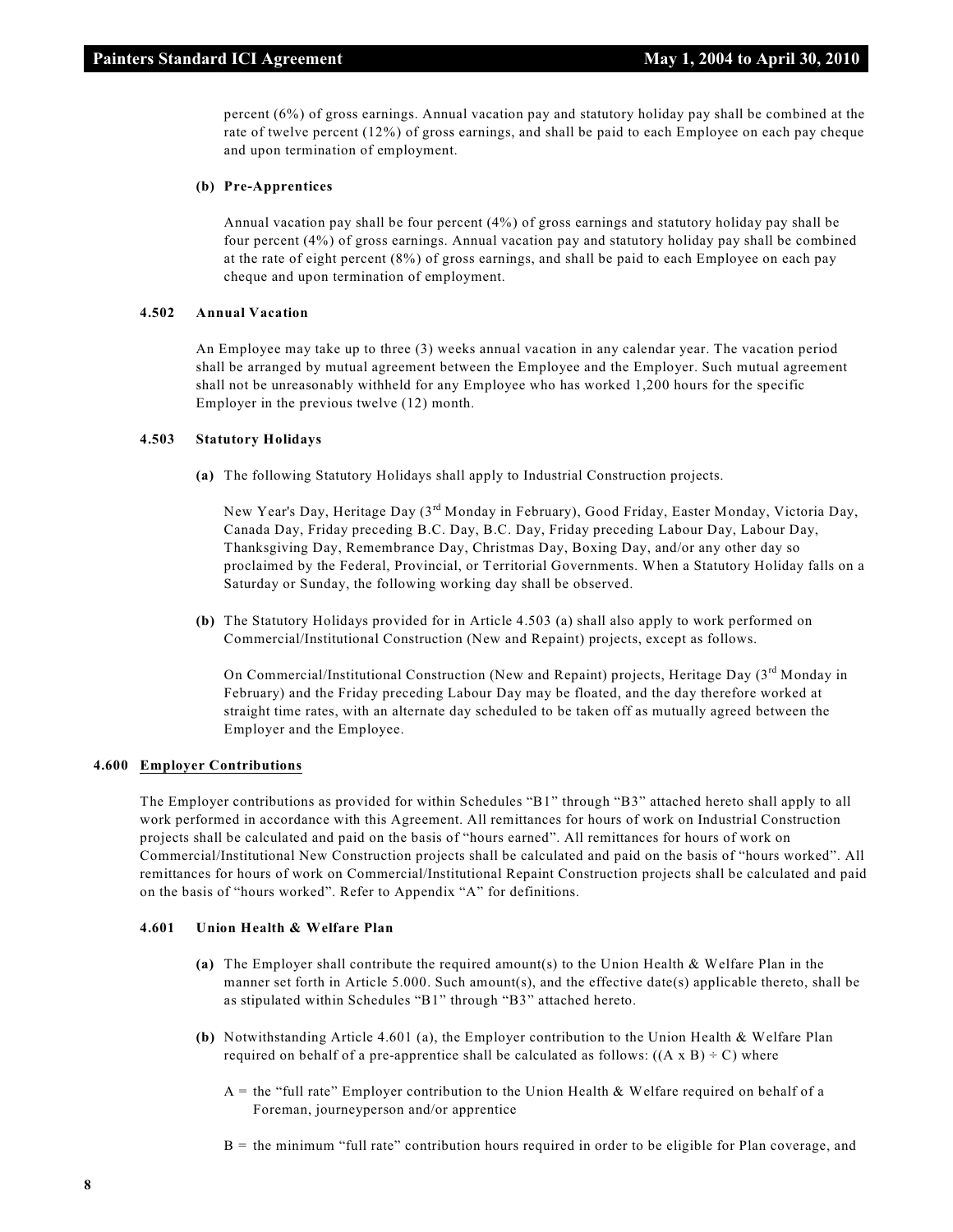percent (6%) of gross earnings. Annual vacation pay and statutory holiday pay shall be combined at the rate of twelve percent (12%) of gross earnings, and shall be paid to each Employee on each pay cheque and upon termination of employment.

**(b) Pre-Apprentices**

Annual vacation pay shall be four percent (4%) of gross earnings and statutory holiday pay shall be four percent (4%) of gross earnings. Annual vacation pay and statutory holiday pay shall be combined at the rate of eight percent (8%) of gross earnings, and shall be paid to each Employee on each pay cheque and upon termination of employment.

#### 4.502 Annual Vacation

An Employee may take up to three (3) weeks annual vacation in any calendar year. The vacation period shall be arranged by mutual agreement between the Employee and the Employer. Such mutual agreement shall not be unreasonably withheld for any Employee who has worked 1,200 hours for the specific Employer in the previous twelve (12) month.

#### 4.503 Statutory Holidays

**(a)** The following Statutory Holidays shall apply to Industrial Construction projects.

New Year's Day, Heritage Day (3rd Monday in February), Good Friday, Easter Monday, Victoria Day, Canada Day, Friday preceding B.C. Day, B.C. Day, Friday preceding Labour Day, Labour Day, Thanksgiving Day, Remembrance Day, Christmas Day, Boxing Day, and/or any other day so proclaimed by the Federal, Provincial, or Territorial Governments. When a Statutory Holiday falls on a Saturday or Sunday, the following working day shall be observed.

**(b)** The Statutory Holidays provided for in Article 4.503 (a) shall also apply to work performed on Commercial/Institutional Construction (New and Repaint) projects, except as follows.

On Commercial/Institutional Construction (New and Repaint) projects, Heritage Day (3rd Monday in February) and the Friday preceding Labour Day may be floated, and the day therefore worked at straight time rates, with an alternate day scheduled to be taken off as mutually agreed between the Employer and the Employee.

### 4.600 Employer Contributions

The Employer contributions as provided for within Schedules "B1" through "B3" attached hereto shall apply to all work performed in accordance with this Agreement. All remittances for hours of work on Industrial Construction projects shall be calculated and paid on the basis of "hours earned". All remittances for hours of work on Commercial/Institutional New Construction projects shall be calculated and paid on the basis of "hours worked". All remittances for hours of work on Commercial/Institutional Repaint Construction projects shall be calculated and paid on the basis of "hours worked". Refer to Appendix "A" for definitions.

#### 4.601 Union Health & Welfare Plan

**(a)** The Employer shall contribute the required amount(s) to the Union Health & Welfare Plan in the manner set forth in Article 5.000. Such amount(s), and the effective date(s) applicable thereto, shall be as stipulated within Schedules "B1" through "B3" attached hereto.

**(b)** Notwithstanding Article 4.601 (a), the Employer contribution to the Union Health & Welfare Plan required on behalf of a pre-apprentice shall be calculated as follows: $((A \times B) \div C)$ where

A = the "full rate" Employer contribution to the Union Health & Welfare required on behalf of a Foreman, journeyperson and/or apprentice

B = the minimum "full rate" contribution hours required in order to be eligible for Plan coverage, and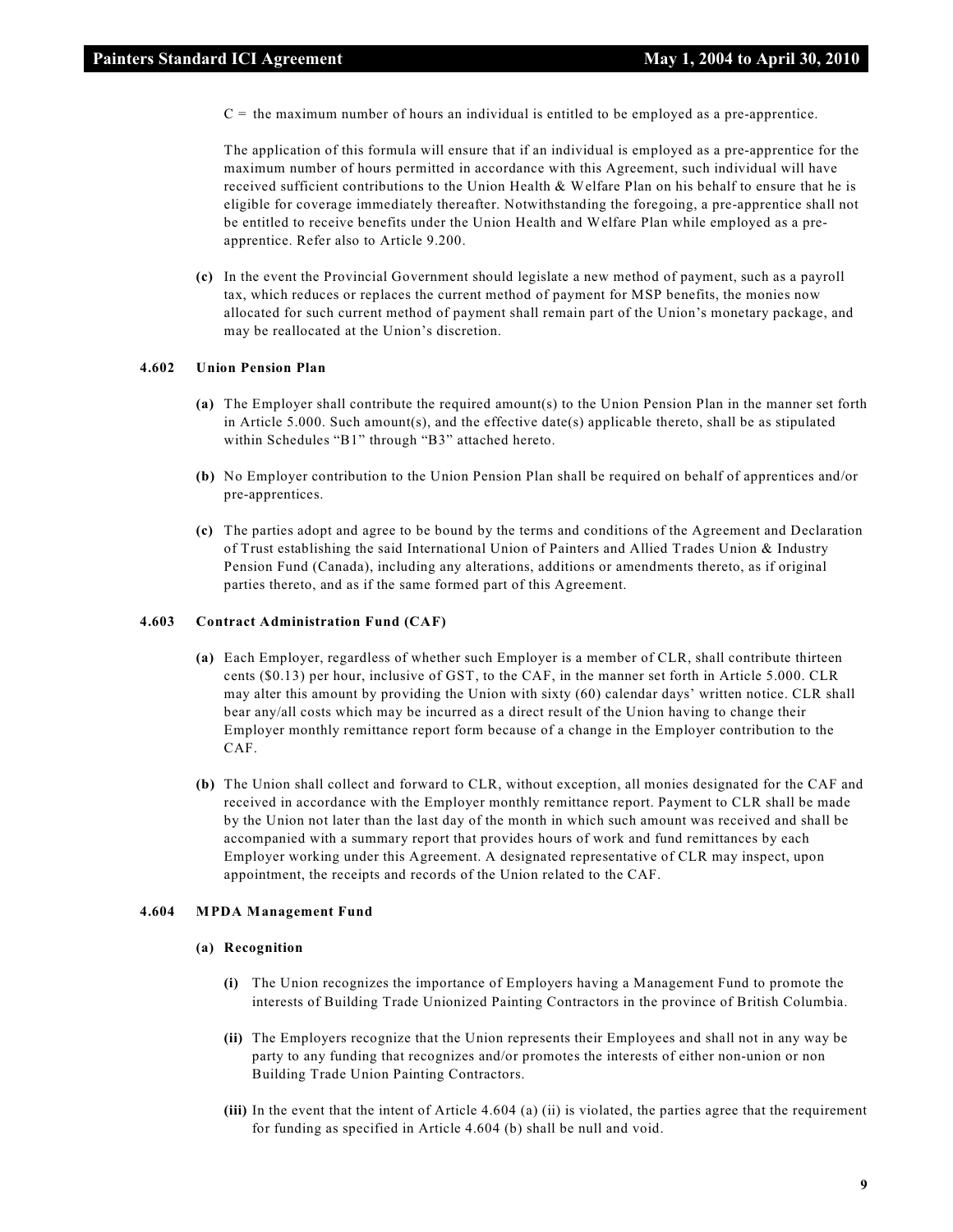C = the maximum number of hours an individual is entitled to be employed as a pre-apprentice.

The application of this formula will ensure that if an individual is employed as a pre-apprentice for the maximum number of hours permitted in accordance with this Agreement, such individual will have received sufficient contributions to the Union Health & Welfare Plan on his behalf to ensure that he is eligible for coverage immediately thereafter. Notwithstanding the foregoing, a pre-apprentice shall not be entitled to receive benefits under the Union Health and Welfare Plan while employed as a pre-apprentice. Refer also to Article 9.200.

**(c)** In the event the Provincial Government should legislate a new method of payment, such as a payroll tax, which reduces or replaces the current method of payment for MSP benefits, the monies now allocated for such current method of payment shall remain part of the Union's monetary package, and may be reallocated at the Union's discretion.

#### 4.602 Union Pension Plan

**(a)** The Employer shall contribute the required amount(s) to the Union Pension Plan in the manner set forth in Article 5.000. Such amount(s), and the effective date(s) applicable thereto, shall be as stipulated within Schedules "B1" through "B3" attached hereto.

**(b)** No Employer contribution to the Union Pension Plan shall be required on behalf of apprentices and/or pre-apprentices.

**(c)** The parties adopt and agree to be bound by the terms and conditions of the Agreement and Declaration of Trust establishing the said International Union of Painters and Allied Trades Union & Industry Pension Fund (Canada), including any alterations, additions or amendments thereto, as if original parties thereto, and as if the same formed part of this Agreement.

#### 4.603 Contract Administration Fund (CAF)

**(a)** Each Employer, regardless of whether such Employer is a member of CLR, shall contribute thirteen cents ($0.13) per hour, inclusive of GST, to the CAF, in the manner set forth in Article 5.000. CLR may alter this amount by providing the Union with sixty (60) calendar days' written notice. CLR shall bear any/all costs which may be incurred as a direct result of the Union having to change their Employer monthly remittance report form because of a change in the Employer contribution to the CAF.

**(b)** The Union shall collect and forward to CLR, without exception, all monies designated for the CAF and received in accordance with the Employer monthly remittance report. Payment to CLR shall be made by the Union not later than the last day of the month in which such amount was received and shall be accompanied with a summary report that provides hours of work and fund remittances by each Employer working under this Agreement. A designated representative of CLR may inspect, upon appointment, the receipts and records of the Union related to the CAF.

#### 4.604 MPDA Management Fund

**(a) Recognition**

**(i)** The Union recognizes the importance of Employers having a Management Fund to promote the interests of Building Trade Unionized Painting Contractors in the province of British Columbia.

**(ii)** The Employers recognize that the Union represents their Employees and shall not in any way be party to any funding that recognizes and/or promotes the interests of either non-union or non Building Trade Union Painting Contractors.

**(iii)** In the event that the intent of Article 4.604 (a) (ii) is violated, the parties agree that the requirement for funding as specified in Article 4.604 (b) shall be null and void.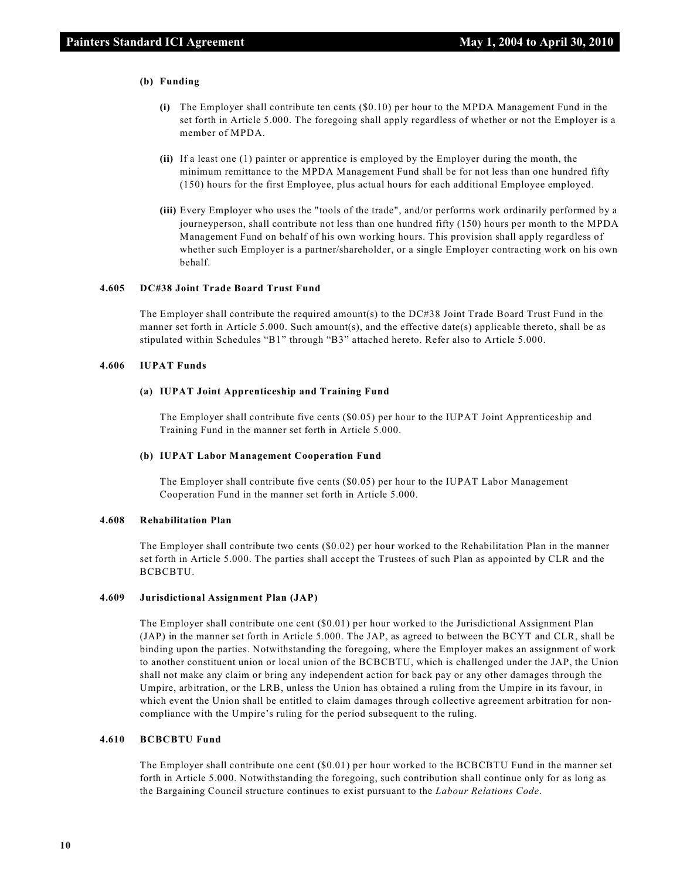**(b) Funding**

**(i)** The Employer shall contribute ten cents ($0.10) per hour to the MPDA Management Fund in the set forth in Article 5.000. The foregoing shall apply regardless of whether or not the Employer is a member of MPDA.

**(ii)** If a least one (1) painter or apprentice is employed by the Employer during the month, the minimum remittance to the MPDA Management Fund shall be for not less than one hundred fifty (150) hours for the first Employee, plus actual hours for each additional Employee employed.

**(iii)** Every Employer who uses the "tools of the trade", and/or performs work ordinarily performed by a journeyperson, shall contribute not less than one hundred fifty (150) hours per month to the MPDA Management Fund on behalf of his own working hours. This provision shall apply regardless of whether such Employer is a partner/shareholder, or a single Employer contracting work on his own behalf.

**4.605 DC#38 Joint Trade Board Trust Fund**

The Employer shall contribute the required amount(s) to the DC#38 Joint Trade Board Trust Fund in the manner set forth in Article 5.000. Such amount(s), and the effective date(s) applicable thereto, shall be as stipulated within Schedules "B1" through "B3" attached hereto. Refer also to Article 5.000.

**4.606 IUPAT Funds**

**(a) IUPAT Joint Apprenticeship and Training Fund**

The Employer shall contribute five cents ($0.05) per hour to the IUPAT Joint Apprenticeship and Training Fund in the manner set forth in Article 5.000.

**(b) IUPAT Labor Management Cooperation Fund**

The Employer shall contribute five cents ($0.05) per hour to the IUPAT Labor Management Cooperation Fund in the manner set forth in Article 5.000.

**4.608 Rehabilitation Plan**

The Employer shall contribute two cents ($0.02) per hour worked to the Rehabilitation Plan in the manner set forth in Article 5.000. The parties shall accept the Trustees of such Plan as appointed by CLR and the BCBCBTU.

**4.609 Jurisdictional Assignment Plan (JAP)**

The Employer shall contribute one cent ($0.01) per hour worked to the Jurisdictional Assignment Plan (JAP) in the manner set forth in Article 5.000. The JAP, as agreed to between the BCYT and CLR, shall be binding upon the parties. Notwithstanding the foregoing, where the Employer makes an assignment of work to another constituent union or local union of the BCBCBTU, which is challenged under the JAP, the Union shall not make any claim or bring any independent action for back pay or any other damages through the Umpire, arbitration, or the LRB, unless the Union has obtained a ruling from the Umpire in its favour, in which event the Union shall be entitled to claim damages through collective agreement arbitration for non-compliance with the Umpire's ruling for the period subsequent to the ruling.

**4.610 BCBCBTU Fund**

The Employer shall contribute one cent ($0.01) per hour worked to the BCBCBTU Fund in the manner set forth in Article 5.000. Notwithstanding the foregoing, such contribution shall continue only for as long as the Bargaining Council structure continues to exist pursuant to the *Labour Relations Code*.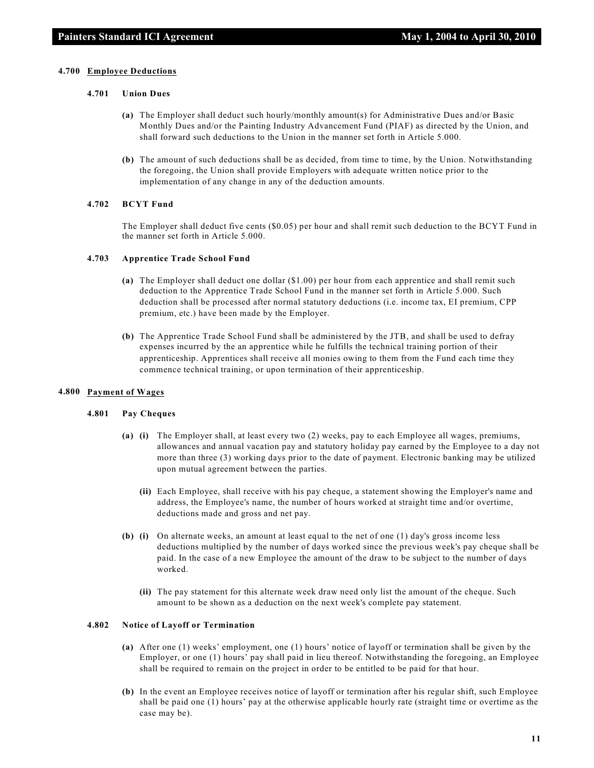#### 4.700 Employee Deductions

##### 4.701 Union Dues

**(a)** The Employer shall deduct such hourly/monthly amount(s) for Administrative Dues and/or Basic Monthly Dues and/or the Painting Industry Advancement Fund (PIAF) as directed by the Union, and shall forward such deductions to the Union in the manner set forth in Article 5.000.

**(b)** The amount of such deductions shall be as decided, from time to time, by the Union. Notwithstanding the foregoing, the Union shall provide Employers with adequate written notice prior to the implementation of any change in any of the deduction amounts.

##### 4.702 BCYT Fund

The Employer shall deduct five cents ($0.05) per hour and shall remit such deduction to the BCYT Fund in the manner set forth in Article 5.000.

##### 4.703 Apprentice Trade School Fund

**(a)** The Employer shall deduct one dollar ($1.00) per hour from each apprentice and shall remit such deduction to the Apprentice Trade School Fund in the manner set forth in Article 5.000. Such deduction shall be processed after normal statutory deductions (i.e. income tax, EI premium, CPP premium, etc.) have been made by the Employer.

**(b)** The Apprentice Trade School Fund shall be administered by the JTB, and shall be used to defray expenses incurred by the an apprentice while he fulfills the technical training portion of their apprenticeship. Apprentices shall receive all monies owing to them from the Fund each time they commence technical training, or upon termination of their apprenticeship.

#### 4.800 Payment of Wages

##### 4.801 Pay Cheques

**(a)** **(i)** The Employer shall, at least every two (2) weeks, pay to each Employee all wages, premiums, allowances and annual vacation pay and statutory holiday pay earned by the Employee to a day not more than three (3) working days prior to the date of payment. Electronic banking may be utilized upon mutual agreement between the parties.

**(ii)** Each Employee, shall receive with his pay cheque, a statement showing the Employer's name and address, the Employee's name, the number of hours worked at straight time and/or overtime, deductions made and gross and net pay.

**(b)** **(i)** On alternate weeks, an amount at least equal to the net of one (1) day's gross income less deductions multiplied by the number of days worked since the previous week's pay cheque shall be paid. In the case of a new Employee the amount of the draw to be subject to the number of days worked.

**(ii)** The pay statement for this alternate week draw need only list the amount of the cheque. Such amount to be shown as a deduction on the next week's complete pay statement.

##### 4.802 Notice of Layoff or Termination

**(a)** After one (1) weeks' employment, one (1) hours' notice of layoff or termination shall be given by the Employer, or one (1) hours' pay shall paid in lieu thereof. Notwithstanding the foregoing, an Employee shall be required to remain on the project in order to be entitled to be paid for that hour.

**(b)** In the event an Employee receives notice of layoff or termination after his regular shift, such Employee shall be paid one (1) hours' pay at the otherwise applicable hourly rate (straight time or overtime as the case may be).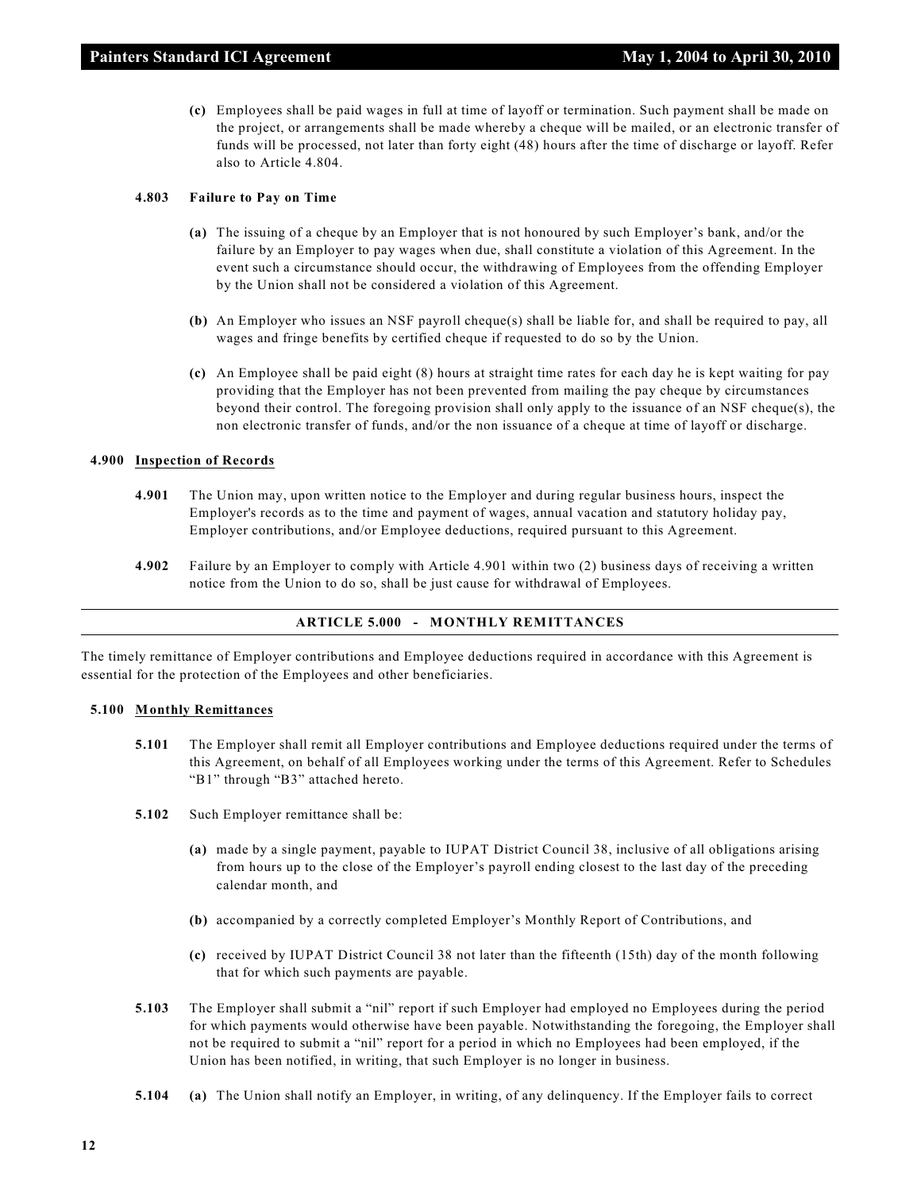**(c)** Employees shall be paid wages in full at time of layoff or termination. Such payment shall be made on the project, or arrangements shall be made whereby a cheque will be mailed, or an electronic transfer of funds will be processed, not later than forty eight (48) hours after the time of discharge or layoff. Refer also to Article 4.804.

**4.803 Failure to Pay on Time**

**(a)** The issuing of a cheque by an Employer that is not honoured by such Employer's bank, and/or the failure by an Employer to pay wages when due, shall constitute a violation of this Agreement. In the event such a circumstance should occur, the withdrawing of Employees from the offending Employer by the Union shall not be considered a violation of this Agreement.

**(b)** An Employer who issues an NSF payroll cheque(s) shall be liable for, and shall be required to pay, all wages and fringe benefits by certified cheque if requested to do so by the Union.

**(c)** An Employee shall be paid eight (8) hours at straight time rates for each day he is kept waiting for pay providing that the Employer has not been prevented from mailing the pay cheque by circumstances beyond their control. The foregoing provision shall only apply to the issuance of an NSF cheque(s), the non electronic transfer of funds, and/or the non issuance of a cheque at time of layoff or discharge.

**4.900 Inspection of Records**

**4.901** The Union may, upon written notice to the Employer and during regular business hours, inspect the Employer's records as to the time and payment of wages, annual vacation and statutory holiday pay, Employer contributions, and/or Employee deductions, required pursuant to this Agreement.

**4.902** Failure by an Employer to comply with Article 4.901 within two (2) business days of receiving a written notice from the Union to do so, shall be just cause for withdrawal of Employees.

## ARTICLE 5.000 - MONTHLY REMITTANCES

The timely remittance of Employer contributions and Employee deductions required in accordance with this Agreement is essential for the protection of the Employees and other beneficiaries.

**5.100 Monthly Remittances**

**5.101** The Employer shall remit all Employer contributions and Employee deductions required under the terms of this Agreement, on behalf of all Employees working under the terms of this Agreement. Refer to Schedules "B1" through "B3" attached hereto.

**5.102** Such Employer remittance shall be:

**(a)** made by a single payment, payable to IUPAT District Council 38, inclusive of all obligations arising from hours up to the close of the Employer's payroll ending closest to the last day of the preceding calendar month, and

**(b)** accompanied by a correctly completed Employer's Monthly Report of Contributions, and

**(c)** received by IUPAT District Council 38 not later than the fifteenth (15th) day of the month following that for which such payments are payable.

**5.103** The Employer shall submit a "nil" report if such Employer had employed no Employees during the period for which payments would otherwise have been payable. Notwithstanding the foregoing, the Employer shall not be required to submit a "nil" report for a period in which no Employees had been employed, if the Union has been notified, in writing, that such Employer is no longer in business.

**5.104** **(a)** The Union shall notify an Employer, in writing, of any delinquency. If the Employer fails to correct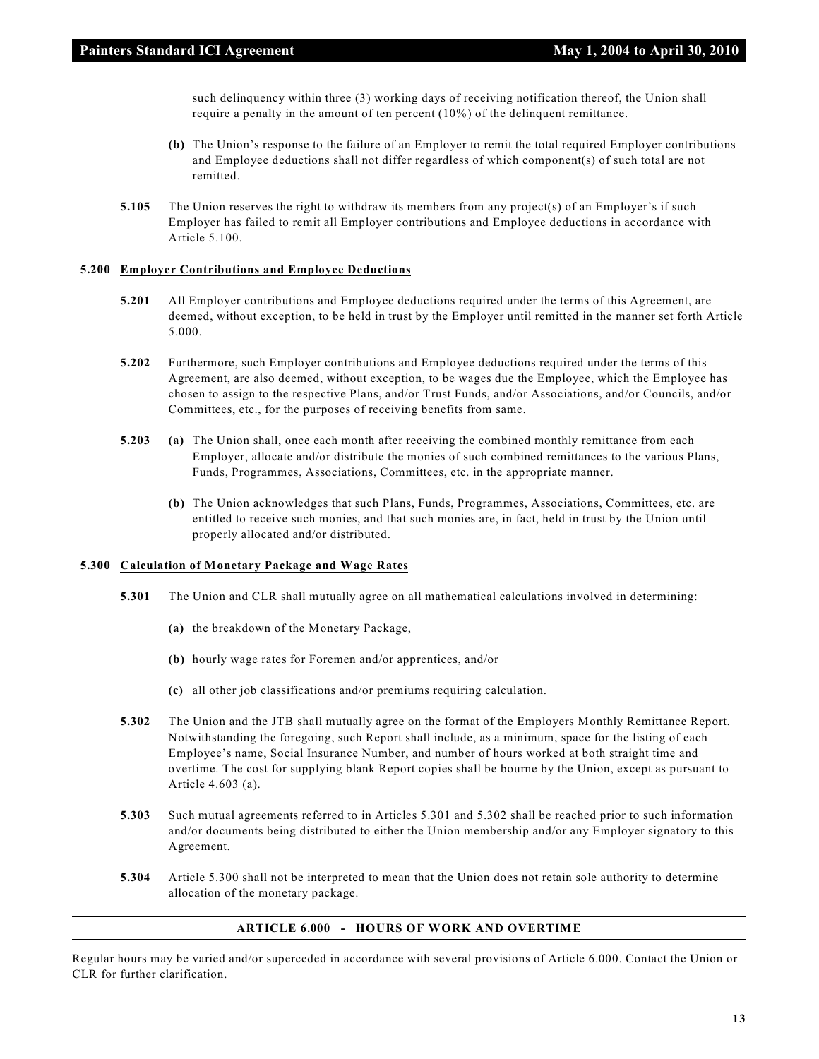such delinquency within three (3) working days of receiving notification thereof, the Union shall require a penalty in the amount of ten percent (10%) of the delinquent remittance.

**(b)** The Union's response to the failure of an Employer to remit the total required Employer contributions and Employee deductions shall not differ regardless of which component(s) of such total are not remitted.

**5.105** The Union reserves the right to withdraw its members from any project(s) of an Employer's if such Employer has failed to remit all Employer contributions and Employee deductions in accordance with Article 5.100.

### 5.200 Employer Contributions and Employee Deductions

**5.201** All Employer contributions and Employee deductions required under the terms of this Agreement, are deemed, without exception, to be held in trust by the Employer until remitted in the manner set forth Article 5.000.

**5.202** Furthermore, such Employer contributions and Employee deductions required under the terms of this Agreement, are also deemed, without exception, to be wages due the Employee, which the Employee has chosen to assign to the respective Plans, and/or Trust Funds, and/or Associations, and/or Councils, and/or Committees, etc., for the purposes of receiving benefits from same.

**5.203** **(a)** The Union shall, once each month after receiving the combined monthly remittance from each Employer, allocate and/or distribute the monies of such combined remittances to the various Plans, Funds, Programmes, Associations, Committees, etc. in the appropriate manner.

**(b)** The Union acknowledges that such Plans, Funds, Programmes, Associations, Committees, etc. are entitled to receive such monies, and that such monies are, in fact, held in trust by the Union until properly allocated and/or distributed.

### 5.300 Calculation of Monetary Package and Wage Rates

**5.301** The Union and CLR shall mutually agree on all mathematical calculations involved in determining:

**(a)** the breakdown of the Monetary Package,

**(b)** hourly wage rates for Foremen and/or apprentices, and/or

**(c)** all other job classifications and/or premiums requiring calculation.

**5.302** The Union and the JTB shall mutually agree on the format of the Employers Monthly Remittance Report. Notwithstanding the foregoing, such Report shall include, as a minimum, space for the listing of each Employee's name, Social Insurance Number, and number of hours worked at both straight time and overtime. The cost for supplying blank Report copies shall be bourne by the Union, except as pursuant to Article 4.603 (a).

**5.303** Such mutual agreements referred to in Articles 5.301 and 5.302 shall be reached prior to such information and/or documents being distributed to either the Union membership and/or any Employer signatory to this Agreement.

**5.304** Article 5.300 shall not be interpreted to mean that the Union does not retain sole authority to determine allocation of the monetary package.

## ARTICLE 6.000 - HOURS OF WORK AND OVERTIME

Regular hours may be varied and/or superceded in accordance with several provisions of Article 6.000. Contact the Union or CLR for further clarification.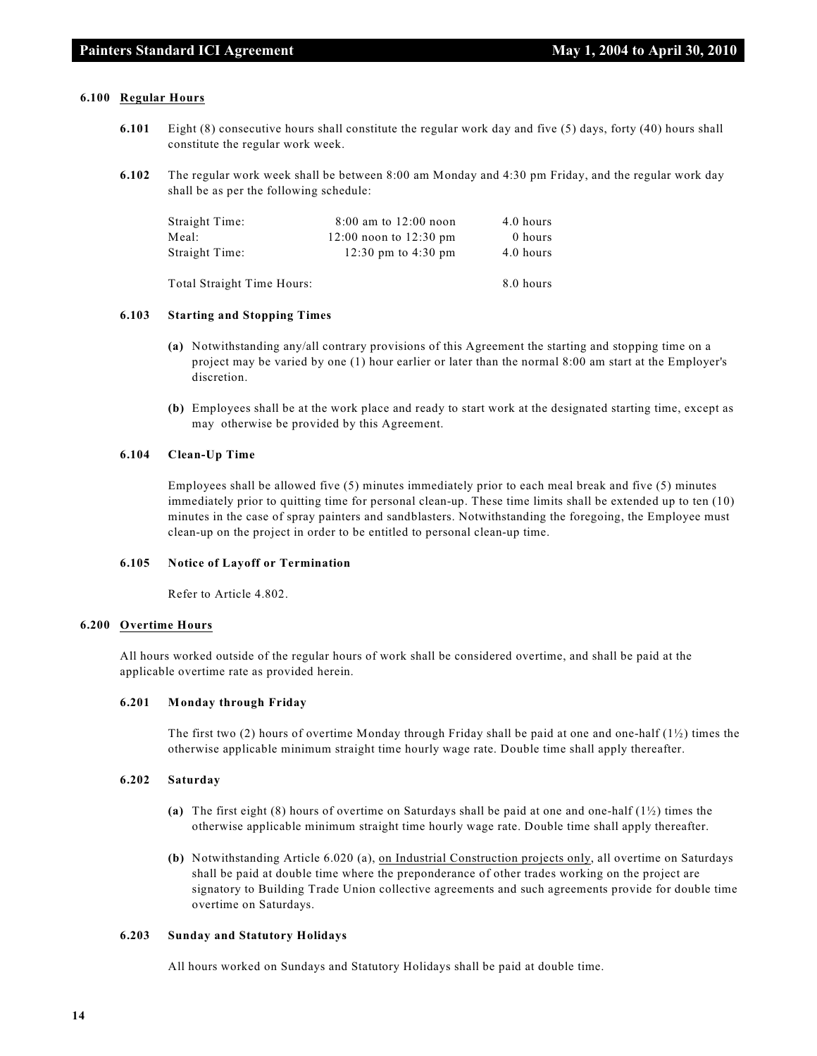### 6.100 Regular Hours

**6.101** Eight (8) consecutive hours shall constitute the regular work day and five (5) days, forty (40) hours shall constitute the regular work week.

**6.102** The regular work week shall be between 8:00 am Monday and 4:30 pm Friday, and the regular work day shall be as per the following schedule:

| | | |
|---|---|---|
| Straight Time: | 8:00 am to 12:00 noon | 4.0 hours |
| Meal: | 12:00 noon to 12:30 pm | 0 hours |
| Straight Time: | 12:30 pm to 4:30 pm | 4.0 hours |
| Total Straight Time Hours: | | 8.0 hours |

#### 6.103 Starting and Stopping Times

**(a)** Notwithstanding any/all contrary provisions of this Agreement the starting and stopping time on a project may be varied by one (1) hour earlier or later than the normal 8:00 am start at the Employer's discretion.

**(b)** Employees shall be at the work place and ready to start work at the designated starting time, except as may otherwise be provided by this Agreement.

#### 6.104 Clean-Up Time

Employees shall be allowed five (5) minutes immediately prior to each meal break and five (5) minutes immediately prior to quitting time for personal clean-up. These time limits shall be extended up to ten (10) minutes in the case of spray painters and sandblasters. Notwithstanding the foregoing, the Employee must clean-up on the project in order to be entitled to personal clean-up time.

#### 6.105 Notice of Layoff or Termination

Refer to Article 4.802.

### 6.200 Overtime Hours

All hours worked outside of the regular hours of work shall be considered overtime, and shall be paid at the applicable overtime rate as provided herein.

#### 6.201 Monday through Friday

The first two (2) hours of overtime Monday through Friday shall be paid at one and one-half (1½) times the otherwise applicable minimum straight time hourly wage rate. Double time shall apply thereafter.

#### 6.202 Saturday

**(a)** The first eight (8) hours of overtime on Saturdays shall be paid at one and one-half (1½) times the otherwise applicable minimum straight time hourly wage rate. Double time shall apply thereafter.

**(b)** Notwithstanding Article 6.020 (a), on Industrial Construction projects only, all overtime on Saturdays shall be paid at double time where the preponderance of other trades working on the project are signatory to Building Trade Union collective agreements and such agreements provide for double time overtime on Saturdays.

#### 6.203 Sunday and Statutory Holidays

All hours worked on Sundays and Statutory Holidays shall be paid at double time.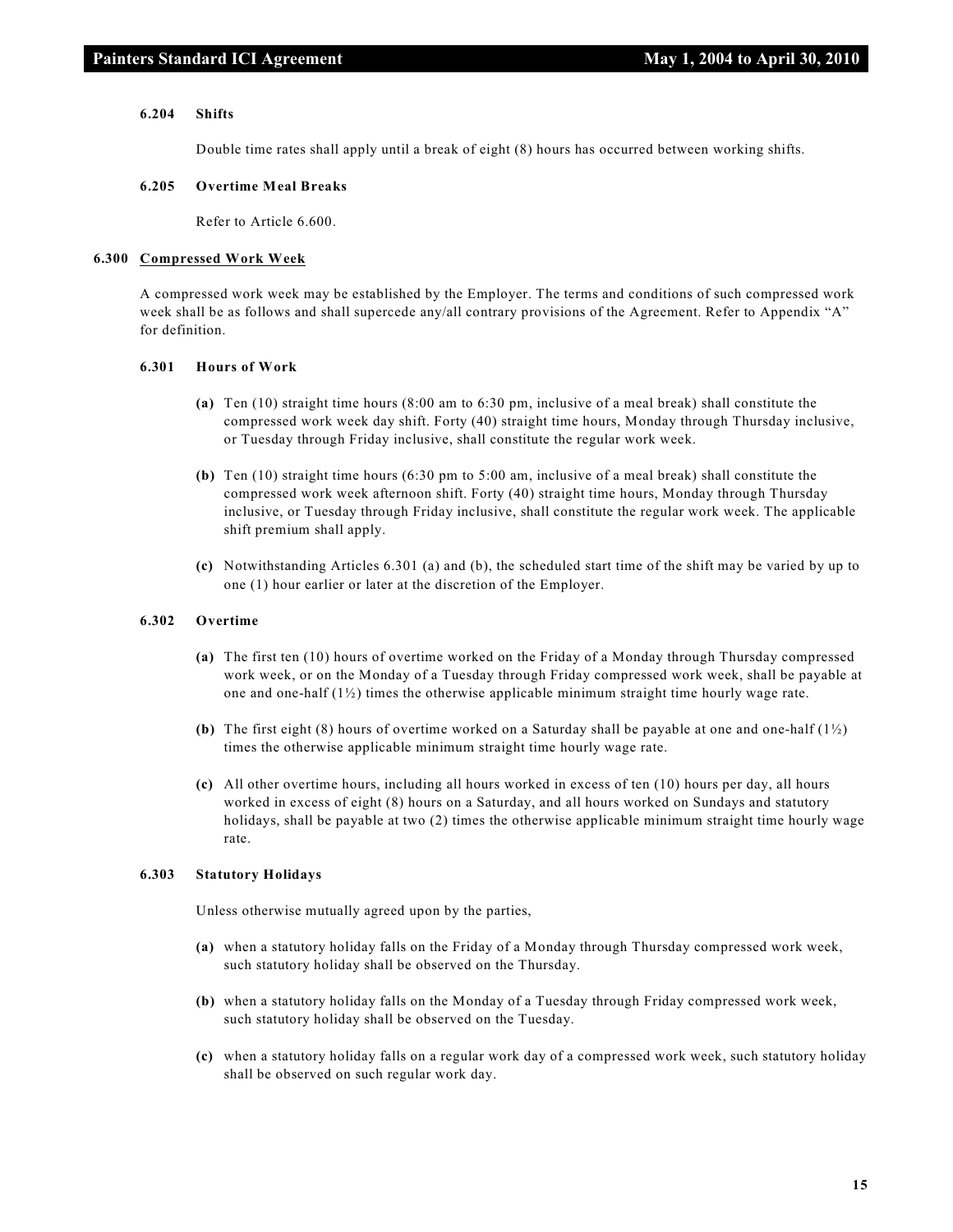#### 6.204 Shifts

Double time rates shall apply until a break of eight (8) hours has occurred between working shifts.

#### 6.205 Overtime Meal Breaks

Refer to Article 6.600.

### 6.300 Compressed Work Week

A compressed work week may be established by the Employer. The terms and conditions of such compressed work week shall be as follows and shall supercede any/all contrary provisions of the Agreement. Refer to Appendix "A" for definition.

#### 6.301 Hours of Work

**(a)** Ten (10) straight time hours (8:00 am to 6:30 pm, inclusive of a meal break) shall constitute the compressed work week day shift. Forty (40) straight time hours, Monday through Thursday inclusive, or Tuesday through Friday inclusive, shall constitute the regular work week.

**(b)** Ten (10) straight time hours (6:30 pm to 5:00 am, inclusive of a meal break) shall constitute the compressed work week afternoon shift. Forty (40) straight time hours, Monday through Thursday inclusive, or Tuesday through Friday inclusive, shall constitute the regular work week. The applicable shift premium shall apply.

**(c)** Notwithstanding Articles 6.301 (a) and (b), the scheduled start time of the shift may be varied by up to one (1) hour earlier or later at the discretion of the Employer.

#### 6.302 Overtime

**(a)** The first ten (10) hours of overtime worked on the Friday of a Monday through Thursday compressed work week, or on the Monday of a Tuesday through Friday compressed work week, shall be payable at one and one-half (1½) times the otherwise applicable minimum straight time hourly wage rate.

**(b)** The first eight (8) hours of overtime worked on a Saturday shall be payable at one and one-half (1½) times the otherwise applicable minimum straight time hourly wage rate.

**(c)** All other overtime hours, including all hours worked in excess of ten (10) hours per day, all hours worked in excess of eight (8) hours on a Saturday, and all hours worked on Sundays and statutory holidays, shall be payable at two (2) times the otherwise applicable minimum straight time hourly wage rate.

#### 6.303 Statutory Holidays

Unless otherwise mutually agreed upon by the parties,

**(a)** when a statutory holiday falls on the Friday of a Monday through Thursday compressed work week, such statutory holiday shall be observed on the Thursday.

**(b)** when a statutory holiday falls on the Monday of a Tuesday through Friday compressed work week, such statutory holiday shall be observed on the Tuesday.

**(c)** when a statutory holiday falls on a regular work day of a compressed work week, such statutory holiday shall be observed on such regular work day.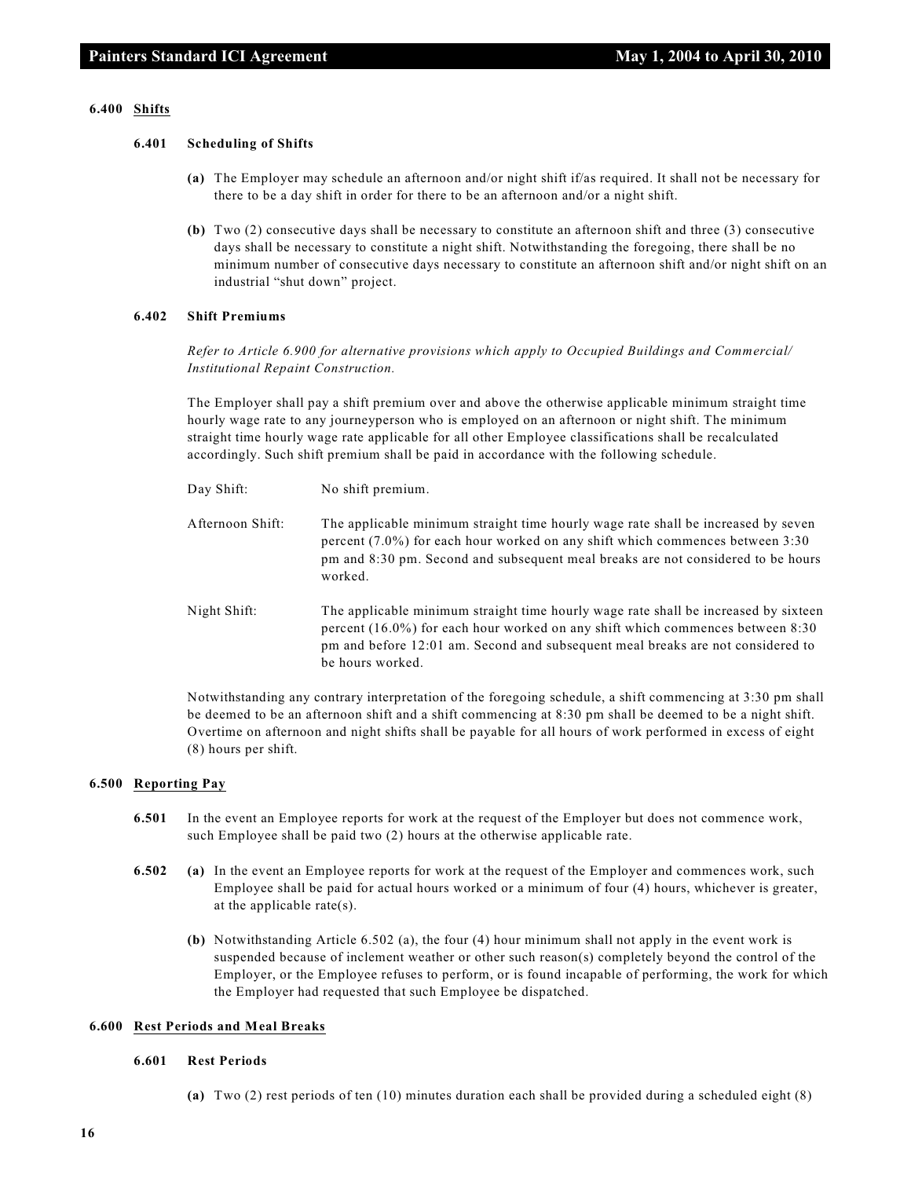## 6.400 Shifts

### 6.401 Scheduling of Shifts

**(a)** The Employer may schedule an afternoon and/or night shift if/as required. It shall not be necessary for there to be a day shift in order for there to be an afternoon and/or a night shift.

**(b)** Two (2) consecutive days shall be necessary to constitute an afternoon shift and three (3) consecutive days shall be necessary to constitute a night shift. Notwithstanding the foregoing, there shall be no minimum number of consecutive days necessary to constitute an afternoon shift and/or night shift on an industrial "shut down" project.

### 6.402 Shift Premiums

*Refer to Article 6.900 for alternative provisions which apply to Occupied Buildings and Commercial/ Institutional Repaint Construction.*

The Employer shall pay a shift premium over and above the otherwise applicable minimum straight time hourly wage rate to any journeyperson who is employed on an afternoon or night shift. The minimum straight time hourly wage rate applicable for all other Employee classifications shall be recalculated accordingly. Such shift premium shall be paid in accordance with the following schedule.

Day Shift: No shift premium.

Afternoon Shift: The applicable minimum straight time hourly wage rate shall be increased by seven percent (7.0%) for each hour worked on any shift which commences between 3:30 pm and 8:30 pm. Second and subsequent meal breaks are not considered to be hours worked.

Night Shift: The applicable minimum straight time hourly wage rate shall be increased by sixteen percent (16.0%) for each hour worked on any shift which commences between 8:30 pm and before 12:01 am. Second and subsequent meal breaks are not considered to be hours worked.

Notwithstanding any contrary interpretation of the foregoing schedule, a shift commencing at 3:30 pm shall be deemed to be an afternoon shift and a shift commencing at 8:30 pm shall be deemed to be a night shift. Overtime on afternoon and night shifts shall be payable for all hours of work performed in excess of eight (8) hours per shift.

## 6.500 Reporting Pay

**6.501** In the event an Employee reports for work at the request of the Employer but does not commence work, such Employee shall be paid two (2) hours at the otherwise applicable rate.

**6.502** **(a)** In the event an Employee reports for work at the request of the Employer and commences work, such Employee shall be paid for actual hours worked or a minimum of four (4) hours, whichever is greater, at the applicable rate(s).

**(b)** Notwithstanding Article 6.502 (a), the four (4) hour minimum shall not apply in the event work is suspended because of inclement weather or other such reason(s) completely beyond the control of the Employer, or the Employee refuses to perform, or is found incapable of performing, the work for which the Employer had requested that such Employee be dispatched.

## 6.600 Rest Periods and Meal Breaks

### 6.601 Rest Periods

**(a)** Two (2) rest periods of ten (10) minutes duration each shall be provided during a scheduled eight (8)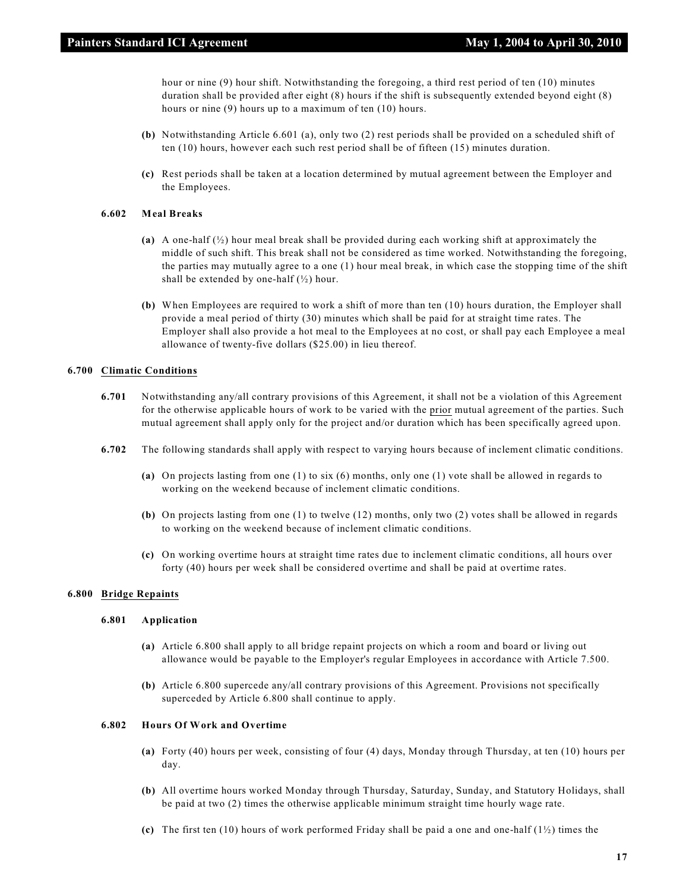hour or nine (9) hour shift. Notwithstanding the foregoing, a third rest period of ten (10) minutes duration shall be provided after eight (8) hours if the shift is subsequently extended beyond eight (8) hours or nine (9) hours up to a maximum of ten (10) hours.

**(b)** Notwithstanding Article 6.601 (a), only two (2) rest periods shall be provided on a scheduled shift of ten (10) hours, however each such rest period shall be of fifteen (15) minutes duration.

**(c)** Rest periods shall be taken at a location determined by mutual agreement between the Employer and the Employees.

#### 6.602 Meal Breaks

**(a)** A one-half (½) hour meal break shall be provided during each working shift at approximately the middle of such shift. This break shall not be considered as time worked. Notwithstanding the foregoing, the parties may mutually agree to a one (1) hour meal break, in which case the stopping time of the shift shall be extended by one-half (½) hour.

**(b)** When Employees are required to work a shift of more than ten (10) hours duration, the Employer shall provide a meal period of thirty (30) minutes which shall be paid for at straight time rates. The Employer shall also provide a hot meal to the Employees at no cost, or shall pay each Employee a meal allowance of twenty-five dollars ($25.00) in lieu thereof.

### 6.700 Climatic Conditions

**6.701** Notwithstanding any/all contrary provisions of this Agreement, it shall not be a violation of this Agreement for the otherwise applicable hours of work to be varied with the prior mutual agreement of the parties. Such mutual agreement shall apply only for the project and/or duration which has been specifically agreed upon.

**6.702** The following standards shall apply with respect to varying hours because of inclement climatic conditions.

**(a)** On projects lasting from one (1) to six (6) months, only one (1) vote shall be allowed in regards to working on the weekend because of inclement climatic conditions.

**(b)** On projects lasting from one (1) to twelve (12) months, only two (2) votes shall be allowed in regards to working on the weekend because of inclement climatic conditions.

**(c)** On working overtime hours at straight time rates due to inclement climatic conditions, all hours over forty (40) hours per week shall be considered overtime and shall be paid at overtime rates.

### 6.800 Bridge Repaints

#### 6.801 Application

**(a)** Article 6.800 shall apply to all bridge repaint projects on which a room and board or living out allowance would be payable to the Employer's regular Employees in accordance with Article 7.500.

**(b)** Article 6.800 supercede any/all contrary provisions of this Agreement. Provisions not specifically superceded by Article 6.800 shall continue to apply.

#### 6.802 Hours Of Work and Overtime

**(a)** Forty (40) hours per week, consisting of four (4) days, Monday through Thursday, at ten (10) hours per day.

**(b)** All overtime hours worked Monday through Thursday, Saturday, Sunday, and Statutory Holidays, shall be paid at two (2) times the otherwise applicable minimum straight time hourly wage rate.

**(c)** The first ten (10) hours of work performed Friday shall be paid a one and one-half (1½) times the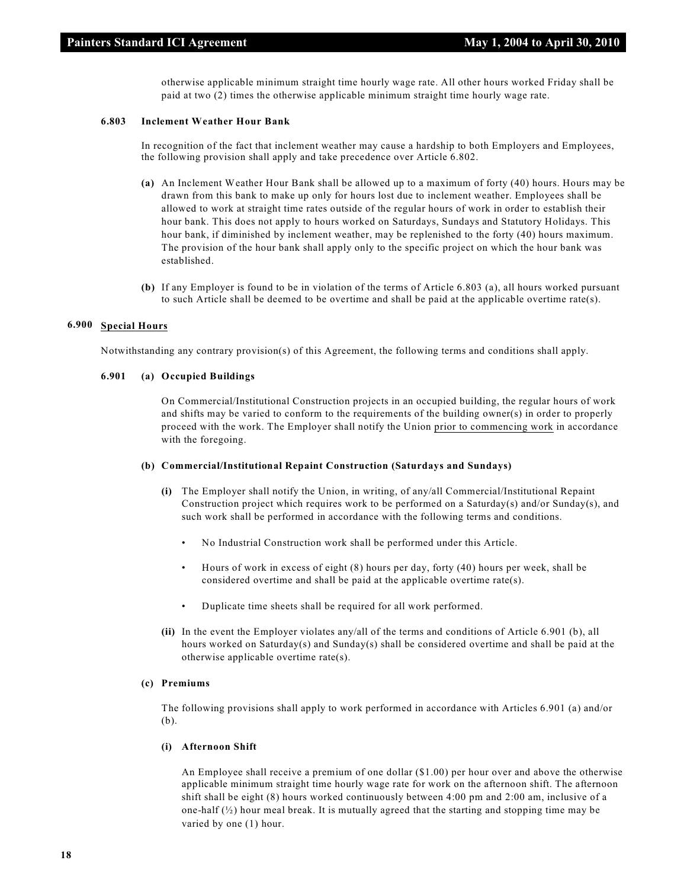otherwise applicable minimum straight time hourly wage rate. All other hours worked Friday shall be paid at two (2) times the otherwise applicable minimum straight time hourly wage rate.

**6.803 Inclement Weather Hour Bank**

In recognition of the fact that inclement weather may cause a hardship to both Employers and Employees, the following provision shall apply and take precedence over Article 6.802.

**(a)** An Inclement Weather Hour Bank shall be allowed up to a maximum of forty (40) hours. Hours may be drawn from this bank to make up only for hours lost due to inclement weather. Employees shall be allowed to work at straight time rates outside of the regular hours of work in order to establish their hour bank. This does not apply to hours worked on Saturdays, Sundays and Statutory Holidays. This hour bank, if diminished by inclement weather, may be replenished to the forty (40) hours maximum. The provision of the hour bank shall apply only to the specific project on which the hour bank was established.

**(b)** If any Employer is found to be in violation of the terms of Article 6.803 (a), all hours worked pursuant to such Article shall be deemed to be overtime and shall be paid at the applicable overtime rate(s).

## 6.900 Special Hours

Notwithstanding any contrary provision(s) of this Agreement, the following terms and conditions shall apply.

**6.901 (a) Occupied Buildings**

On Commercial/Institutional Construction projects in an occupied building, the regular hours of work and shifts may be varied to conform to the requirements of the building owner(s) in order to properly proceed with the work. The Employer shall notify the Union prior to commencing work in accordance with the foregoing.

**(b) Commercial/Institutional Repaint Construction (Saturdays and Sundays)**

**(i)** The Employer shall notify the Union, in writing, of any/all Commercial/Institutional Repaint Construction project which requires work to be performed on a Saturday(s) and/or Sunday(s), and such work shall be performed in accordance with the following terms and conditions.

- No Industrial Construction work shall be performed under this Article.
- Hours of work in excess of eight (8) hours per day, forty (40) hours per week, shall be considered overtime and shall be paid at the applicable overtime rate(s).
- Duplicate time sheets shall be required for all work performed.

**(ii)** In the event the Employer violates any/all of the terms and conditions of Article 6.901 (b), all hours worked on Saturday(s) and Sunday(s) shall be considered overtime and shall be paid at the otherwise applicable overtime rate(s).

**(c) Premiums**

The following provisions shall apply to work performed in accordance with Articles 6.901 (a) and/or (b).

**(i) Afternoon Shift**

An Employee shall receive a premium of one dollar ($1.00) per hour over and above the otherwise applicable minimum straight time hourly wage rate for work on the afternoon shift. The afternoon shift shall be eight (8) hours worked continuously between 4:00 pm and 2:00 am, inclusive of a one-half (½) hour meal break. It is mutually agreed that the starting and stopping time may be varied by one (1) hour.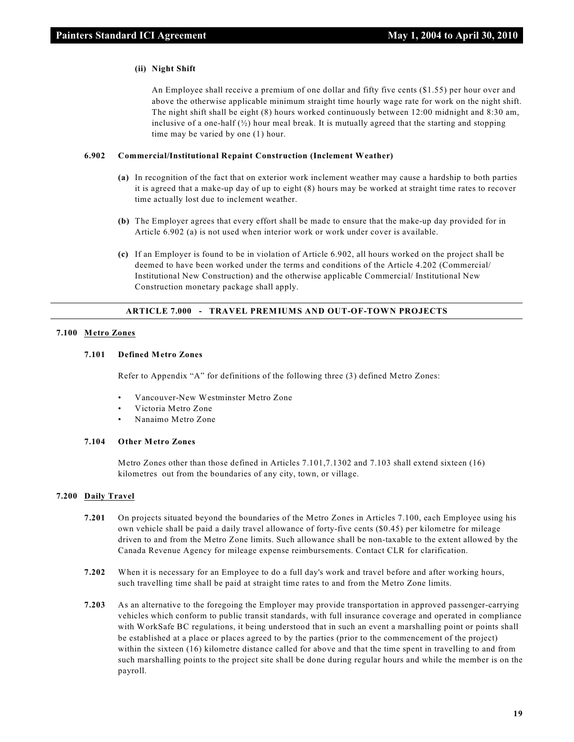**(ii) Night Shift**

An Employee shall receive a premium of one dollar and fifty five cents ($1.55) per hour over and above the otherwise applicable minimum straight time hourly wage rate for work on the night shift. The night shift shall be eight (8) hours worked continuously between 12:00 midnight and 8:30 am, inclusive of a one-half (½) hour meal break. It is mutually agreed that the starting and stopping time may be varied by one (1) hour.

**6.902 Commercial/Institutional Repaint Construction (Inclement Weather)**

**(a)** In recognition of the fact that on exterior work inclement weather may cause a hardship to both parties it is agreed that a make-up day of up to eight (8) hours may be worked at straight time rates to recover time actually lost due to inclement weather.

**(b)** The Employer agrees that every effort shall be made to ensure that the make-up day provided for in Article 6.902 (a) is not used when interior work or work under cover is available.

**(c)** If an Employer is found to be in violation of Article 6.902, all hours worked on the project shall be deemed to have been worked under the terms and conditions of the Article 4.202 (Commercial/ Institutional New Construction) and the otherwise applicable Commercial/ Institutional New Construction monetary package shall apply.

## ARTICLE 7.000 - TRAVEL PREMIUMS AND OUT-OF-TOWN PROJECTS

### 7.100 Metro Zones

**7.101 Defined Metro Zones**

Refer to Appendix "A" for definitions of the following three (3) defined Metro Zones:

- Vancouver-New Westminster Metro Zone
- Victoria Metro Zone
- Nanaimo Metro Zone

**7.104 Other Metro Zones**

Metro Zones other than those defined in Articles 7.101,7.1302 and 7.103 shall extend sixteen (16) kilometres out from the boundaries of any city, town, or village.

### 7.200 Daily Travel

**7.201** On projects situated beyond the boundaries of the Metro Zones in Articles 7.100, each Employee using his own vehicle shall be paid a daily travel allowance of forty-five cents ($0.45) per kilometre for mileage driven to and from the Metro Zone limits. Such allowance shall be non-taxable to the extent allowed by the Canada Revenue Agency for mileage expense reimbursements. Contact CLR for clarification.

**7.202** When it is necessary for an Employee to do a full day's work and travel before and after working hours, such travelling time shall be paid at straight time rates to and from the Metro Zone limits.

**7.203** As an alternative to the foregoing the Employer may provide transportation in approved passenger-carrying vehicles which conform to public transit standards, with full insurance coverage and operated in compliance with WorkSafe BC regulations, it being understood that in such an event a marshalling point or points shall be established at a place or places agreed to by the parties (prior to the commencement of the project) within the sixteen (16) kilometre distance called for above and that the time spent in travelling to and from such marshalling points to the project site shall be done during regular hours and while the member is on the payroll.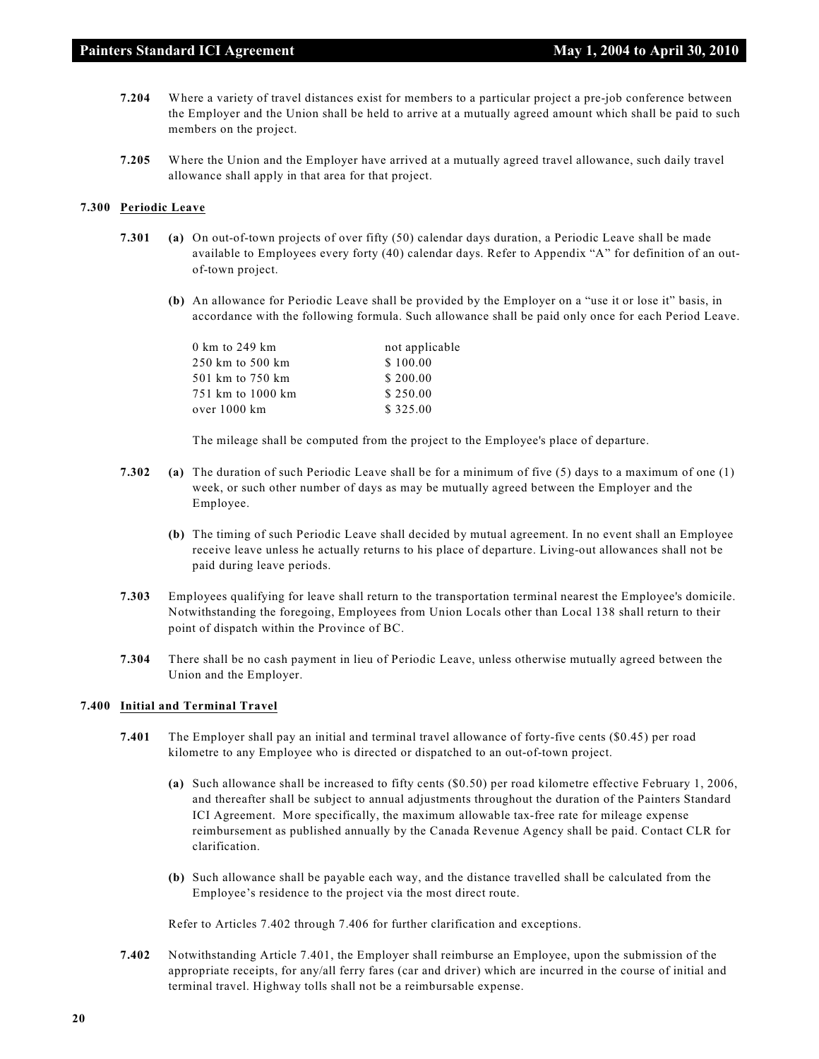**7.204** Where a variety of travel distances exist for members to a particular project a pre-job conference between the Employer and the Union shall be held to arrive at a mutually agreed amount which shall be paid to such members on the project.

**7.205** Where the Union and the Employer have arrived at a mutually agreed travel allowance, such daily travel allowance shall apply in that area for that project.

### 7.300 Periodic Leave

**7.301** **(a)** On out-of-town projects of over fifty (50) calendar days duration, a Periodic Leave shall be made available to Employees every forty (40) calendar days. Refer to Appendix "A" for definition of an out-of-town project.

**(b)** An allowance for Periodic Leave shall be provided by the Employer on a "use it or lose it" basis, in accordance with the following formula. Such allowance shall be paid only once for each Period Leave.

| | |
|---|---|
| 0 km to 249 km | not applicable |
| 250 km to 500 km | $ 100.00 |
| 501 km to 750 km | $ 200.00 |
| 751 km to 1000 km | $ 250.00 |
| over 1000 km | $ 325.00 |

The mileage shall be computed from the project to the Employee's place of departure.

**7.302** **(a)** The duration of such Periodic Leave shall be for a minimum of five (5) days to a maximum of one (1) week, or such other number of days as may be mutually agreed between the Employer and the Employee.

**(b)** The timing of such Periodic Leave shall decided by mutual agreement. In no event shall an Employee receive leave unless he actually returns to his place of departure. Living-out allowances shall not be paid during leave periods.

**7.303** Employees qualifying for leave shall return to the transportation terminal nearest the Employee's domicile. Notwithstanding the foregoing, Employees from Union Locals other than Local 138 shall return to their point of dispatch within the Province of BC.

**7.304** There shall be no cash payment in lieu of Periodic Leave, unless otherwise mutually agreed between the Union and the Employer.

### 7.400 Initial and Terminal Travel

**7.401** The Employer shall pay an initial and terminal travel allowance of forty-five cents ($0.45) per road kilometre to any Employee who is directed or dispatched to an out-of-town project.

**(a)** Such allowance shall be increased to fifty cents ($0.50) per road kilometre effective February 1, 2006, and thereafter shall be subject to annual adjustments throughout the duration of the Painters Standard ICI Agreement. More specifically, the maximum allowable tax-free rate for mileage expense reimbursement as published annually by the Canada Revenue Agency shall be paid. Contact CLR for clarification.

**(b)** Such allowance shall be payable each way, and the distance travelled shall be calculated from the Employee's residence to the project via the most direct route.

Refer to Articles 7.402 through 7.406 for further clarification and exceptions.

**7.402** Notwithstanding Article 7.401, the Employer shall reimburse an Employee, upon the submission of the appropriate receipts, for any/all ferry fares (car and driver) which are incurred in the course of initial and terminal travel. Highway tolls shall not be a reimbursable expense.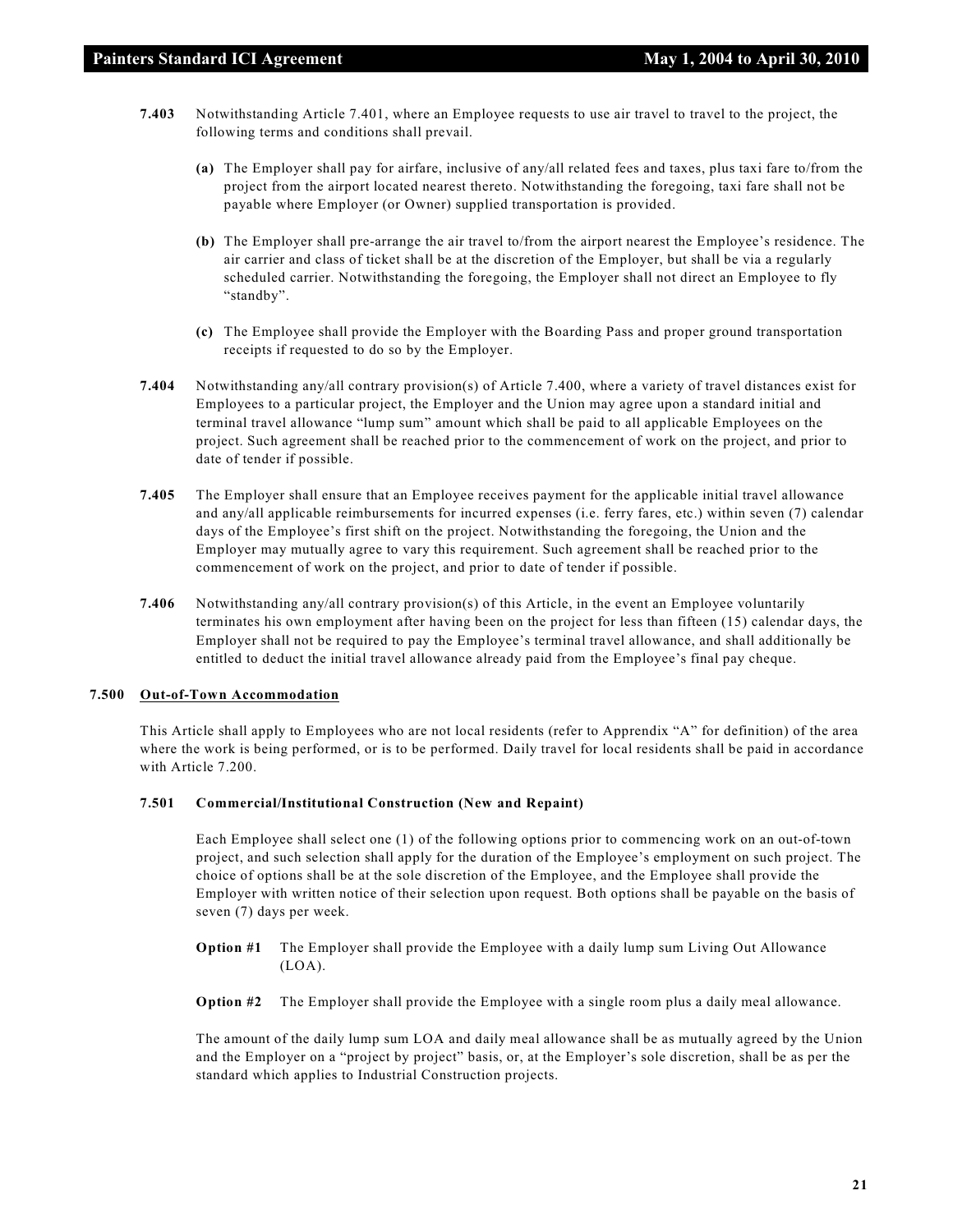**7.403** Notwithstanding Article 7.401, where an Employee requests to use air travel to travel to the project, the following terms and conditions shall prevail.

**(a)** The Employer shall pay for airfare, inclusive of any/all related fees and taxes, plus taxi fare to/from the project from the airport located nearest thereto. Notwithstanding the foregoing, taxi fare shall not be payable where Employer (or Owner) supplied transportation is provided.

**(b)** The Employer shall pre-arrange the air travel to/from the airport nearest the Employee's residence. The air carrier and class of ticket shall be at the discretion of the Employer, but shall be via a regularly scheduled carrier. Notwithstanding the foregoing, the Employer shall not direct an Employee to fly "standby".

**(c)** The Employee shall provide the Employer with the Boarding Pass and proper ground transportation receipts if requested to do so by the Employer.

**7.404** Notwithstanding any/all contrary provision(s) of Article 7.400, where a variety of travel distances exist for Employees to a particular project, the Employer and the Union may agree upon a standard initial and terminal travel allowance "lump sum" amount which shall be paid to all applicable Employees on the project. Such agreement shall be reached prior to the commencement of work on the project, and prior to date of tender if possible.

**7.405** The Employer shall ensure that an Employee receives payment for the applicable initial travel allowance and any/all applicable reimbursements for incurred expenses (i.e. ferry fares, etc.) within seven (7) calendar days of the Employee's first shift on the project. Notwithstanding the foregoing, the Union and the Employer may mutually agree to vary this requirement. Such agreement shall be reached prior to the commencement of work on the project, and prior to date of tender if possible.

**7.406** Notwithstanding any/all contrary provision(s) of this Article, in the event an Employee voluntarily terminates his own employment after having been on the project for less than fifteen (15) calendar days, the Employer shall not be required to pay the Employee's terminal travel allowance, and shall additionally be entitled to deduct the initial travel allowance already paid from the Employee's final pay cheque.

## 7.500 Out-of-Town Accommodation

This Article shall apply to Employees who are not local residents (refer to Apprendix "A" for definition) of the area where the work is being performed, or is to be performed. Daily travel for local residents shall be paid in accordance with Article 7.200.

### 7.501 Commercial/Institutional Construction (New and Repaint)

Each Employee shall select one (1) of the following options prior to commencing work on an out-of-town project, and such selection shall apply for the duration of the Employee's employment on such project. The choice of options shall be at the sole discretion of the Employee, and the Employee shall provide the Employer with written notice of their selection upon request. Both options shall be payable on the basis of seven (7) days per week.

**Option #1** The Employer shall provide the Employee with a daily lump sum Living Out Allowance (LOA).

**Option #2** The Employer shall provide the Employee with a single room plus a daily meal allowance.

The amount of the daily lump sum LOA and daily meal allowance shall be as mutually agreed by the Union and the Employer on a "project by project" basis, or, at the Employer's sole discretion, shall be as per the standard which applies to Industrial Construction projects.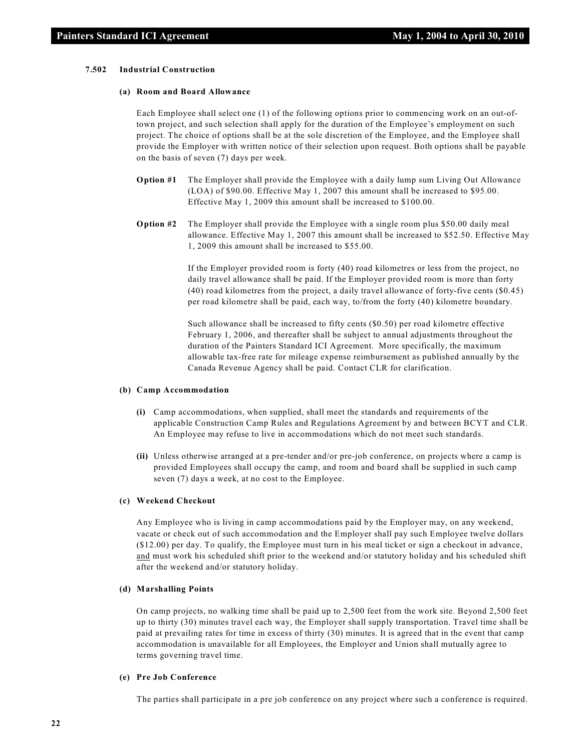### 7.502 Industrial Construction

#### (a) Room and Board Allowance

Each Employee shall select one (1) of the following options prior to commencing work on an out-of-town project, and such selection shall apply for the duration of the Employee's employment on such project. The choice of options shall be at the sole discretion of the Employee, and the Employee shall provide the Employer with written notice of their selection upon request. Both options shall be payable on the basis of seven (7) days per week.

**Option #1** The Employer shall provide the Employee with a daily lump sum Living Out Allowance (LOA) of $90.00. Effective May 1, 2007 this amount shall be increased to $95.00. Effective May 1, 2009 this amount shall be increased to $100.00.

**Option #2** The Employer shall provide the Employee with a single room plus $50.00 daily meal allowance. Effective May 1, 2007 this amount shall be increased to $52.50. Effective May 1, 2009 this amount shall be increased to $55.00.

If the Employer provided room is forty (40) road kilometres or less from the project, no daily travel allowance shall be paid. If the Employer provided room is more than forty (40) road kilometres from the project, a daily travel allowance of forty-five cents ($0.45) per road kilometre shall be paid, each way, to/from the forty (40) kilometre boundary.

Such allowance shall be increased to fifty cents ($0.50) per road kilometre effective February 1, 2006, and thereafter shall be subject to annual adjustments throughout the duration of the Painters Standard ICI Agreement. More specifically, the maximum allowable tax-free rate for mileage expense reimbursement as published annually by the Canada Revenue Agency shall be paid. Contact CLR for clarification.

#### (b) Camp Accommodation

**(i)** Camp accommodations, when supplied, shall meet the standards and requirements of the applicable Construction Camp Rules and Regulations Agreement by and between BCYT and CLR. An Employee may refuse to live in accommodations which do not meet such standards.

**(ii)** Unless otherwise arranged at a pre-tender and/or pre-job conference, on projects where a camp is provided Employees shall occupy the camp, and room and board shall be supplied in such camp seven (7) days a week, at no cost to the Employee.

#### (c) Weekend Checkout

Any Employee who is living in camp accommodations paid by the Employer may, on any weekend, vacate or check out of such accommodation and the Employer shall pay such Employee twelve dollars ($12.00) per day. To qualify, the Employee must turn in his meal ticket or sign a checkout in advance, <u>and</u> must work his scheduled shift prior to the weekend and/or statutory holiday and his scheduled shift after the weekend and/or statutory holiday.

#### (d) Marshalling Points

On camp projects, no walking time shall be paid up to 2,500 feet from the work site. Beyond 2,500 feet up to thirty (30) minutes travel each way, the Employer shall supply transportation. Travel time shall be paid at prevailing rates for time in excess of thirty (30) minutes. It is agreed that in the event that camp accommodation is unavailable for all Employees, the Employer and Union shall mutually agree to terms governing travel time.

#### (e) Pre Job Conference

The parties shall participate in a pre job conference on any project where such a conference is required.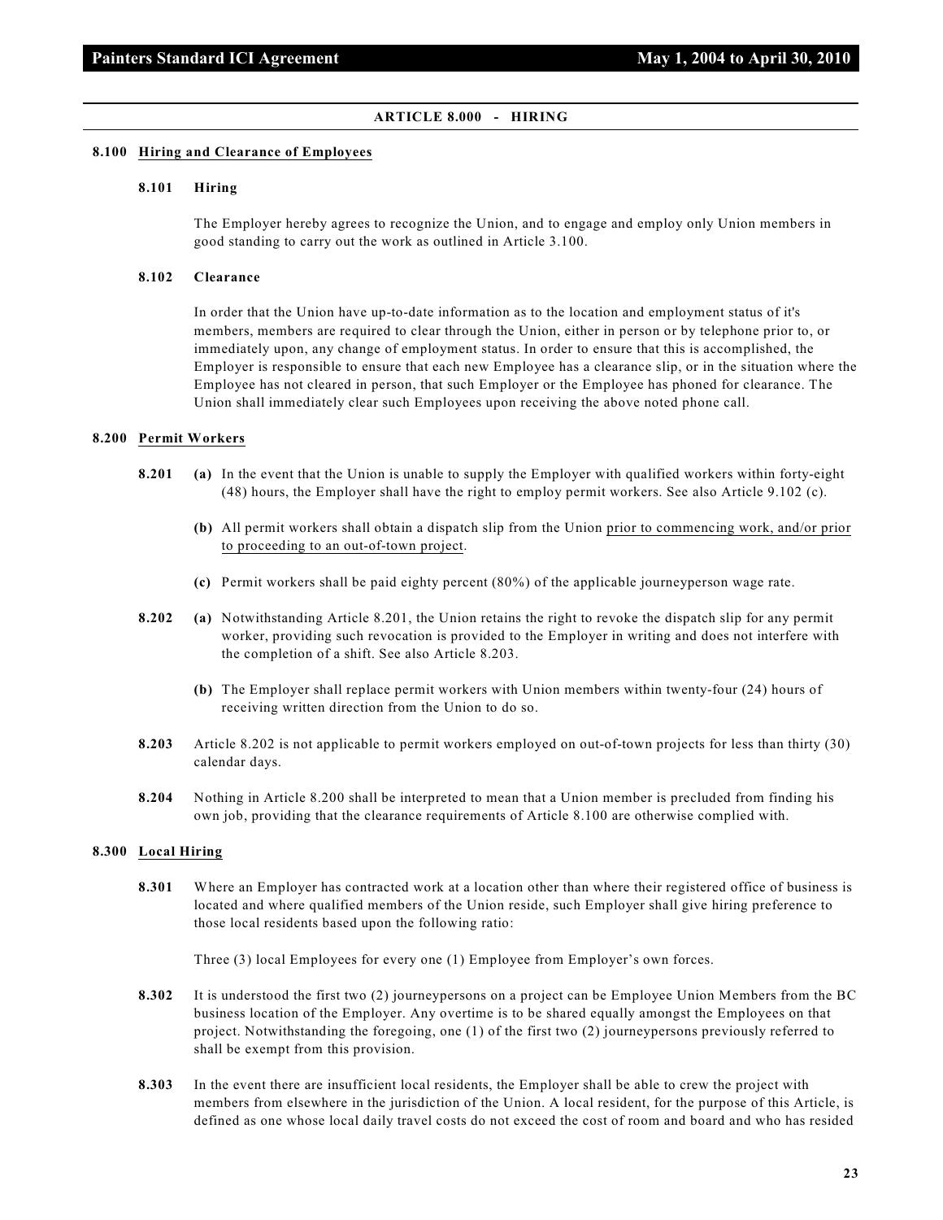## ARTICLE 8.000 - HIRING

### 8.100 Hiring and Clearance of Employees

**8.101 Hiring**

The Employer hereby agrees to recognize the Union, and to engage and employ only Union members in good standing to carry out the work as outlined in Article 3.100.

**8.102 Clearance**

In order that the Union have up-to-date information as to the location and employment status of it's members, members are required to clear through the Union, either in person or by telephone prior to, or immediately upon, any change of employment status. In order to ensure that this is accomplished, the Employer is responsible to ensure that each new Employee has a clearance slip, or in the situation where the Employee has not cleared in person, that such Employer or the Employee has phoned for clearance. The Union shall immediately clear such Employees upon receiving the above noted phone call.

### 8.200 Permit Workers

**8.201** **(a)** In the event that the Union is unable to supply the Employer with qualified workers within forty-eight (48) hours, the Employer shall have the right to employ permit workers. See also Article 9.102 (c).

**(b)** All permit workers shall obtain a dispatch slip from the Union <u>prior to commencing work, and/or prior to proceeding to an out-of-town project</u>.

**(c)** Permit workers shall be paid eighty percent (80%) of the applicable journeyperson wage rate.

**8.202** **(a)** Notwithstanding Article 8.201, the Union retains the right to revoke the dispatch slip for any permit worker, providing such revocation is provided to the Employer in writing and does not interfere with the completion of a shift. See also Article 8.203.

**(b)** The Employer shall replace permit workers with Union members within twenty-four (24) hours of receiving written direction from the Union to do so.

**8.203** Article 8.202 is not applicable to permit workers employed on out-of-town projects for less than thirty (30) calendar days.

**8.204** Nothing in Article 8.200 shall be interpreted to mean that a Union member is precluded from finding his own job, providing that the clearance requirements of Article 8.100 are otherwise complied with.

### 8.300 Local Hiring

**8.301** Where an Employer has contracted work at a location other than where their registered office of business is located and where qualified members of the Union reside, such Employer shall give hiring preference to those local residents based upon the following ratio:

Three (3) local Employees for every one (1) Employee from Employer's own forces.

**8.302** It is understood the first two (2) journeypersons on a project can be Employee Union Members from the BC business location of the Employer. Any overtime is to be shared equally amongst the Employees on that project. Notwithstanding the foregoing, one (1) of the first two (2) journeypersons previously referred to shall be exempt from this provision.

**8.303** In the event there are insufficient local residents, the Employer shall be able to crew the project with members from elsewhere in the jurisdiction of the Union. A local resident, for the purpose of this Article, is defined as one whose local daily travel costs do not exceed the cost of room and board and who has resided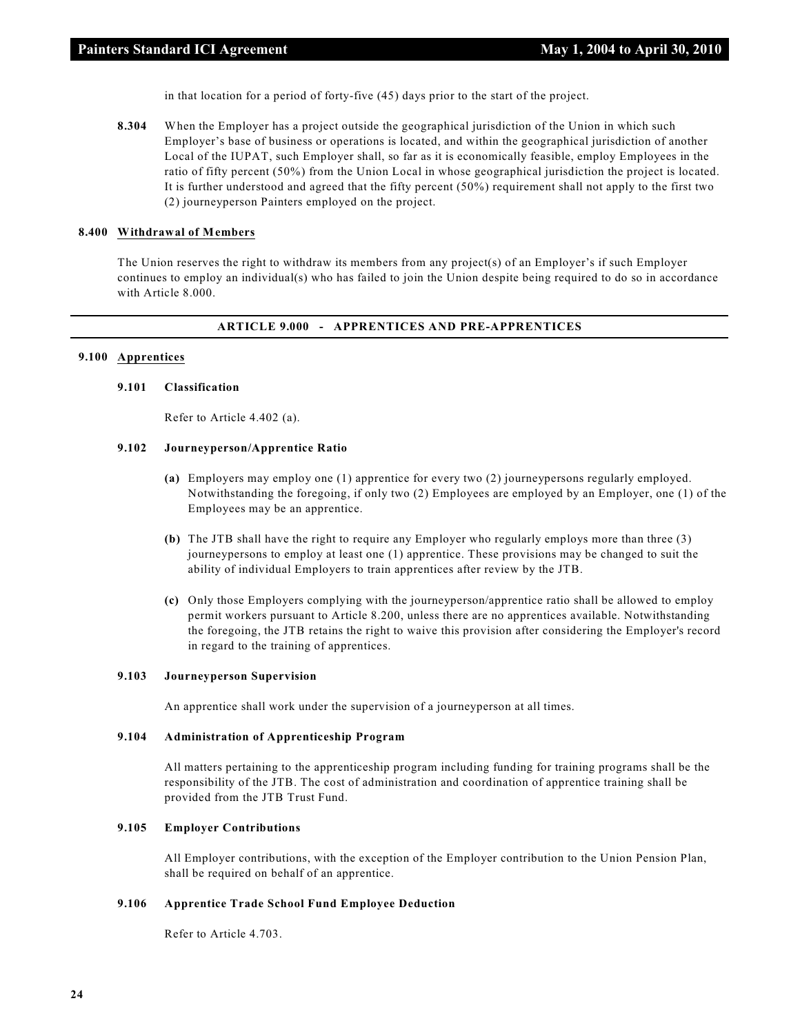in that location for a period of forty-five (45) days prior to the start of the project.

**8.304** When the Employer has a project outside the geographical jurisdiction of the Union in which such Employer's base of business or operations is located, and within the geographical jurisdiction of another Local of the IUPAT, such Employer shall, so far as it is economically feasible, employ Employees in the ratio of fifty percent (50%) from the Union Local in whose geographical jurisdiction the project is located. It is further understood and agreed that the fifty percent (50%) requirement shall not apply to the first two (2) journeyperson Painters employed on the project.

**8.400 Withdrawal of Members**

The Union reserves the right to withdraw its members from any project(s) of an Employer's if such Employer continues to employ an individual(s) who has failed to join the Union despite being required to do so in accordance with Article 8.000.

## ARTICLE 9.000 - APPRENTICES AND PRE-APPRENTICES

**9.100 Apprentices**

**9.101 Classification**

Refer to Article 4.402 (a).

**9.102 Journeyperson/Apprentice Ratio**

**(a)** Employers may employ one (1) apprentice for every two (2) journeypersons regularly employed. Notwithstanding the foregoing, if only two (2) Employees are employed by an Employer, one (1) of the Employees may be an apprentice.

**(b)** The JTB shall have the right to require any Employer who regularly employs more than three (3) journeypersons to employ at least one (1) apprentice. These provisions may be changed to suit the ability of individual Employers to train apprentices after review by the JTB.

**(c)** Only those Employers complying with the journeyperson/apprentice ratio shall be allowed to employ permit workers pursuant to Article 8.200, unless there are no apprentices available. Notwithstanding the foregoing, the JTB retains the right to waive this provision after considering the Employer's record in regard to the training of apprentices.

**9.103 Journeyperson Supervision**

An apprentice shall work under the supervision of a journeyperson at all times.

**9.104 Administration of Apprenticeship Program**

All matters pertaining to the apprenticeship program including funding for training programs shall be the responsibility of the JTB. The cost of administration and coordination of apprentice training shall be provided from the JTB Trust Fund.

**9.105 Employer Contributions**

All Employer contributions, with the exception of the Employer contribution to the Union Pension Plan, shall be required on behalf of an apprentice.

**9.106 Apprentice Trade School Fund Employee Deduction**

Refer to Article 4.703.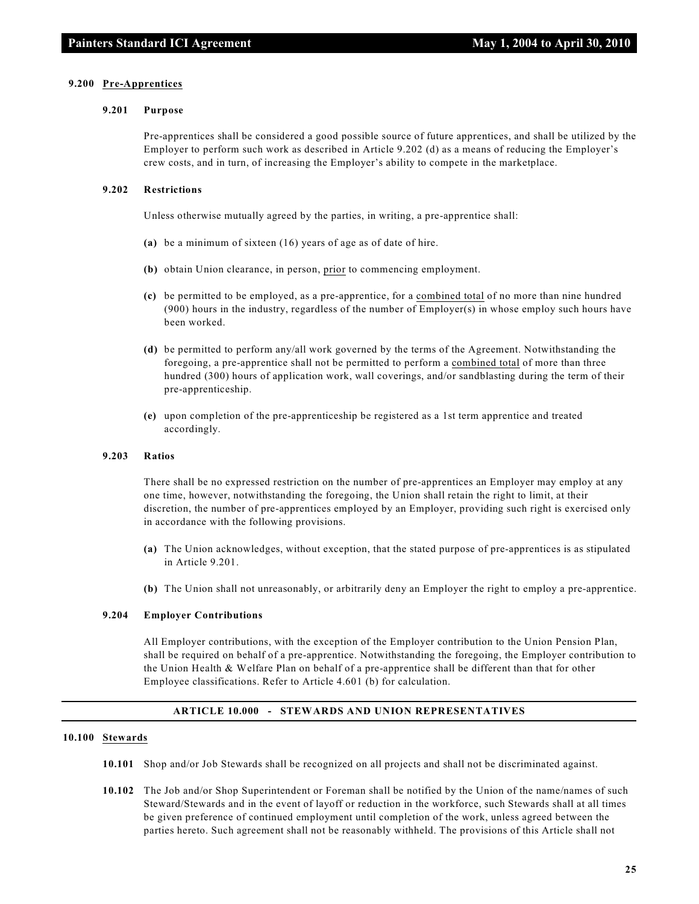### 9.200 Pre-Apprentices

#### 9.201 Purpose

Pre-apprentices shall be considered a good possible source of future apprentices, and shall be utilized by the Employer to perform such work as described in Article 9.202 (d) as a means of reducing the Employer's crew costs, and in turn, of increasing the Employer's ability to compete in the marketplace.

#### 9.202 Restrictions

Unless otherwise mutually agreed by the parties, in writing, a pre-apprentice shall:

**(a)** be a minimum of sixteen (16) years of age as of date of hire.

**(b)** obtain Union clearance, in person, prior to commencing employment.

**(c)** be permitted to be employed, as a pre-apprentice, for a combined total of no more than nine hundred (900) hours in the industry, regardless of the number of Employer(s) in whose employ such hours have been worked.

**(d)** be permitted to perform any/all work governed by the terms of the Agreement. Notwithstanding the foregoing, a pre-apprentice shall not be permitted to perform a combined total of more than three hundred (300) hours of application work, wall coverings, and/or sandblasting during the term of their pre-apprenticeship.

**(e)** upon completion of the pre-apprenticeship be registered as a 1st term apprentice and treated accordingly.

#### 9.203 Ratios

There shall be no expressed restriction on the number of pre-apprentices an Employer may employ at any one time, however, notwithstanding the foregoing, the Union shall retain the right to limit, at their discretion, the number of pre-apprentices employed by an Employer, providing such right is exercised only in accordance with the following provisions.

**(a)** The Union acknowledges, without exception, that the stated purpose of pre-apprentices is as stipulated in Article 9.201.

**(b)** The Union shall not unreasonably, or arbitrarily deny an Employer the right to employ a pre-apprentice.

#### 9.204 Employer Contributions

All Employer contributions, with the exception of the Employer contribution to the Union Pension Plan, shall be required on behalf of a pre-apprentice. Notwithstanding the foregoing, the Employer contribution to the Union Health & Welfare Plan on behalf of a pre-apprentice shall be different than that for other Employee classifications. Refer to Article 4.601 (b) for calculation.

## ARTICLE 10.000 - STEWARDS AND UNION REPRESENTATIVES

### 10.100 Stewards

**10.101** Shop and/or Job Stewards shall be recognized on all projects and shall not be discriminated against.

**10.102** The Job and/or Shop Superintendent or Foreman shall be notified by the Union of the name/names of such Steward/Stewards and in the event of layoff or reduction in the workforce, such Stewards shall at all times be given preference of continued employment until completion of the work, unless agreed between the parties hereto. Such agreement shall not be reasonably withheld. The provisions of this Article shall not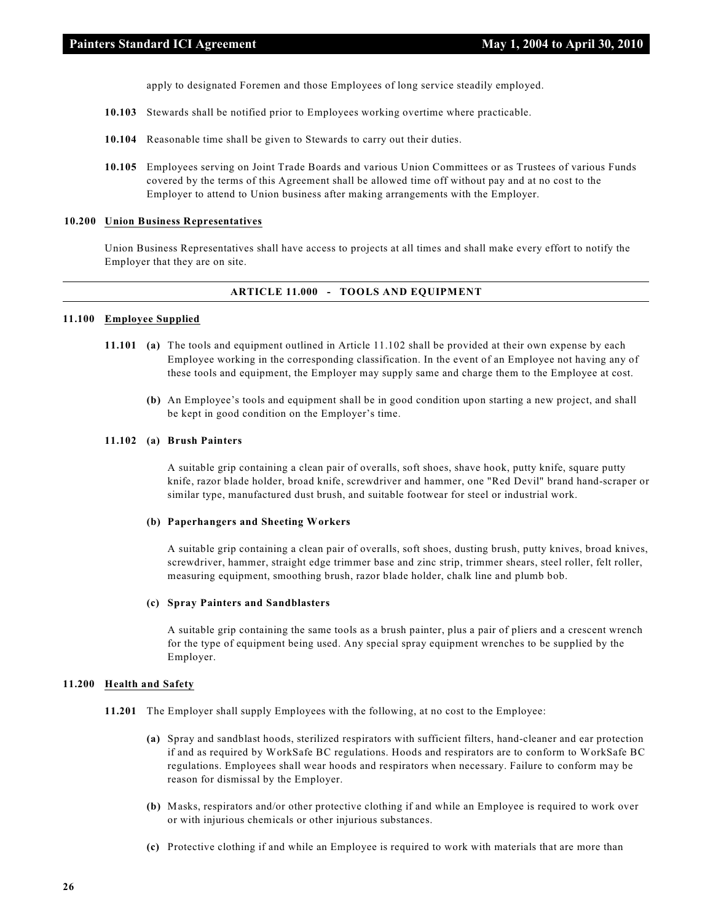apply to designated Foremen and those Employees of long service steadily employed.

**10.103** Stewards shall be notified prior to Employees working overtime where practicable.

**10.104** Reasonable time shall be given to Stewards to carry out their duties.

**10.105** Employees serving on Joint Trade Boards and various Union Committees or as Trustees of various Funds covered by the terms of this Agreement shall be allowed time off without pay and at no cost to the Employer to attend to Union business after making arrangements with the Employer.

**10.200 Union Business Representatives**

Union Business Representatives shall have access to projects at all times and shall make every effort to notify the Employer that they are on site.

## ARTICLE 11.000 - TOOLS AND EQUIPMENT

**11.100 Employee Supplied**

**11.101 (a)** The tools and equipment outlined in Article 11.102 shall be provided at their own expense by each Employee working in the corresponding classification. In the event of an Employee not having any of these tools and equipment, the Employer may supply same and charge them to the Employee at cost.

**(b)** An Employee's tools and equipment shall be in good condition upon starting a new project, and shall be kept in good condition on the Employer's time.

**11.102 (a) Brush Painters**

A suitable grip containing a clean pair of overalls, soft shoes, shave hook, putty knife, square putty knife, razor blade holder, broad knife, screwdriver and hammer, one "Red Devil" brand hand-scraper or similar type, manufactured dust brush, and suitable footwear for steel or industrial work.

**(b) Paperhangers and Sheeting Workers**

A suitable grip containing a clean pair of overalls, soft shoes, dusting brush, putty knives, broad knives, screwdriver, hammer, straight edge trimmer base and zinc strip, trimmer shears, steel roller, felt roller, measuring equipment, smoothing brush, razor blade holder, chalk line and plumb bob.

**(c) Spray Painters and Sandblasters**

A suitable grip containing the same tools as a brush painter, plus a pair of pliers and a crescent wrench for the type of equipment being used. Any special spray equipment wrenches to be supplied by the Employer.

**11.200 Health and Safety**

**11.201** The Employer shall supply Employees with the following, at no cost to the Employee:

**(a)** Spray and sandblast hoods, sterilized respirators with sufficient filters, hand-cleaner and ear protection if and as required by WorkSafe BC regulations. Hoods and respirators are to conform to WorkSafe BC regulations. Employees shall wear hoods and respirators when necessary. Failure to conform may be reason for dismissal by the Employer.

**(b)** Masks, respirators and/or other protective clothing if and while an Employee is required to work over or with injurious chemicals or other injurious substances.

**(c)** Protective clothing if and while an Employee is required to work with materials that are more than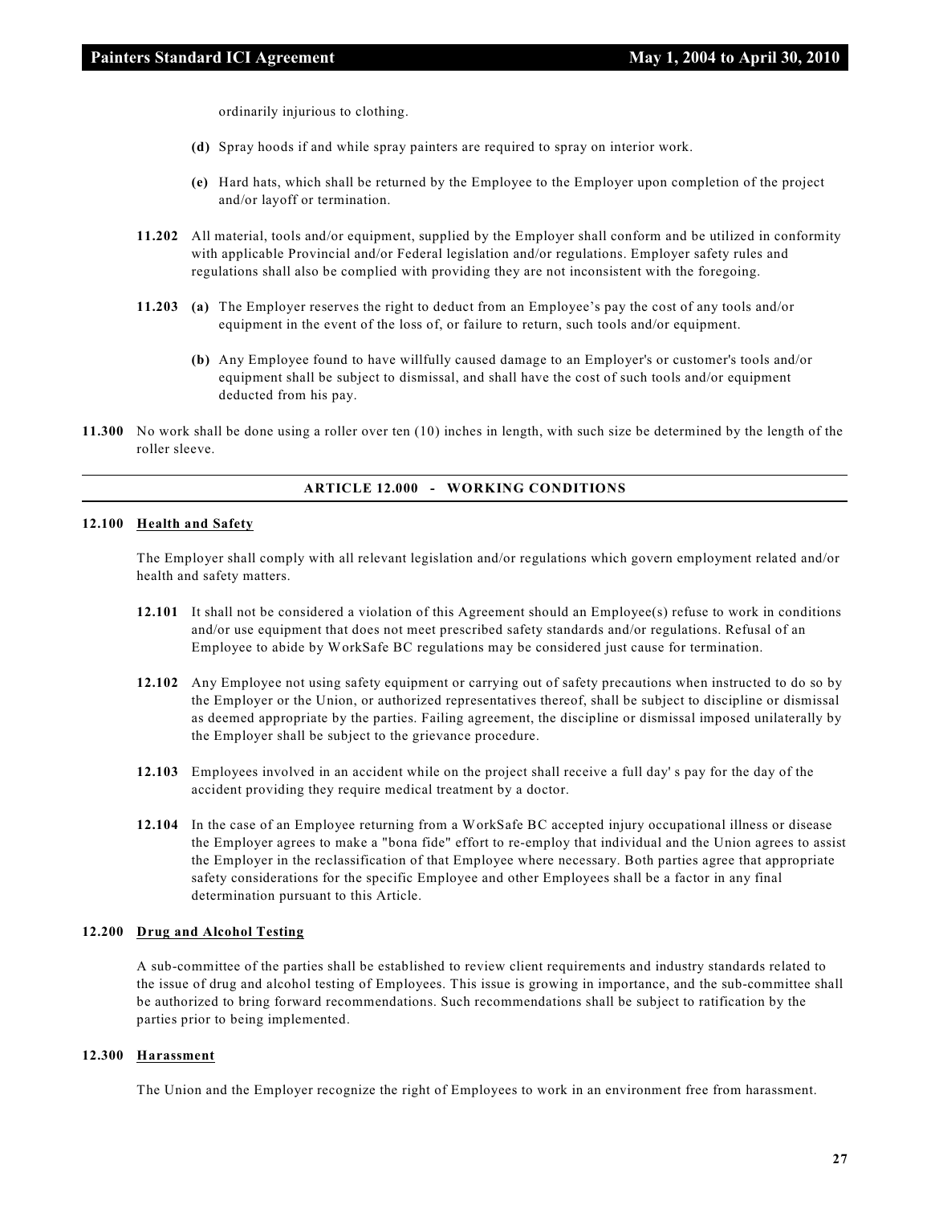ordinarily injurious to clothing.

**(d)** Spray hoods if and while spray painters are required to spray on interior work.

**(e)** Hard hats, which shall be returned by the Employee to the Employer upon completion of the project and/or layoff or termination.

**11.202** All material, tools and/or equipment, supplied by the Employer shall conform and be utilized in conformity with applicable Provincial and/or Federal legislation and/or regulations. Employer safety rules and regulations shall also be complied with providing they are not inconsistent with the foregoing.

**11.203** **(a)** The Employer reserves the right to deduct from an Employee's pay the cost of any tools and/or equipment in the event of the loss of, or failure to return, such tools and/or equipment.

**(b)** Any Employee found to have willfully caused damage to an Employer's or customer's tools and/or equipment shall be subject to dismissal, and shall have the cost of such tools and/or equipment deducted from his pay.

**11.300** No work shall be done using a roller over ten (10) inches in length, with such size be determined by the length of the roller sleeve.

## ARTICLE 12.000 - WORKING CONDITIONS

**12.100** **Health and Safety**

The Employer shall comply with all relevant legislation and/or regulations which govern employment related and/or health and safety matters.

**12.101** It shall not be considered a violation of this Agreement should an Employee(s) refuse to work in conditions and/or use equipment that does not meet prescribed safety standards and/or regulations. Refusal of an Employee to abide by WorkSafe BC regulations may be considered just cause for termination.

**12.102** Any Employee not using safety equipment or carrying out of safety precautions when instructed to do so by the Employer or the Union, or authorized representatives thereof, shall be subject to discipline or dismissal as deemed appropriate by the parties. Failing agreement, the discipline or dismissal imposed unilaterally by the Employer shall be subject to the grievance procedure.

**12.103** Employees involved in an accident while on the project shall receive a full day' s pay for the day of the accident providing they require medical treatment by a doctor.

**12.104** In the case of an Employee returning from a WorkSafe BC accepted injury occupational illness or disease the Employer agrees to make a "bona fide" effort to re-employ that individual and the Union agrees to assist the Employer in the reclassification of that Employee where necessary. Both parties agree that appropriate safety considerations for the specific Employee and other Employees shall be a factor in any final determination pursuant to this Article.

**12.200** **Drug and Alcohol Testing**

A sub-committee of the parties shall be established to review client requirements and industry standards related to the issue of drug and alcohol testing of Employees. This issue is growing in importance, and the sub-committee shall be authorized to bring forward recommendations. Such recommendations shall be subject to ratification by the parties prior to being implemented.

**12.300** **Harassment**

The Union and the Employer recognize the right of Employees to work in an environment free from harassment.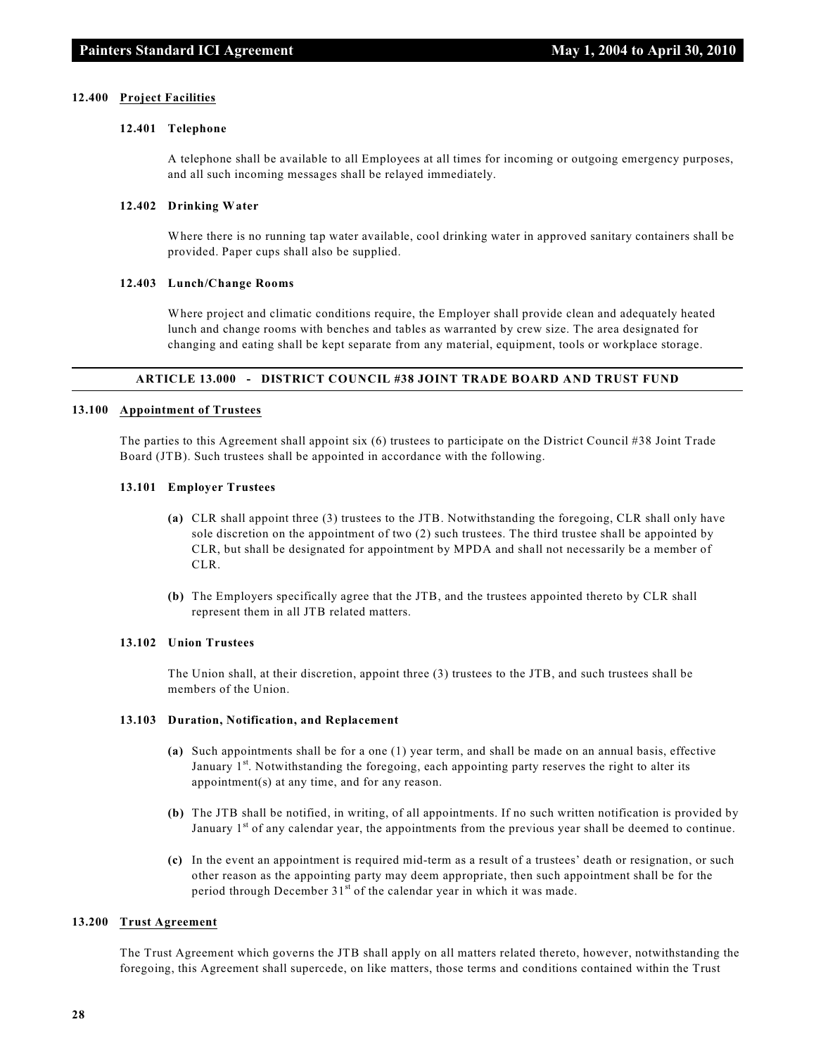#### 12.400 Project Facilities

##### 12.401 Telephone

A telephone shall be available to all Employees at all times for incoming or outgoing emergency purposes, and all such incoming messages shall be relayed immediately.

##### 12.402 Drinking Water

Where there is no running tap water available, cool drinking water in approved sanitary containers shall be provided. Paper cups shall also be supplied.

##### 12.403 Lunch/Change Rooms

Where project and climatic conditions require, the Employer shall provide clean and adequately heated lunch and change rooms with benches and tables as warranted by crew size. The area designated for changing and eating shall be kept separate from any material, equipment, tools or workplace storage.

## ARTICLE 13.000 - DISTRICT COUNCIL #38 JOINT TRADE BOARD AND TRUST FUND

#### 13.100 Appointment of Trustees

The parties to this Agreement shall appoint six (6) trustees to participate on the District Council #38 Joint Trade Board (JTB). Such trustees shall be appointed in accordance with the following.

##### 13.101 Employer Trustees

**(a)** CLR shall appoint three (3) trustees to the JTB. Notwithstanding the foregoing, CLR shall only have sole discretion on the appointment of two (2) such trustees. The third trustee shall be appointed by CLR, but shall be designated for appointment by MPDA and shall not necessarily be a member of CLR.

**(b)** The Employers specifically agree that the JTB, and the trustees appointed thereto by CLR shall represent them in all JTB related matters.

##### 13.102 Union Trustees

The Union shall, at their discretion, appoint three (3) trustees to the JTB, and such trustees shall be members of the Union.

##### 13.103 Duration, Notification, and Replacement

**(a)** Such appointments shall be for a one (1) year term, and shall be made on an annual basis, effective January 1st. Notwithstanding the foregoing, each appointing party reserves the right to alter its appointment(s) at any time, and for any reason.

**(b)** The JTB shall be notified, in writing, of all appointments. If no such written notification is provided by January 1st of any calendar year, the appointments from the previous year shall be deemed to continue.

**(c)** In the event an appointment is required mid-term as a result of a trustees' death or resignation, or such other reason as the appointing party may deem appropriate, then such appointment shall be for the period through December 31st of the calendar year in which it was made.

#### 13.200 Trust Agreement

The Trust Agreement which governs the JTB shall apply on all matters related thereto, however, notwithstanding the foregoing, this Agreement shall supercede, on like matters, those terms and conditions contained within the Trust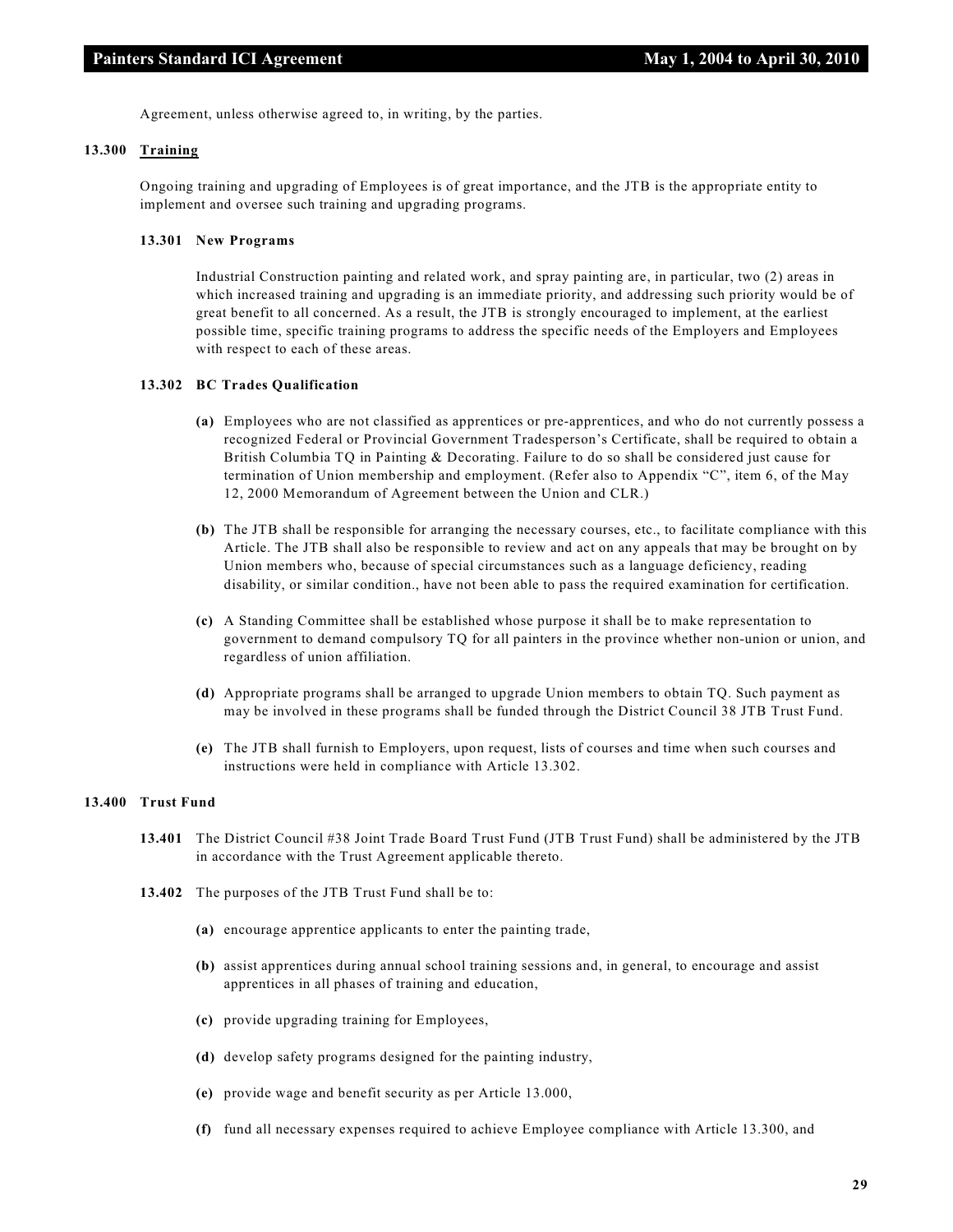Agreement, unless otherwise agreed to, in writing, by the parties.

### 13.300 Training

Ongoing training and upgrading of Employees is of great importance, and the JTB is the appropriate entity to implement and oversee such training and upgrading programs.

#### 13.301 New Programs

Industrial Construction painting and related work, and spray painting are, in particular, two (2) areas in which increased training and upgrading is an immediate priority, and addressing such priority would be of great benefit to all concerned. As a result, the JTB is strongly encouraged to implement, at the earliest possible time, specific training programs to address the specific needs of the Employers and Employees with respect to each of these areas.

#### 13.302 BC Trades Qualification

**(a)** Employees who are not classified as apprentices or pre-apprentices, and who do not currently possess a recognized Federal or Provincial Government Tradesperson's Certificate, shall be required to obtain a British Columbia TQ in Painting & Decorating. Failure to do so shall be considered just cause for termination of Union membership and employment. (Refer also to Appendix "C", item 6, of the May 12, 2000 Memorandum of Agreement between the Union and CLR.)

**(b)** The JTB shall be responsible for arranging the necessary courses, etc., to facilitate compliance with this Article. The JTB shall also be responsible to review and act on any appeals that may be brought on by Union members who, because of special circumstances such as a language deficiency, reading disability, or similar condition., have not been able to pass the required examination for certification.

**(c)** A Standing Committee shall be established whose purpose it shall be to make representation to government to demand compulsory TQ for all painters in the province whether non-union or union, and regardless of union affiliation.

**(d)** Appropriate programs shall be arranged to upgrade Union members to obtain TQ. Such payment as may be involved in these programs shall be funded through the District Council 38 JTB Trust Fund.

**(e)** The JTB shall furnish to Employers, upon request, lists of courses and time when such courses and instructions were held in compliance with Article 13.302.

### 13.400 Trust Fund

**13.401** The District Council #38 Joint Trade Board Trust Fund (JTB Trust Fund) shall be administered by the JTB in accordance with the Trust Agreement applicable thereto.

**13.402** The purposes of the JTB Trust Fund shall be to:

**(a)** encourage apprentice applicants to enter the painting trade,

**(b)** assist apprentices during annual school training sessions and, in general, to encourage and assist apprentices in all phases of training and education,

**(c)** provide upgrading training for Employees,

**(d)** develop safety programs designed for the painting industry,

**(e)** provide wage and benefit security as per Article 13.000,

**(f)** fund all necessary expenses required to achieve Employee compliance with Article 13.300, and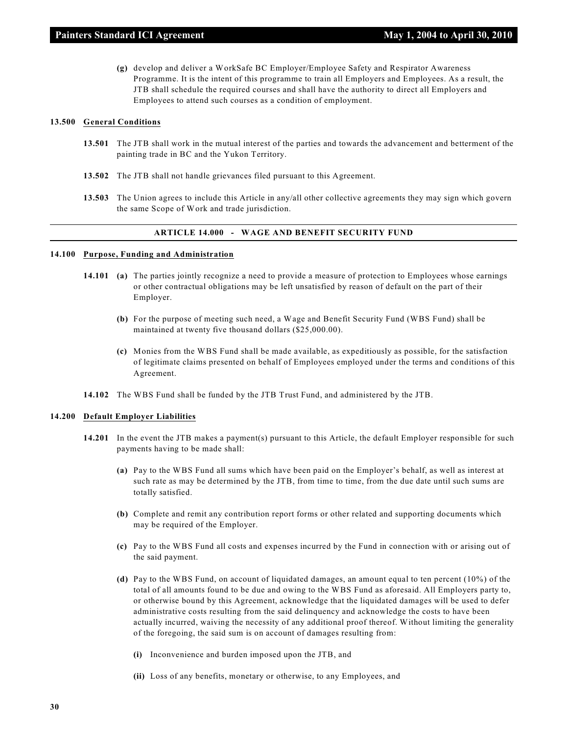**(g)** develop and deliver a WorkSafe BC Employer/Employee Safety and Respirator Awareness Programme. It is the intent of this programme to train all Employers and Employees. As a result, the JTB shall schedule the required courses and shall have the authority to direct all Employers and Employees to attend such courses as a condition of employment.

**13.500 General Conditions**

**13.501** The JTB shall work in the mutual interest of the parties and towards the advancement and betterment of the painting trade in BC and the Yukon Territory.

**13.502** The JTB shall not handle grievances filed pursuant to this Agreement.

**13.503** The Union agrees to include this Article in any/all other collective agreements they may sign which govern the same Scope of Work and trade jurisdiction.

## ARTICLE 14.000 - WAGE AND BENEFIT SECURITY FUND

**14.100 Purpose, Funding and Administration**

**14.101** **(a)** The parties jointly recognize a need to provide a measure of protection to Employees whose earnings or other contractual obligations may be left unsatisfied by reason of default on the part of their Employer.

**(b)** For the purpose of meeting such need, a Wage and Benefit Security Fund (WBS Fund) shall be maintained at twenty five thousand dollars ($25,000.00).

**(c)** Monies from the WBS Fund shall be made available, as expeditiously as possible, for the satisfaction of legitimate claims presented on behalf of Employees employed under the terms and conditions of this Agreement.

**14.102** The WBS Fund shall be funded by the JTB Trust Fund, and administered by the JTB.

**14.200 Default Employer Liabilities**

**14.201** In the event the JTB makes a payment(s) pursuant to this Article, the default Employer responsible for such payments having to be made shall:

**(a)** Pay to the WBS Fund all sums which have been paid on the Employer's behalf, as well as interest at such rate as may be determined by the JTB, from time to time, from the due date until such sums are totally satisfied.

**(b)** Complete and remit any contribution report forms or other related and supporting documents which may be required of the Employer.

**(c)** Pay to the WBS Fund all costs and expenses incurred by the Fund in connection with or arising out of the said payment.

**(d)** Pay to the WBS Fund, on account of liquidated damages, an amount equal to ten percent (10%) of the total of all amounts found to be due and owing to the WBS Fund as aforesaid. All Employers party to, or otherwise bound by this Agreement, acknowledge that the liquidated damages will be used to defer administrative costs resulting from the said delinquency and acknowledge the costs to have been actually incurred, waiving the necessity of any additional proof thereof. Without limiting the generality of the foregoing, the said sum is on account of damages resulting from:

**(i)** Inconvenience and burden imposed upon the JTB, and

**(ii)** Loss of any benefits, monetary or otherwise, to any Employees, and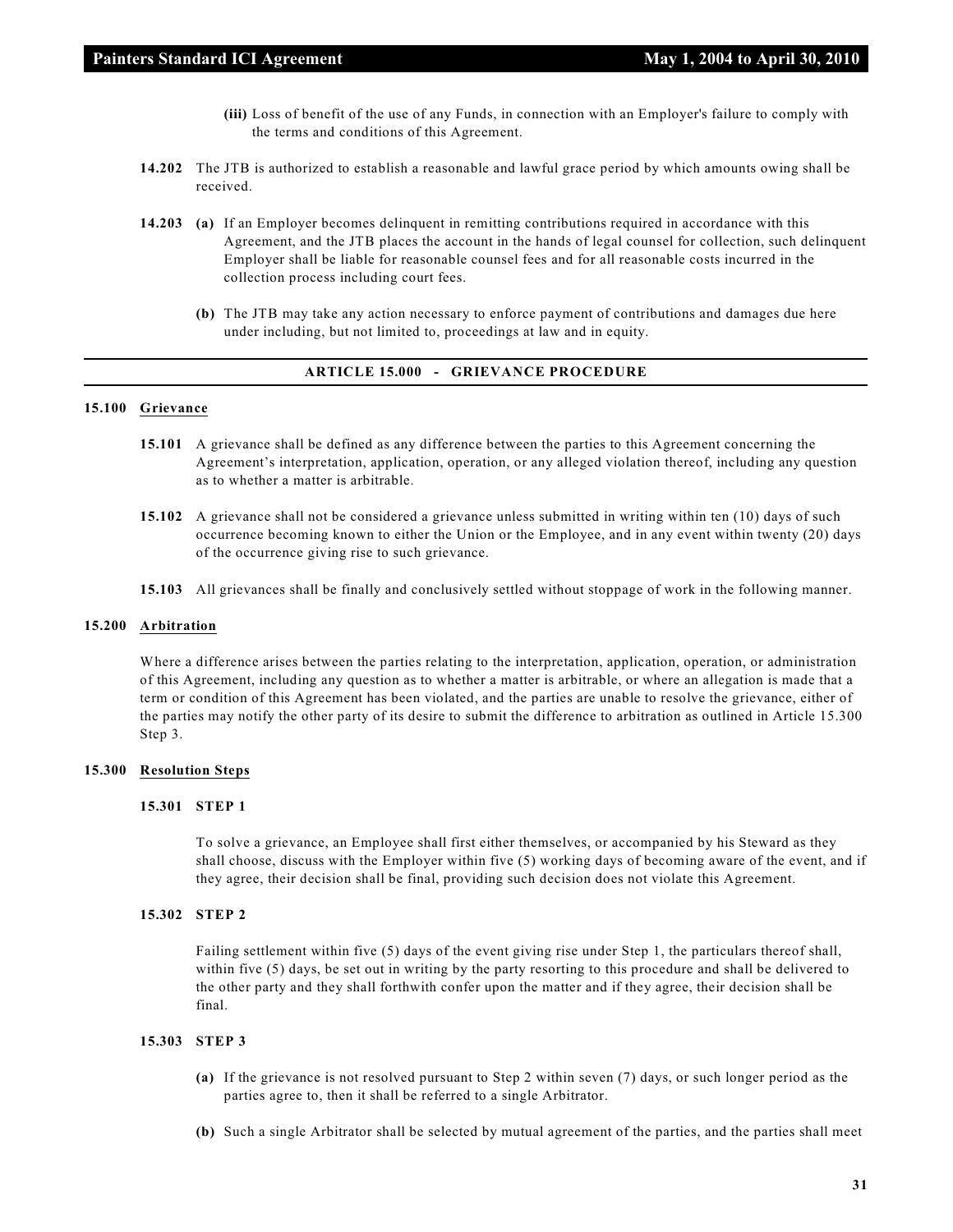**(iii)** Loss of benefit of the use of any Funds, in connection with an Employer's failure to comply with the terms and conditions of this Agreement.

**14.202** The JTB is authorized to establish a reasonable and lawful grace period by which amounts owing shall be received.

**14.203** **(a)** If an Employer becomes delinquent in remitting contributions required in accordance with this Agreement, and the JTB places the account in the hands of legal counsel for collection, such delinquent Employer shall be liable for reasonable counsel fees and for all reasonable costs incurred in the collection process including court fees.

**(b)** The JTB may take any action necessary to enforce payment of contributions and damages due here under including, but not limited to, proceedings at law and in equity.

## ARTICLE 15.000 - GRIEVANCE PROCEDURE

### 15.100 Grievance

**15.101** A grievance shall be defined as any difference between the parties to this Agreement concerning the Agreement's interpretation, application, operation, or any alleged violation thereof, including any question as to whether a matter is arbitrable.

**15.102** A grievance shall not be considered a grievance unless submitted in writing within ten (10) days of such occurrence becoming known to either the Union or the Employee, and in any event within twenty (20) days of the occurrence giving rise to such grievance.

**15.103** All grievances shall be finally and conclusively settled without stoppage of work in the following manner.

### 15.200 Arbitration

Where a difference arises between the parties relating to the interpretation, application, operation, or administration of this Agreement, including any question as to whether a matter is arbitrable, or where an allegation is made that a term or condition of this Agreement has been violated, and the parties are unable to resolve the grievance, either of the parties may notify the other party of its desire to submit the difference to arbitration as outlined in Article 15.300 Step 3.

### 15.300 Resolution Steps

#### 15.301 STEP 1

To solve a grievance, an Employee shall first either themselves, or accompanied by his Steward as they shall choose, discuss with the Employer within five (5) working days of becoming aware of the event, and if they agree, their decision shall be final, providing such decision does not violate this Agreement.

#### 15.302 STEP 2

Failing settlement within five (5) days of the event giving rise under Step 1, the particulars thereof shall, within five (5) days, be set out in writing by the party resorting to this procedure and shall be delivered to the other party and they shall forthwith confer upon the matter and if they agree, their decision shall be final.

#### 15.303 STEP 3

**(a)** If the grievance is not resolved pursuant to Step 2 within seven (7) days, or such longer period as the parties agree to, then it shall be referred to a single Arbitrator.

**(b)** Such a single Arbitrator shall be selected by mutual agreement of the parties, and the parties shall meet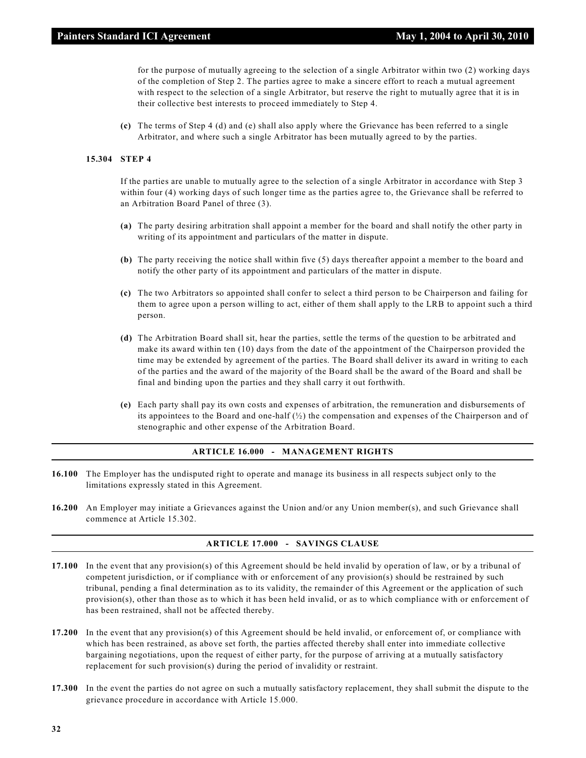for the purpose of mutually agreeing to the selection of a single Arbitrator within two (2) working days of the completion of Step 2. The parties agree to make a sincere effort to reach a mutual agreement with respect to the selection of a single Arbitrator, but reserve the right to mutually agree that it is in their collective best interests to proceed immediately to Step 4.

**(c)** The terms of Step 4 (d) and (e) shall also apply where the Grievance has been referred to a single Arbitrator, and where such a single Arbitrator has been mutually agreed to by the parties.

**15.304 STEP 4**

If the parties are unable to mutually agree to the selection of a single Arbitrator in accordance with Step 3 within four (4) working days of such longer time as the parties agree to, the Grievance shall be referred to an Arbitration Board Panel of three (3).

**(a)** The party desiring arbitration shall appoint a member for the board and shall notify the other party in writing of its appointment and particulars of the matter in dispute.

**(b)** The party receiving the notice shall within five (5) days thereafter appoint a member to the board and notify the other party of its appointment and particulars of the matter in dispute.

**(c)** The two Arbitrators so appointed shall confer to select a third person to be Chairperson and failing for them to agree upon a person willing to act, either of them shall apply to the LRB to appoint such a third person.

**(d)** The Arbitration Board shall sit, hear the parties, settle the terms of the question to be arbitrated and make its award within ten (10) days from the date of the appointment of the Chairperson provided the time may be extended by agreement of the parties. The Board shall deliver its award in writing to each of the parties and the award of the majority of the Board shall be the award of the Board and shall be final and binding upon the parties and they shall carry it out forthwith.

**(e)** Each party shall pay its own costs and expenses of arbitration, the remuneration and disbursements of its appointees to the Board and one-half (½) the compensation and expenses of the Chairperson and of stenographic and other expense of the Arbitration Board.

## ARTICLE 16.000 - MANAGEMENT RIGHTS

**16.100** The Employer has the undisputed right to operate and manage its business in all respects subject only to the limitations expressly stated in this Agreement.

**16.200** An Employer may initiate a Grievances against the Union and/or any Union member(s), and such Grievance shall commence at Article 15.302.

## ARTICLE 17.000 - SAVINGS CLAUSE

**17.100** In the event that any provision(s) of this Agreement should be held invalid by operation of law, or by a tribunal of competent jurisdiction, or if compliance with or enforcement of any provision(s) should be restrained by such tribunal, pending a final determination as to its validity, the remainder of this Agreement or the application of such provision(s), other than those as to which it has been held invalid, or as to which compliance with or enforcement of has been restrained, shall not be affected thereby.

**17.200** In the event that any provision(s) of this Agreement should be held invalid, or enforcement of, or compliance with which has been restrained, as above set forth, the parties affected thereby shall enter into immediate collective bargaining negotiations, upon the request of either party, for the purpose of arriving at a mutually satisfactory replacement for such provision(s) during the period of invalidity or restraint.

**17.300** In the event the parties do not agree on such a mutually satisfactory replacement, they shall submit the dispute to the grievance procedure in accordance with Article 15.000.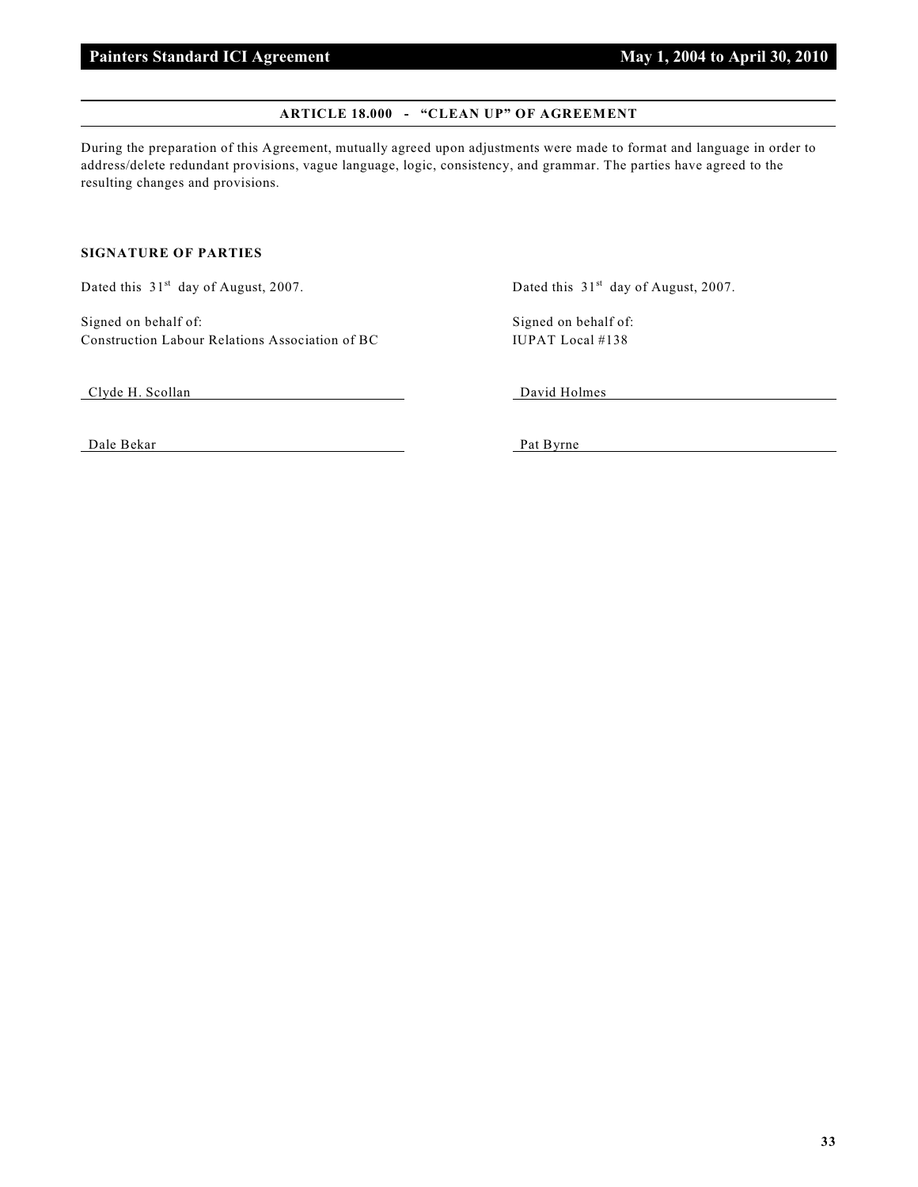## ARTICLE 18.000 - "CLEAN UP" OF AGREEMENT

During the preparation of this Agreement, mutually agreed upon adjustments were made to format and language in order to address/delete redundant provisions, vague language, logic, consistency, and grammar. The parties have agreed to the resulting changes and provisions.

**SIGNATURE OF PARTIES**

Dated this 31st day of August, 2007.

Signed on behalf of:
Construction Labour Relations Association of BC

Clyde H. Scollan

Dale Bekar

Dated this 31st day of August, 2007.

Signed on behalf of:
IUPAT Local #138

David Holmes

Pat Byrne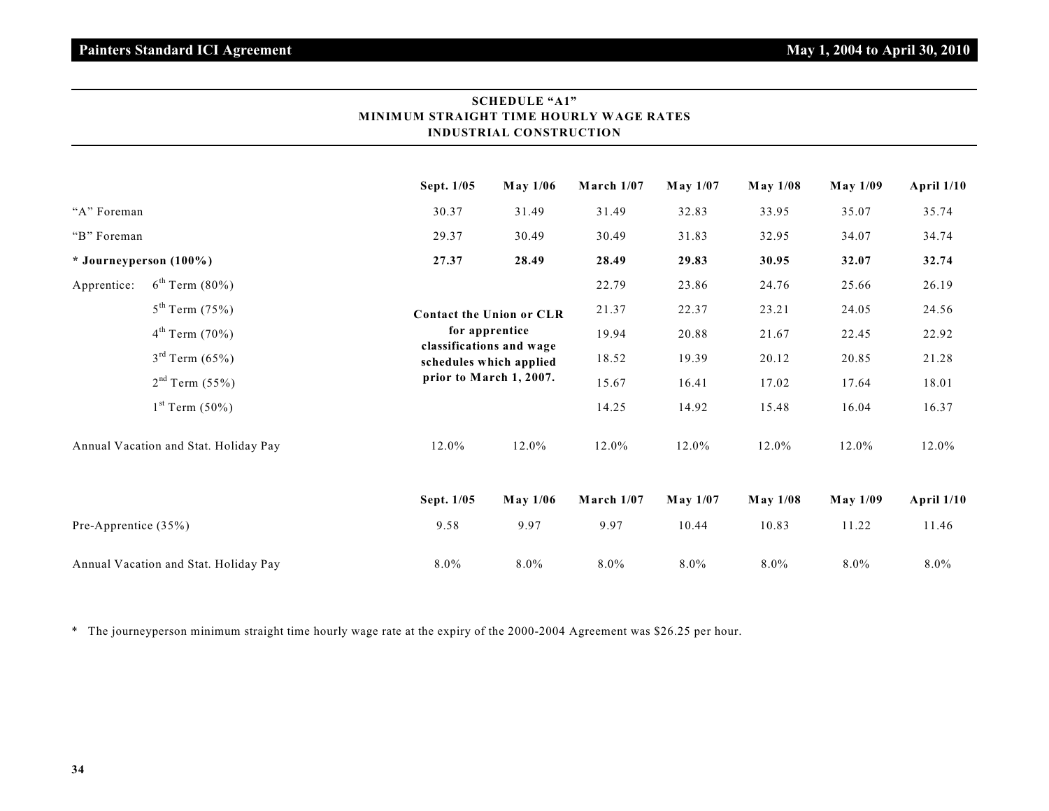## SCHEDULE "A1"
## MINIMUM STRAIGHT TIME HOURLY WAGE RATES
## INDUSTRIAL CONSTRUCTION

| | Sept. 1/05 | May 1/06 | March 1/07 | May 1/07 | May 1/08 | May 1/09 | April 1/10 |
|---|---|---|---|---|---|---|---|
| "A" Foreman | 30.37 | 31.49 | 31.49 | 32.83 | 33.95 | 35.07 | 35.74 |
| "B" Foreman | 29.37 | 30.49 | 30.49 | 31.83 | 32.95 | 34.07 | 34.74 |
| **\* Journeyperson (100%)** | **27.37** | **28.49** | **28.49** | **29.83** | **30.95** | **32.07** | **32.74** |
| Apprentice: 6th Term (80%) | **Contact the Union or CLR for apprentice classifications and wage schedules which applied prior to March 1, 2007.** | | 22.79 | 23.86 | 24.76 | 25.66 | 26.19 |
| 5th Term (75%) | | | 21.37 | 22.37 | 23.21 | 24.05 | 24.56 |
| 4th Term (70%) | | | 19.94 | 20.88 | 21.67 | 22.45 | 22.92 |
| 3rd Term (65%) | | | 18.52 | 19.39 | 20.12 | 20.85 | 21.28 |
| 2nd Term (55%) | | | 15.67 | 16.41 | 17.02 | 17.64 | 18.01 |
| 1st Term (50%) | | | 14.25 | 14.92 | 15.48 | 16.04 | 16.37 |
| Annual Vacation and Stat. Holiday Pay | 12.0% | 12.0% | 12.0% | 12.0% | 12.0% | 12.0% | 12.0% |

| | Sept. 1/05 | May 1/06 | March 1/07 | May 1/07 | May 1/08 | May 1/09 | April 1/10 |
|---|---|---|---|---|---|---|---|
| Pre-Apprentice (35%) | 9.58 | 9.97 | 9.97 | 10.44 | 10.83 | 11.22 | 11.46 |
| Annual Vacation and Stat. Holiday Pay | 8.0% | 8.0% | 8.0% | 8.0% | 8.0% | 8.0% | 8.0% |

\* The journeyperson minimum straight time hourly wage rate at the expiry of the 2000-2004 Agreement was $26.25 per hour.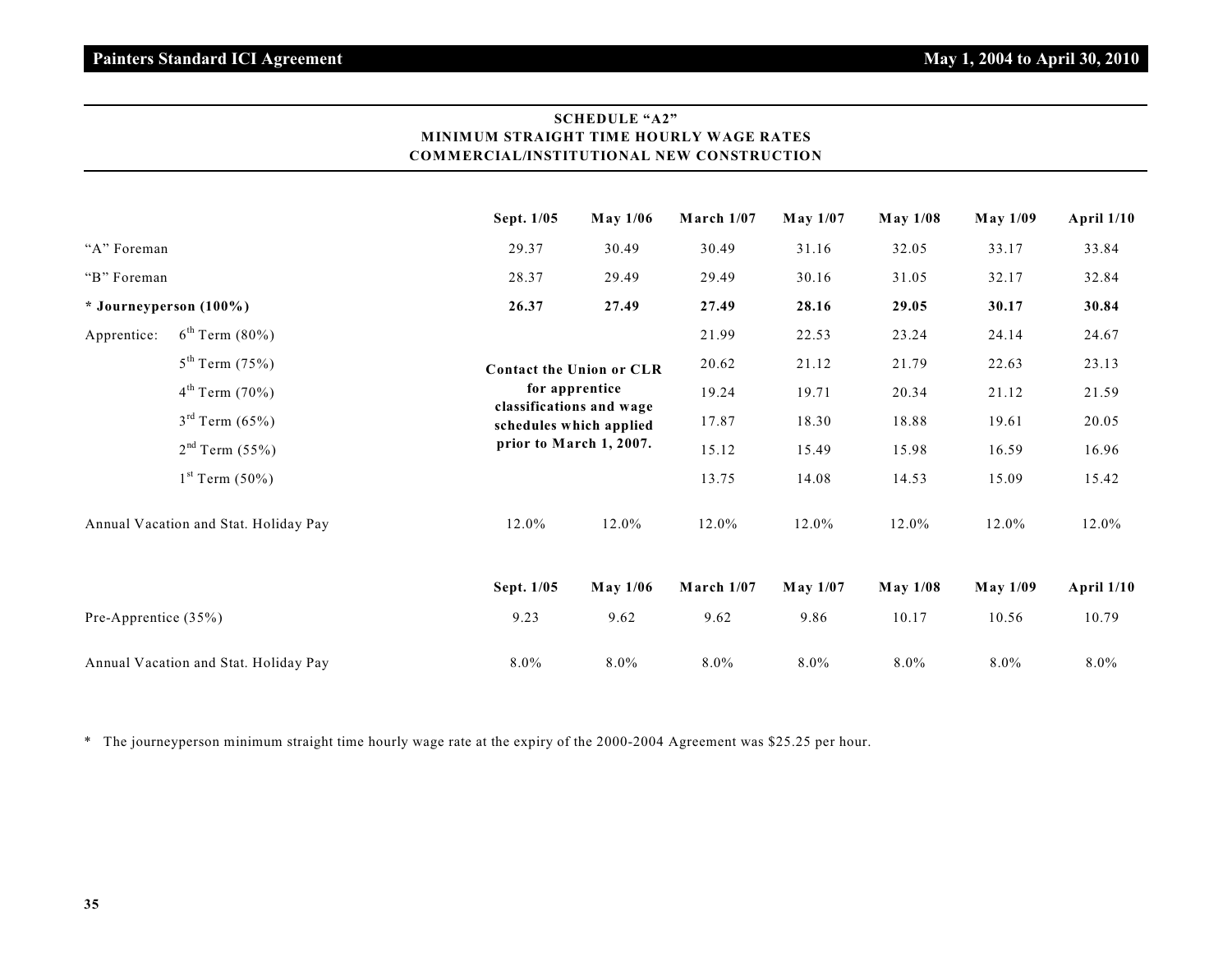## SCHEDULE "A2"
## MINIMUM STRAIGHT TIME HOURLY WAGE RATES
## COMMERCIAL/INSTITUTIONAL NEW CONSTRUCTION

| | | Sept. 1/05 | May 1/06 | March 1/07 | May 1/07 | May 1/08 | May 1/09 | April 1/10 |
|---|---|---|---|---|---|---|---|---|
| "A" Foreman | | 29.37 | 30.49 | 30.49 | 31.16 | 32.05 | 33.17 | 33.84 |
| "B" Foreman | | 28.37 | 29.49 | 29.49 | 30.16 | 31.05 | 32.17 | 32.84 |
| **\* Journeyperson (100%)** | | **26.37** | **27.49** | **27.49** | **28.16** | **29.05** | **30.17** | **30.84** |
| Apprentice: | 6th Term (80%) | **Contact the Union or CLR for apprentice classifications and wage schedules which applied prior to March 1, 2007.** | | 21.99 | 22.53 | 23.24 | 24.14 | 24.67 |
| | 5th Term (75%) | | | 20.62 | 21.12 | 21.79 | 22.63 | 23.13 |
| | 4th Term (70%) | | | 19.24 | 19.71 | 20.34 | 21.12 | 21.59 |
| | 3rd Term (65%) | | | 17.87 | 18.30 | 18.88 | 19.61 | 20.05 |
| | 2nd Term (55%) | | | 15.12 | 15.49 | 15.98 | 16.59 | 16.96 |
| | 1st Term (50%) | | | 13.75 | 14.08 | 14.53 | 15.09 | 15.42 |
| Annual Vacation and Stat. Holiday Pay | | 12.0% | 12.0% | 12.0% | 12.0% | 12.0% | 12.0% | 12.0% |

| | Sept. 1/05 | May 1/06 | March 1/07 | May 1/07 | May 1/08 | May 1/09 | April 1/10 |
|---|---|---|---|---|---|---|---|
| Pre-Apprentice (35%) | 9.23 | 9.62 | 9.62 | 9.86 | 10.17 | 10.56 | 10.79 |
| Annual Vacation and Stat. Holiday Pay | 8.0% | 8.0% | 8.0% | 8.0% | 8.0% | 8.0% | 8.0% |

\* The journeyperson minimum straight time hourly wage rate at the expiry of the 2000-2004 Agreement was $25.25 per hour.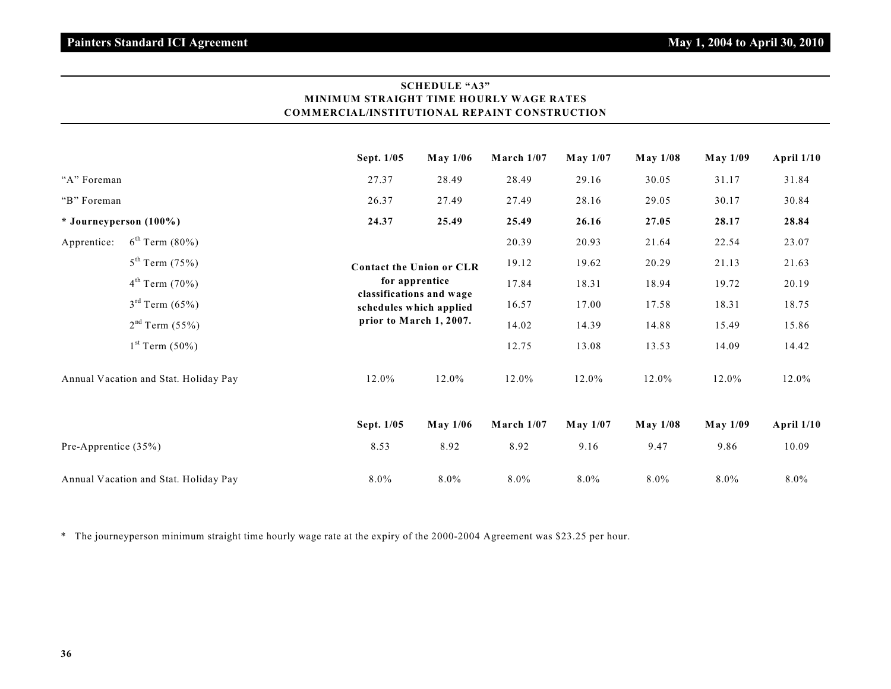## SCHEDULE "A3"
## MINIMUM STRAIGHT TIME HOURLY WAGE RATES
## COMMERCIAL/INSTITUTIONAL REPAINT CONSTRUCTION

| | Sept. 1/05 | May 1/06 | March 1/07 | May 1/07 | May 1/08 | May 1/09 | April 1/10 |
|---|---|---|---|---|---|---|---|
| "A" Foreman | 27.37 | 28.49 | 28.49 | 29.16 | 30.05 | 31.17 | 31.84 |
| "B" Foreman | 26.37 | 27.49 | 27.49 | 28.16 | 29.05 | 30.17 | 30.84 |
| **\* Journeyperson (100%)** | **24.37** | **25.49** | **25.49** | **26.16** | **27.05** | **28.17** | **28.84** |
| Apprentice: 6th Term (80%) | **Contact the Union or CLR for apprentice classifications and wage schedules which applied prior to March 1, 2007.** | | 20.39 | 20.93 | 21.64 | 22.54 | 23.07 |
| 5th Term (75%) | | | 19.12 | 19.62 | 20.29 | 21.13 | 21.63 |
| 4th Term (70%) | | | 17.84 | 18.31 | 18.94 | 19.72 | 20.19 |
| 3rd Term (65%) | | | 16.57 | 17.00 | 17.58 | 18.31 | 18.75 |
| 2nd Term (55%) | | | 14.02 | 14.39 | 14.88 | 15.49 | 15.86 |
| 1st Term (50%) | | | 12.75 | 13.08 | 13.53 | 14.09 | 14.42 |
| Annual Vacation and Stat. Holiday Pay | 12.0% | 12.0% | 12.0% | 12.0% | 12.0% | 12.0% | 12.0% |

| | Sept. 1/05 | May 1/06 | March 1/07 | May 1/07 | May 1/08 | May 1/09 | April 1/10 |
|---|---|---|---|---|---|---|---|
| Pre-Apprentice (35%) | 8.53 | 8.92 | 8.92 | 9.16 | 9.47 | 9.86 | 10.09 |
| Annual Vacation and Stat. Holiday Pay | 8.0% | 8.0% | 8.0% | 8.0% | 8.0% | 8.0% | 8.0% |

\* The journeyperson minimum straight time hourly wage rate at the expiry of the 2000-2004 Agreement was $23.25 per hour.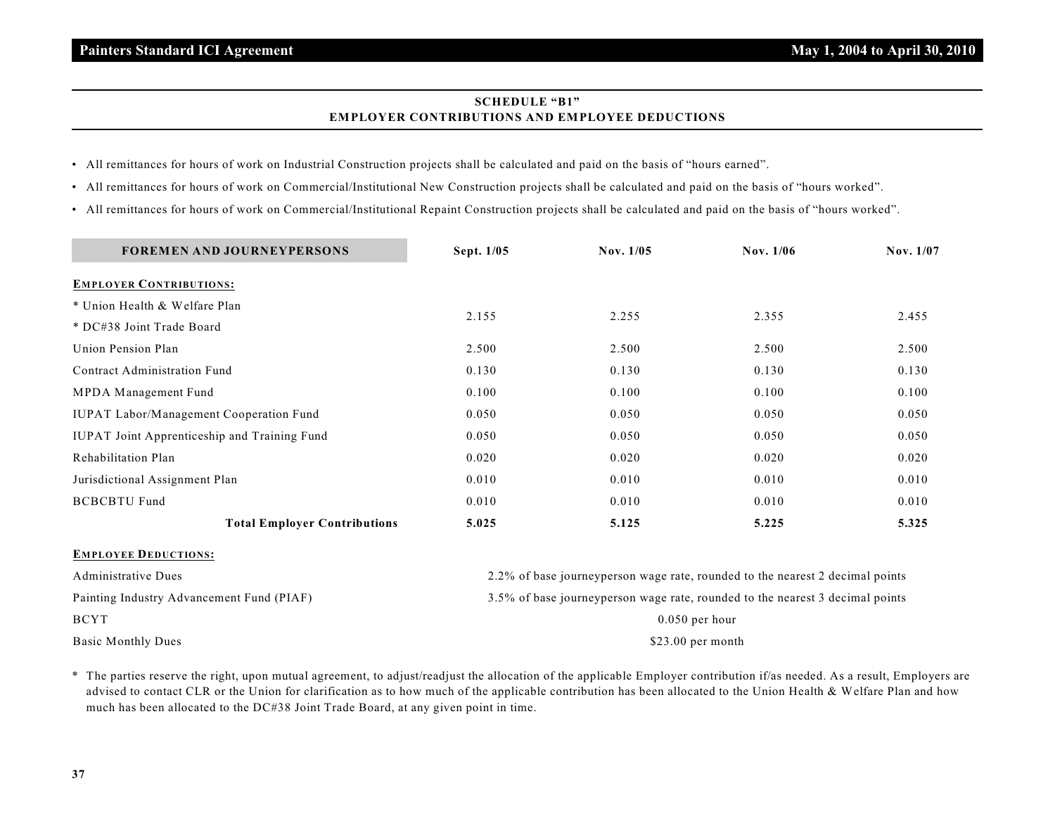## SCHEDULE "B1"
## EMPLOYER CONTRIBUTIONS AND EMPLOYEE DEDUCTIONS

- All remittances for hours of work on Industrial Construction projects shall be calculated and paid on the basis of "hours earned".
- All remittances for hours of work on Commercial/Institutional New Construction projects shall be calculated and paid on the basis of "hours worked".
- All remittances for hours of work on Commercial/Institutional Repaint Construction projects shall be calculated and paid on the basis of "hours worked".

| FOREMEN AND JOURNEYPERSONS | Sept. 1/05 | Nov. 1/05 | Nov. 1/06 | Nov. 1/07 |
|---|---|---|---|---|
| **EMPLOYER CONTRIBUTIONS:** | | | | |
| * Union Health & Welfare Plan<br>* DC#38 Joint Trade Board | 2.155 | 2.255 | 2.355 | 2.455 |
| Union Pension Plan | 2.500 | 2.500 | 2.500 | 2.500 |
| Contract Administration Fund | 0.130 | 0.130 | 0.130 | 0.130 |
| MPDA Management Fund | 0.100 | 0.100 | 0.100 | 0.100 |
| IUPAT Labor/Management Cooperation Fund | 0.050 | 0.050 | 0.050 | 0.050 |
| IUPAT Joint Apprenticeship and Training Fund | 0.050 | 0.050 | 0.050 | 0.050 |
| Rehabilitation Plan | 0.020 | 0.020 | 0.020 | 0.020 |
| Jurisdictional Assignment Plan | 0.010 | 0.010 | 0.010 | 0.010 |
| BCBCBTU Fund | 0.010 | 0.010 | 0.010 | 0.010 |
| **Total Employer Contributions** | **5.025** | **5.125** | **5.225** | **5.325** |

**EMPLOYEE DEDUCTIONS:**

| | |
|---|---|
| Administrative Dues | 2.2% of base journeyperson wage rate, rounded to the nearest 2 decimal points |
| Painting Industry Advancement Fund (PIAF) | 3.5% of base journeyperson wage rate, rounded to the nearest 3 decimal points |
| BCYT | 0.050 per hour |
| Basic Monthly Dues | $23.00 per month |

\* The parties reserve the right, upon mutual agreement, to adjust/readjust the allocation of the applicable Employer contribution if/as needed. As a result, Employers are advised to contact CLR or the Union for clarification as to how much of the applicable contribution has been allocated to the Union Health & Welfare Plan and how much has been allocated to the DC#38 Joint Trade Board, at any given point in time.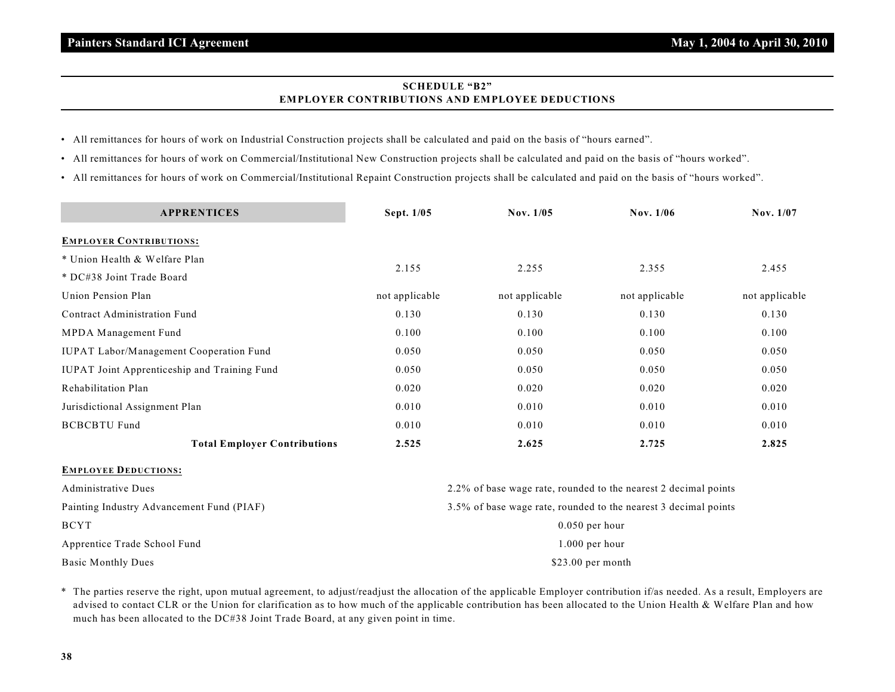## SCHEDULE "B2"
## EMPLOYER CONTRIBUTIONS AND EMPLOYEE DEDUCTIONS

- All remittances for hours of work on Industrial Construction projects shall be calculated and paid on the basis of "hours earned".
- All remittances for hours of work on Commercial/Institutional New Construction projects shall be calculated and paid on the basis of "hours worked".
- All remittances for hours of work on Commercial/Institutional Repaint Construction projects shall be calculated and paid on the basis of "hours worked".

| APPRENTICES | Sept. 1/05 | Nov. 1/05 | Nov. 1/06 | Nov. 1/07 |
|---|---|---|---|---|
| **EMPLOYER CONTRIBUTIONS:** | | | | |
| * Union Health & Welfare Plan<br>* DC#38 Joint Trade Board | 2.155 | 2.255 | 2.355 | 2.455 |
| Union Pension Plan | not applicable | not applicable | not applicable | not applicable |
| Contract Administration Fund | 0.130 | 0.130 | 0.130 | 0.130 |
| MPDA Management Fund | 0.100 | 0.100 | 0.100 | 0.100 |
| IUPAT Labor/Management Cooperation Fund | 0.050 | 0.050 | 0.050 | 0.050 |
| IUPAT Joint Apprenticeship and Training Fund | 0.050 | 0.050 | 0.050 | 0.050 |
| Rehabilitation Plan | 0.020 | 0.020 | 0.020 | 0.020 |
| Jurisdictional Assignment Plan | 0.010 | 0.010 | 0.010 | 0.010 |
| BCBCBTU Fund | 0.010 | 0.010 | 0.010 | 0.010 |
| **Total Employer Contributions** | **2.525** | **2.625** | **2.725** | **2.825** |

| **EMPLOYEE DEDUCTIONS:** | |
|---|---|
| Administrative Dues | 2.2% of base wage rate, rounded to the nearest 2 decimal points |
| Painting Industry Advancement Fund (PIAF) | 3.5% of base wage rate, rounded to the nearest 3 decimal points |
| BCYT | 0.050 per hour |
| Apprentice Trade School Fund | 1.000 per hour |
| Basic Monthly Dues | $23.00 per month |

* The parties reserve the right, upon mutual agreement, to adjust/readjust the allocation of the applicable Employer contribution if/as needed. As a result, Employers are advised to contact CLR or the Union for clarification as to how much of the applicable contribution has been allocated to the Union Health & Welfare Plan and how much has been allocated to the DC#38 Joint Trade Board, at any given point in time.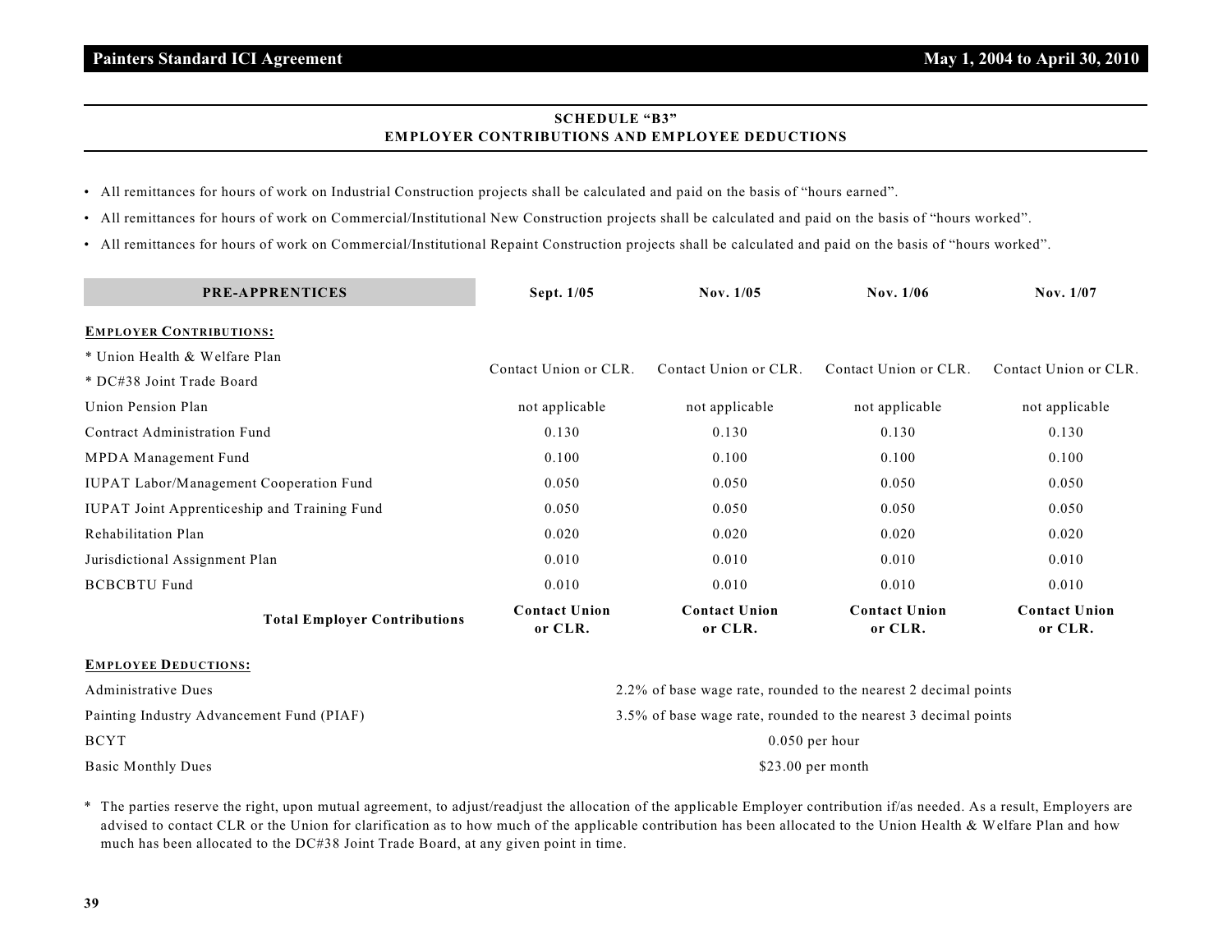## SCHEDULE "B3"
## EMPLOYER CONTRIBUTIONS AND EMPLOYEE DEDUCTIONS

- All remittances for hours of work on Industrial Construction projects shall be calculated and paid on the basis of "hours earned".
- All remittances for hours of work on Commercial/Institutional New Construction projects shall be calculated and paid on the basis of "hours worked".
- All remittances for hours of work on Commercial/Institutional Repaint Construction projects shall be calculated and paid on the basis of "hours worked".

| PRE-APPRENTICES | Sept. 1/05 | Nov. 1/05 | Nov. 1/06 | Nov. 1/07 |
|---|---|---|---|---|
| **EMPLOYER CONTRIBUTIONS:** | | | | |
| * Union Health & Welfare Plan<br>* DC#38 Joint Trade Board | Contact Union or CLR. | Contact Union or CLR. | Contact Union or CLR. | Contact Union or CLR. |
| Union Pension Plan | not applicable | not applicable | not applicable | not applicable |
| Contract Administration Fund | 0.130 | 0.130 | 0.130 | 0.130 |
| MPDA Management Fund | 0.100 | 0.100 | 0.100 | 0.100 |
| IUPAT Labor/Management Cooperation Fund | 0.050 | 0.050 | 0.050 | 0.050 |
| IUPAT Joint Apprenticeship and Training Fund | 0.050 | 0.050 | 0.050 | 0.050 |
| Rehabilitation Plan | 0.020 | 0.020 | 0.020 | 0.020 |
| Jurisdictional Assignment Plan | 0.010 | 0.010 | 0.010 | 0.010 |
| BCBCBTU Fund | 0.010 | 0.010 | 0.010 | 0.010 |
| **Total Employer Contributions** | **Contact Union or CLR.** | **Contact Union or CLR.** | **Contact Union or CLR.** | **Contact Union or CLR.** |

**EMPLOYEE DEDUCTIONS:**

| | |
|---|---|
| Administrative Dues | 2.2% of base wage rate, rounded to the nearest 2 decimal points |
| Painting Industry Advancement Fund (PIAF) | 3.5% of base wage rate, rounded to the nearest 3 decimal points |
| BCYT | 0.050 per hour |
| Basic Monthly Dues | $23.00 per month |

* The parties reserve the right, upon mutual agreement, to adjust/readjust the allocation of the applicable Employer contribution if/as needed. As a result, Employers are advised to contact CLR or the Union for clarification as to how much of the applicable contribution has been allocated to the Union Health & Welfare Plan and how much has been allocated to the DC#38 Joint Trade Board, at any given point in time.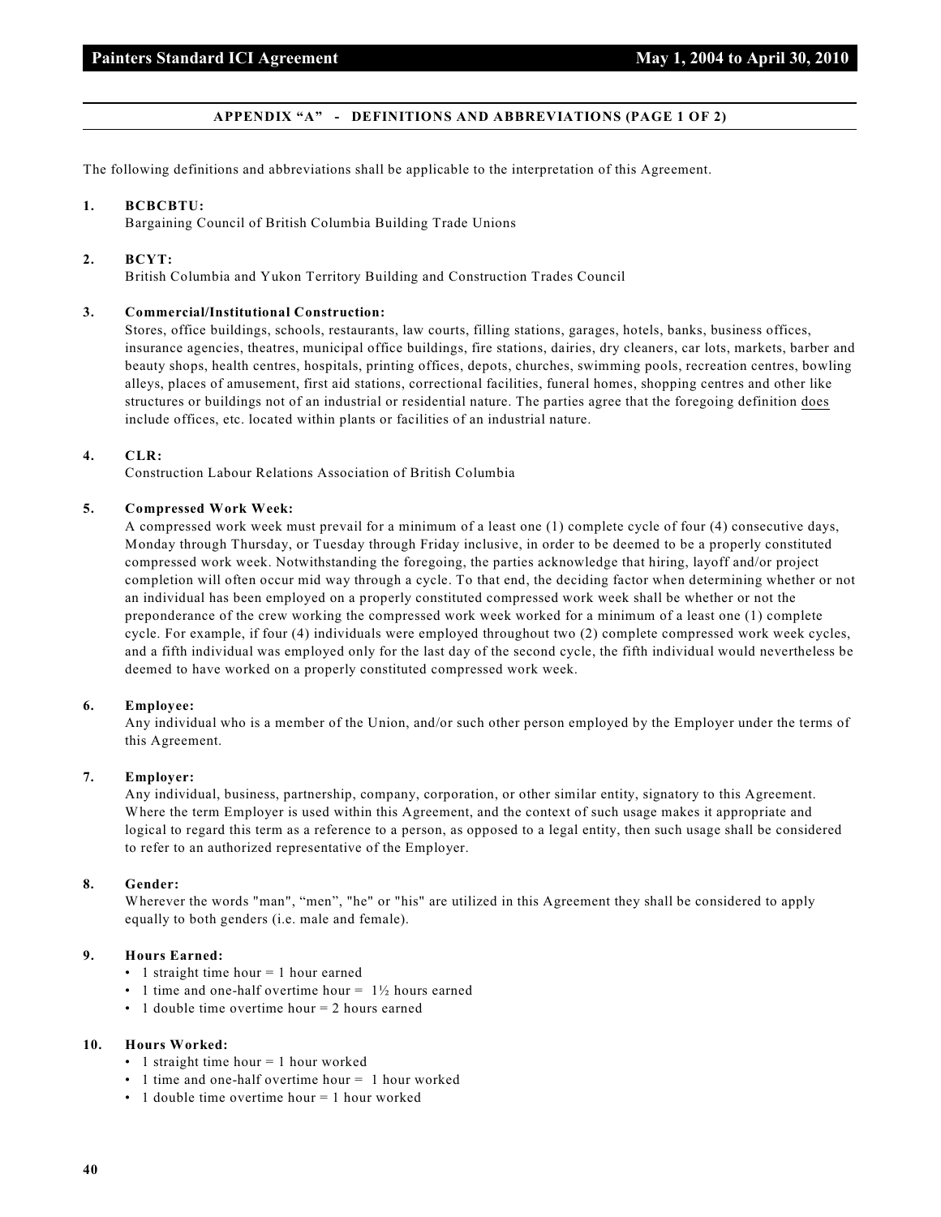## APPENDIX "A" - DEFINITIONS AND ABBREVIATIONS (PAGE 1 OF 2)

The following definitions and abbreviations shall be applicable to the interpretation of this Agreement.

**1. BCBCBTU:**
Bargaining Council of British Columbia Building Trade Unions

**2. BCYT:**
British Columbia and Yukon Territory Building and Construction Trades Council

**3. Commercial/Institutional Construction:**
Stores, office buildings, schools, restaurants, law courts, filling stations, garages, hotels, banks, business offices, insurance agencies, theatres, municipal office buildings, fire stations, dairies, dry cleaners, car lots, markets, barber and beauty shops, health centres, hospitals, printing offices, depots, churches, swimming pools, recreation centres, bowling alleys, places of amusement, first aid stations, correctional facilities, funeral homes, shopping centres and other like structures or buildings not of an industrial or residential nature. The parties agree that the foregoing definition <u>does</u> include offices, etc. located within plants or facilities of an industrial nature.

**4. CLR:**
Construction Labour Relations Association of British Columbia

**5. Compressed Work Week:**
A compressed work week must prevail for a minimum of a least one (1) complete cycle of four (4) consecutive days, Monday through Thursday, or Tuesday through Friday inclusive, in order to be deemed to be a properly constituted compressed work week. Notwithstanding the foregoing, the parties acknowledge that hiring, layoff and/or project completion will often occur mid way through a cycle. To that end, the deciding factor when determining whether or not an individual has been employed on a properly constituted compressed work week shall be whether or not the preponderance of the crew working the compressed work week worked for a minimum of a least one (1) complete cycle. For example, if four (4) individuals were employed throughout two (2) complete compressed work week cycles, and a fifth individual was employed only for the last day of the second cycle, the fifth individual would nevertheless be deemed to have worked on a properly constituted compressed work week.

**6. Employee:**
Any individual who is a member of the Union, and/or such other person employed by the Employer under the terms of this Agreement.

**7. Employer:**
Any individual, business, partnership, company, corporation, or other similar entity, signatory to this Agreement. Where the term Employer is used within this Agreement, and the context of such usage makes it appropriate and logical to regard this term as a reference to a person, as opposed to a legal entity, then such usage shall be considered to refer to an authorized representative of the Employer.

**8. Gender:**
Wherever the words "man", "men", "he" or "his" are utilized in this Agreement they shall be considered to apply equally to both genders (i.e. male and female).

**9. Hours Earned:**
- 1 straight time hour = 1 hour earned
- 1 time and one-half overtime hour = 1½ hours earned
- 1 double time overtime hour = 2 hours earned

**10. Hours Worked:**
- 1 straight time hour = 1 hour worked
- 1 time and one-half overtime hour = 1 hour worked
- 1 double time overtime hour = 1 hour worked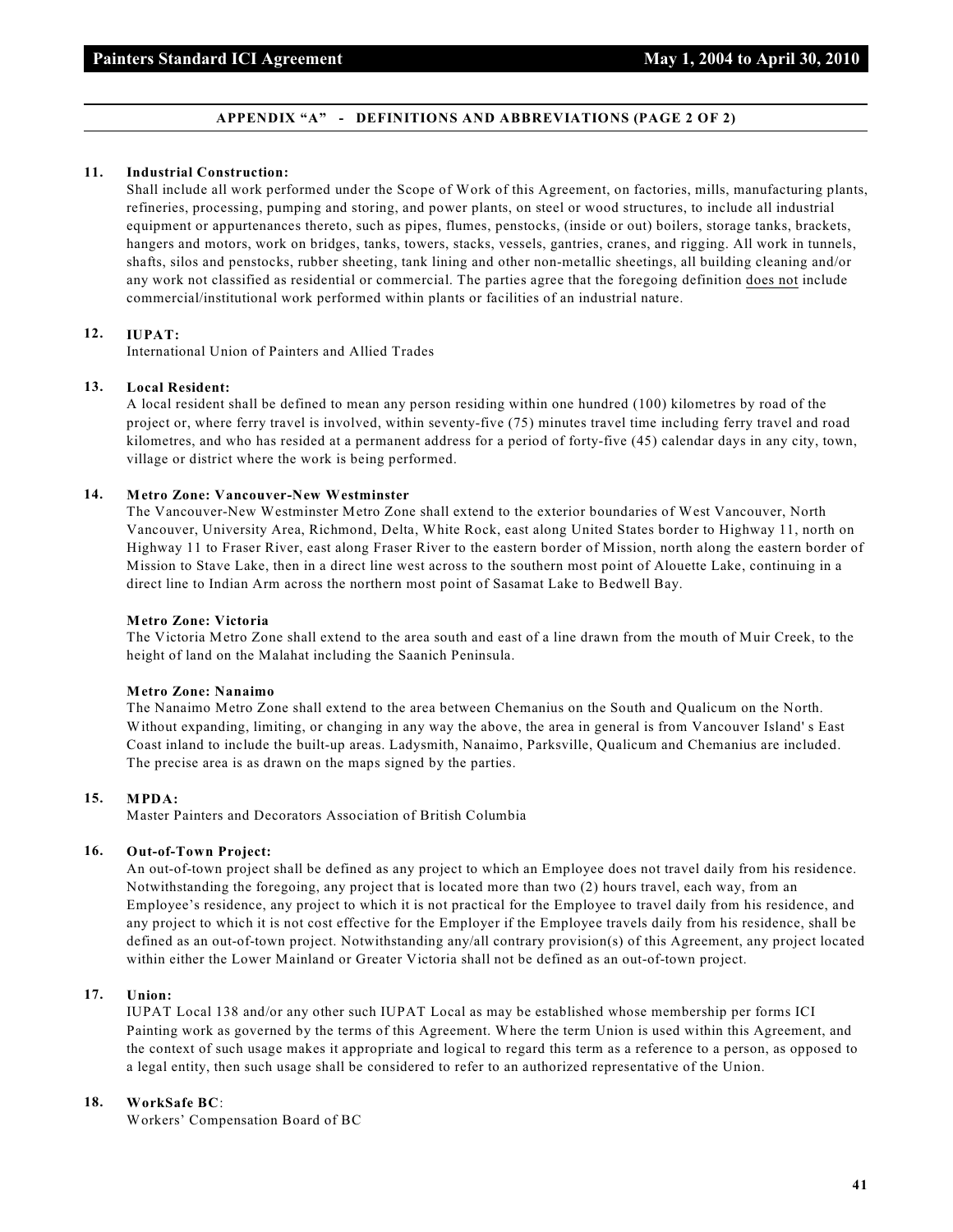## APPENDIX "A" - DEFINITIONS AND ABBREVIATIONS (PAGE 2 OF 2)

**11. Industrial Construction:**

Shall include all work performed under the Scope of Work of this Agreement, on factories, mills, manufacturing plants, refineries, processing, pumping and storing, and power plants, on steel or wood structures, to include all industrial equipment or appurtenances thereto, such as pipes, flumes, penstocks, (inside or out) boilers, storage tanks, brackets, hangers and motors, work on bridges, tanks, towers, stacks, vessels, gantries, cranes, and rigging. All work in tunnels, shafts, silos and penstocks, rubber sheeting, tank lining and other non-metallic sheetings, all building cleaning and/or any work not classified as residential or commercial. The parties agree that the foregoing definition does not include commercial/institutional work performed within plants or facilities of an industrial nature.

**12. IUPAT:**

International Union of Painters and Allied Trades

**13. Local Resident:**

A local resident shall be defined to mean any person residing within one hundred (100) kilometres by road of the project or, where ferry travel is involved, within seventy-five (75) minutes travel time including ferry travel and road kilometres, and who has resided at a permanent address for a period of forty-five (45) calendar days in any city, town, village or district where the work is being performed.

**14. Metro Zone: Vancouver-New Westminster**

The Vancouver-New Westminster Metro Zone shall extend to the exterior boundaries of West Vancouver, North Vancouver, University Area, Richmond, Delta, White Rock, east along United States border to Highway 11, north on Highway 11 to Fraser River, east along Fraser River to the eastern border of Mission, north along the eastern border of Mission to Stave Lake, then in a direct line west across to the southern most point of Alouette Lake, continuing in a direct line to Indian Arm across the northern most point of Sasamat Lake to Bedwell Bay.

**Metro Zone: Victoria**

The Victoria Metro Zone shall extend to the area south and east of a line drawn from the mouth of Muir Creek, to the height of land on the Malahat including the Saanich Peninsula.

**Metro Zone: Nanaimo**

The Nanaimo Metro Zone shall extend to the area between Chemanius on the South and Qualicum on the North. Without expanding, limiting, or changing in any way the above, the area in general is from Vancouver Island' s East Coast inland to include the built-up areas. Ladysmith, Nanaimo, Parksville, Qualicum and Chemanius are included. The precise area is as drawn on the maps signed by the parties.

**15. MPDA:**

Master Painters and Decorators Association of British Columbia

**16. Out-of-Town Project:**

An out-of-town project shall be defined as any project to which an Employee does not travel daily from his residence. Notwithstanding the foregoing, any project that is located more than two (2) hours travel, each way, from an Employee's residence, any project to which it is not practical for the Employee to travel daily from his residence, and any project to which it is not cost effective for the Employer if the Employee travels daily from his residence, shall be defined as an out-of-town project. Notwithstanding any/all contrary provision(s) of this Agreement, any project located within either the Lower Mainland or Greater Victoria shall not be defined as an out-of-town project.

**17. Union:**

IUPAT Local 138 and/or any other such IUPAT Local as may be established whose membership per forms ICI Painting work as governed by the terms of this Agreement. Where the term Union is used within this Agreement, and the context of such usage makes it appropriate and logical to regard this term as a reference to a person, as opposed to a legal entity, then such usage shall be considered to refer to an authorized representative of the Union.

**18. WorkSafe BC:**

Workers' Compensation Board of BC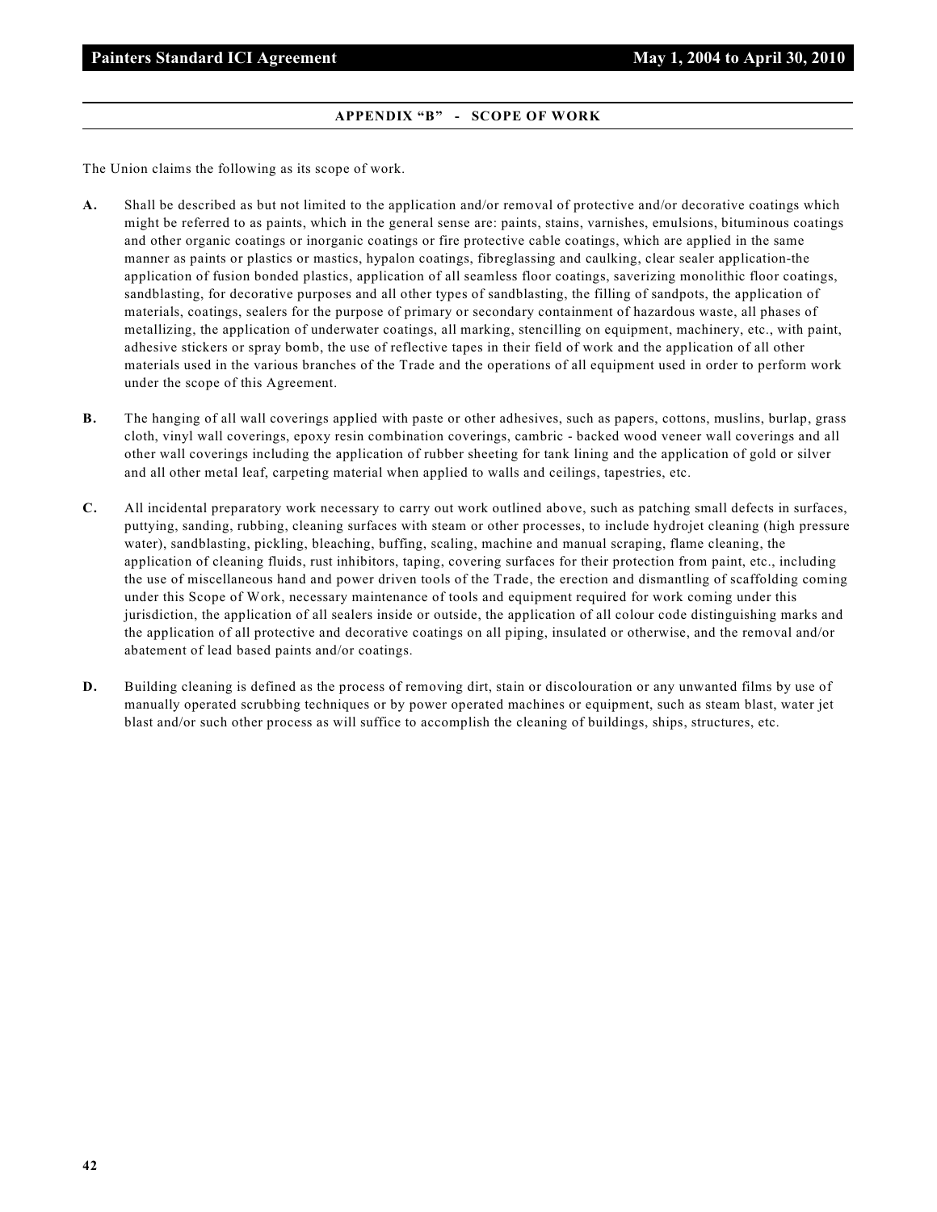## APPENDIX "B" - SCOPE OF WORK

The Union claims the following as its scope of work.

**A.** Shall be described as but not limited to the application and/or removal of protective and/or decorative coatings which might be referred to as paints, which in the general sense are: paints, stains, varnishes, emulsions, bituminous coatings and other organic coatings or inorganic coatings or fire protective cable coatings, which are applied in the same manner as paints or plastics or mastics, hypalon coatings, fibreglassing and caulking, clear sealer application-the application of fusion bonded plastics, application of all seamless floor coatings, saverizing monolithic floor coatings, sandblasting, for decorative purposes and all other types of sandblasting, the filling of sandpots, the application of materials, coatings, sealers for the purpose of primary or secondary containment of hazardous waste, all phases of metallizing, the application of underwater coatings, all marking, stencilling on equipment, machinery, etc., with paint, adhesive stickers or spray bomb, the use of reflective tapes in their field of work and the application of all other materials used in the various branches of the Trade and the operations of all equipment used in order to perform work under the scope of this Agreement.

**B.** The hanging of all wall coverings applied with paste or other adhesives, such as papers, cottons, muslins, burlap, grass cloth, vinyl wall coverings, epoxy resin combination coverings, cambric - backed wood veneer wall coverings and all other wall coverings including the application of rubber sheeting for tank lining and the application of gold or silver and all other metal leaf, carpeting material when applied to walls and ceilings, tapestries, etc.

**C.** All incidental preparatory work necessary to carry out work outlined above, such as patching small defects in surfaces, puttying, sanding, rubbing, cleaning surfaces with steam or other processes, to include hydrojet cleaning (high pressure water), sandblasting, pickling, bleaching, buffing, scaling, machine and manual scraping, flame cleaning, the application of cleaning fluids, rust inhibitors, taping, covering surfaces for their protection from paint, etc., including the use of miscellaneous hand and power driven tools of the Trade, the erection and dismantling of scaffolding coming under this Scope of Work, necessary maintenance of tools and equipment required for work coming under this jurisdiction, the application of all sealers inside or outside, the application of all colour code distinguishing marks and the application of all protective and decorative coatings on all piping, insulated or otherwise, and the removal and/or abatement of lead based paints and/or coatings.

**D.** Building cleaning is defined as the process of removing dirt, stain or discolouration or any unwanted films by use of manually operated scrubbing techniques or by power operated machines or equipment, such as steam blast, water jet blast and/or such other process as will suffice to accomplish the cleaning of buildings, ships, structures, etc.